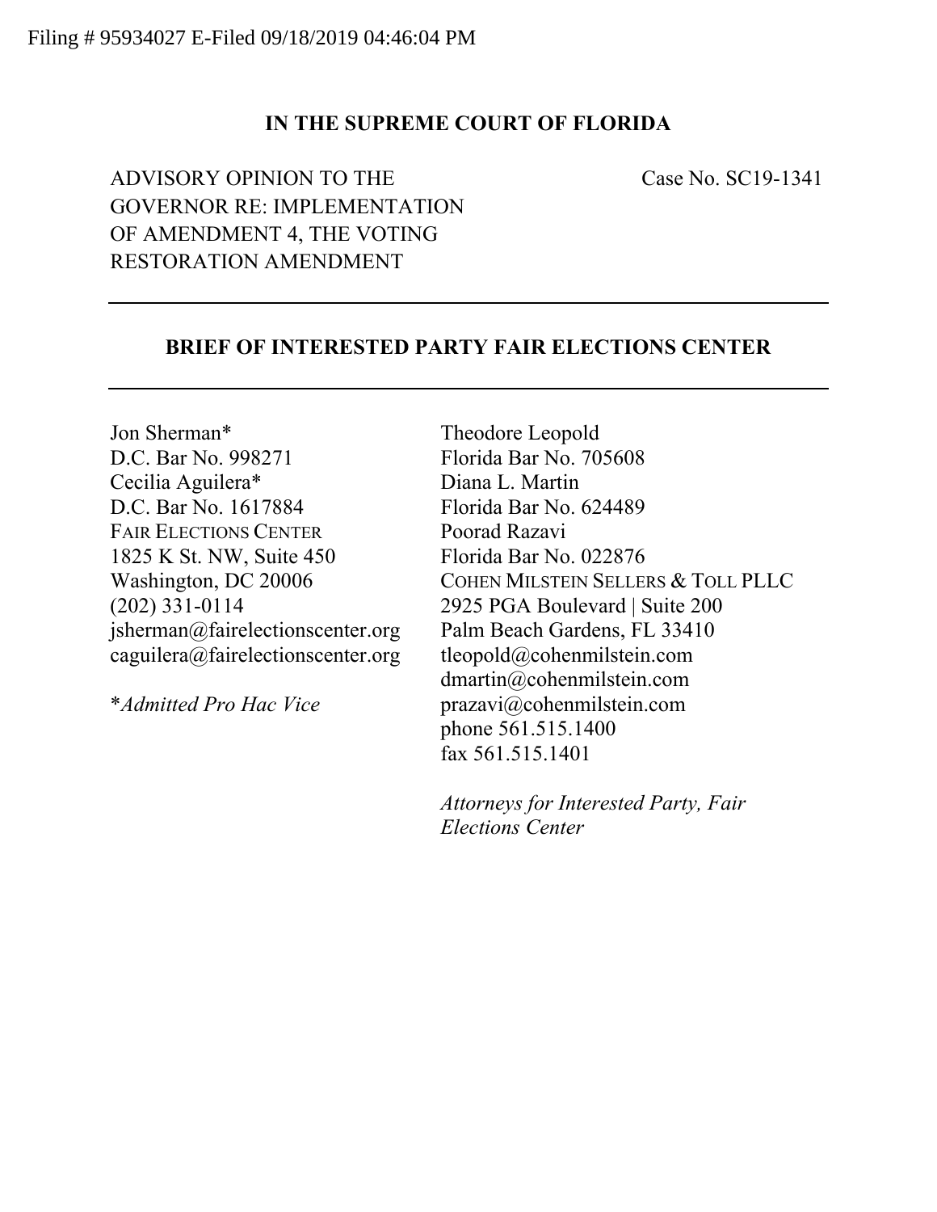Filing # 95934027 E-Filed 09/18/2019 04:46:04 PM

**IN THE SUPREME COURT OF FLORIDA**

ADVISORY OPINION TO THE GOVERNOR RE: IMPLEMENTATION OF AMENDMENT 4, THE VOTING RESTORATION AMENDMENT

Case No. SC19-1341

---

**BRIEF OF INTERESTED PARTY FAIR ELECTIONS CENTER**

---

Jon Sherman*
D.C. Bar No. 998271
Cecilia Aguilera*
D.C. Bar No. 1617884
FAIR ELECTIONS CENTER
1825 K St. NW, Suite 450
Washington, DC 20006
(202) 331-0114
jsherman@fairelectionscenter.org
caguilera@fairelectionscenter.org

**Admitted Pro Hac Vice*

Theodore Leopold
Florida Bar No. 705608
Diana L. Martin
Florida Bar No. 624489
Poorad Razavi
Florida Bar No. 022876
COHEN MILSTEIN SELLERS & TOLL PLLC
2925 PGA Boulevard | Suite 200
Palm Beach Gardens, FL 33410
tleopold@cohenmilstein.com
dmartin@cohenmilstein.com
prazavi@cohenmilstein.com
phone 561.515.1400
fax 561.515.1401

*Attorneys for Interested Party, Fair Elections Center*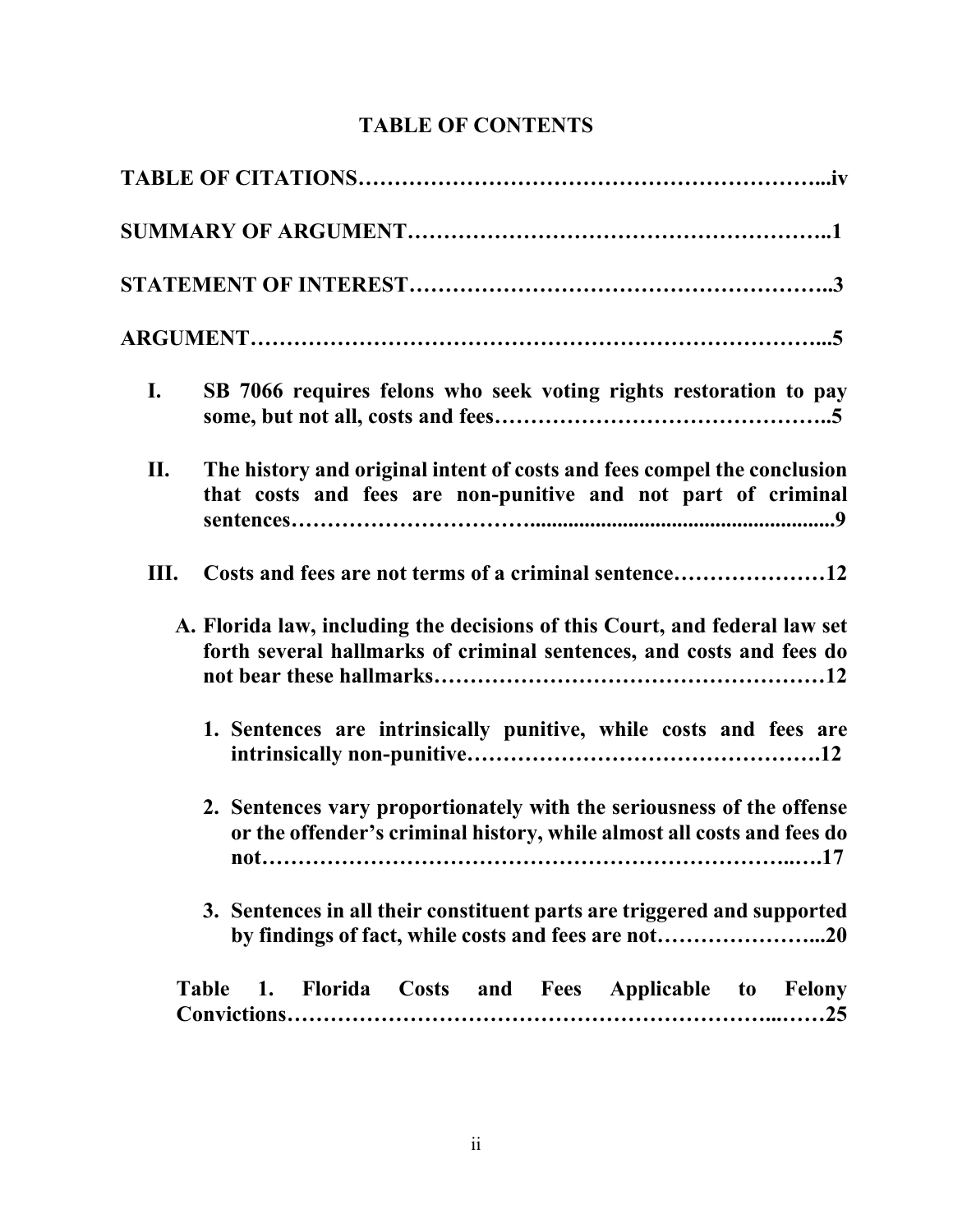# TABLE OF CONTENTS

**TABLE OF CITATIONS……………………………………………………...iv**

**SUMMARY OF ARGUMENT………………………………………………..1**

**STATEMENT OF INTEREST………………………………………………..3**

**ARGUMENT…………………………………………………………………...5**

**I. SB 7066 requires felons who seek voting rights restoration to pay some, but not all, costs and fees……………………………………..5**

**II. The history and original intent of costs and fees compel the conclusion that costs and fees are non-punitive and not part of criminal sentences…………………………........................................................9**

**III. Costs and fees are not terms of a criminal sentence…………………12**

**A. Florida law, including the decisions of this Court, and federal law set forth several hallmarks of criminal sentences, and costs and fees do not bear these hallmarks……………………………………………12**

**1. Sentences are intrinsically punitive, while costs and fees are intrinsically non-punitive……………………………………….12**

**2. Sentences vary proportionately with the seriousness of the offense or the offender's criminal history, while almost all costs and fees do not……………………………………………………………..….17**

**3. Sentences in all their constituent parts are triggered and supported by findings of fact, while costs and fees are not…………………...20**

**Table 1. Florida Costs and Fees Applicable to Felony Convictions……………………………………………………...……25**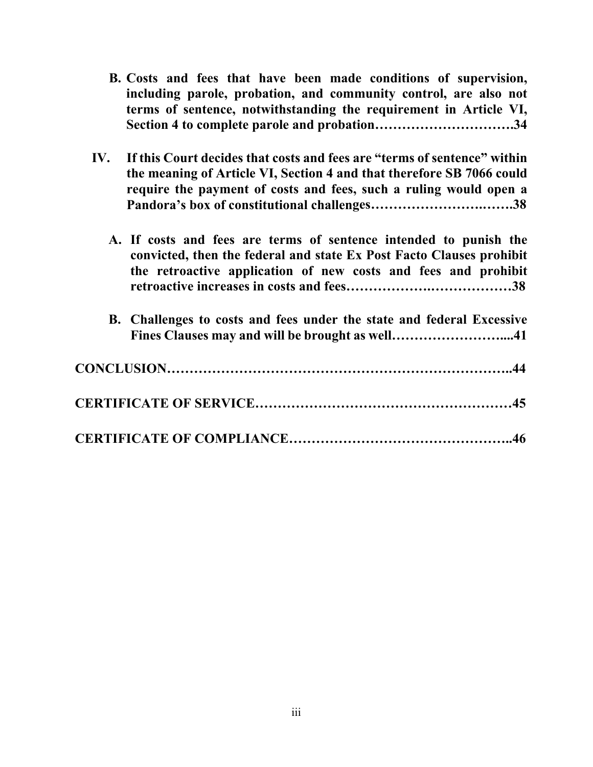**B. Costs and fees that have been made conditions of supervision, including parole, probation, and community control, are also not terms of sentence, notwithstanding the requirement in Article VI, Section 4 to complete parole and probation…………………………34**

**IV. If this Court decides that costs and fees are "terms of sentence" within the meaning of Article VI, Section 4 and that therefore SB 7066 could require the payment of costs and fees, such a ruling would open a Pandora's box of constitutional challenges……………………….…….38**

**A. If costs and fees are terms of sentence intended to punish the convicted, then the federal and state Ex Post Facto Clauses prohibit the retroactive application of new costs and fees and prohibit retroactive increases in costs and fees……………….………………38**

**B. Challenges to costs and fees under the state and federal Excessive Fines Clauses may and will be brought as well……………………....41**

**CONCLUSION………………………………………………………………..44**

**CERTIFICATE OF SERVICE…………………………………………………45**

**CERTIFICATE OF COMPLIANCE………………………………………..46**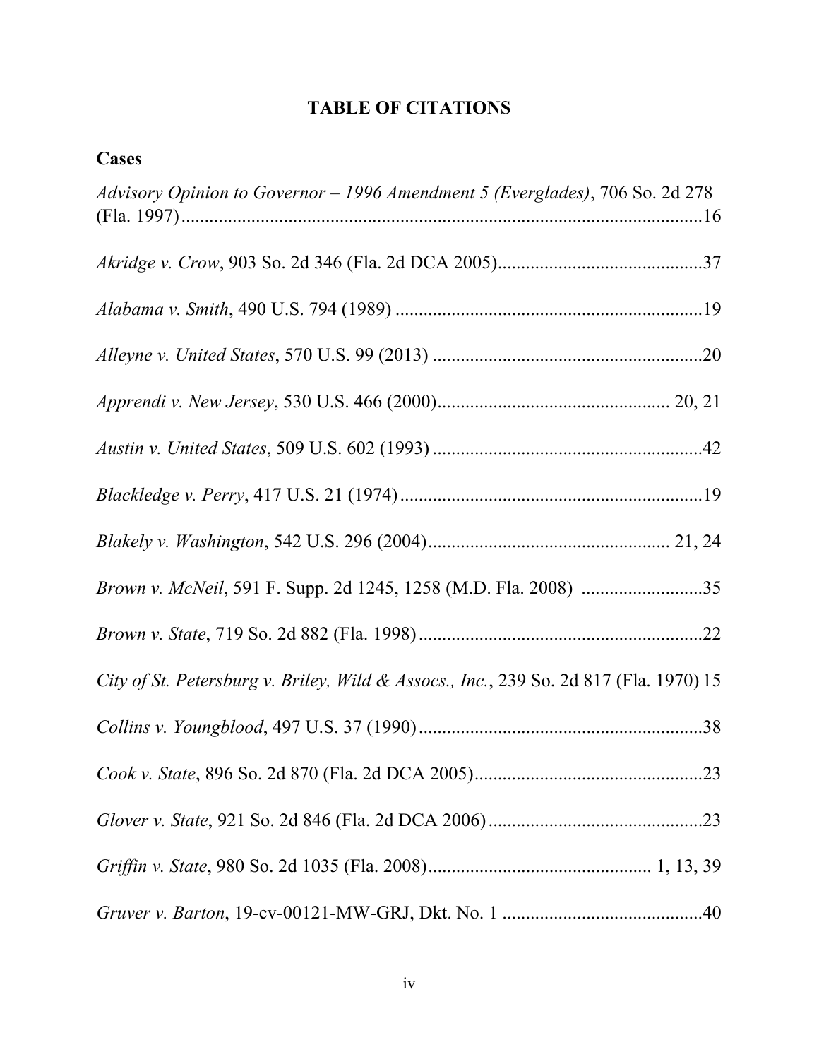# TABLE OF CITATIONS

## Cases

*Advisory Opinion to Governor – 1996 Amendment 5 (Everglades)*, 706 So. 2d 278 (Fla. 1997)....................................................................................................16

*Akridge v. Crow*, 903 So. 2d 346 (Fla. 2d DCA 2005)............................................37

*Alabama v. Smith*, 490 U.S. 794 (1989) ..................................................................19

*Alleyne v. United States*, 570 U.S. 99 (2013) ..........................................................20

*Apprendi v. New Jersey*, 530 U.S. 466 (2000)................................................. 20, 21

*Austin v. United States*, 509 U.S. 602 (1993) ..........................................................42

*Blackledge v. Perry*, 417 U.S. 21 (1974).................................................................19

*Blakely v. Washington*, 542 U.S. 296 (2004)................................................... 21, 24

*Brown v. McNeil*, 591 F. Supp. 2d 1245, 1258 (M.D. Fla. 2008) ..........................35

*Brown v. State*, 719 So. 2d 882 (Fla. 1998).............................................................22

*City of St. Petersburg v. Briley, Wild & Assocs., Inc.*, 239 So. 2d 817 (Fla. 1970) 15

*Collins v. Youngblood*, 497 U.S. 37 (1990).............................................................38

*Cook v. State*, 896 So. 2d 870 (Fla. 2d DCA 2005).................................................23

*Glover v. State*, 921 So. 2d 846 (Fla. 2d DCA 2006)..............................................23

*Griffin v. State*, 980 So. 2d 1035 (Fla. 2008)............................................... 1, 13, 39

*Gruver v. Barton*, 19-cv-00121-MW-GRJ, Dkt. No. 1 ...........................................40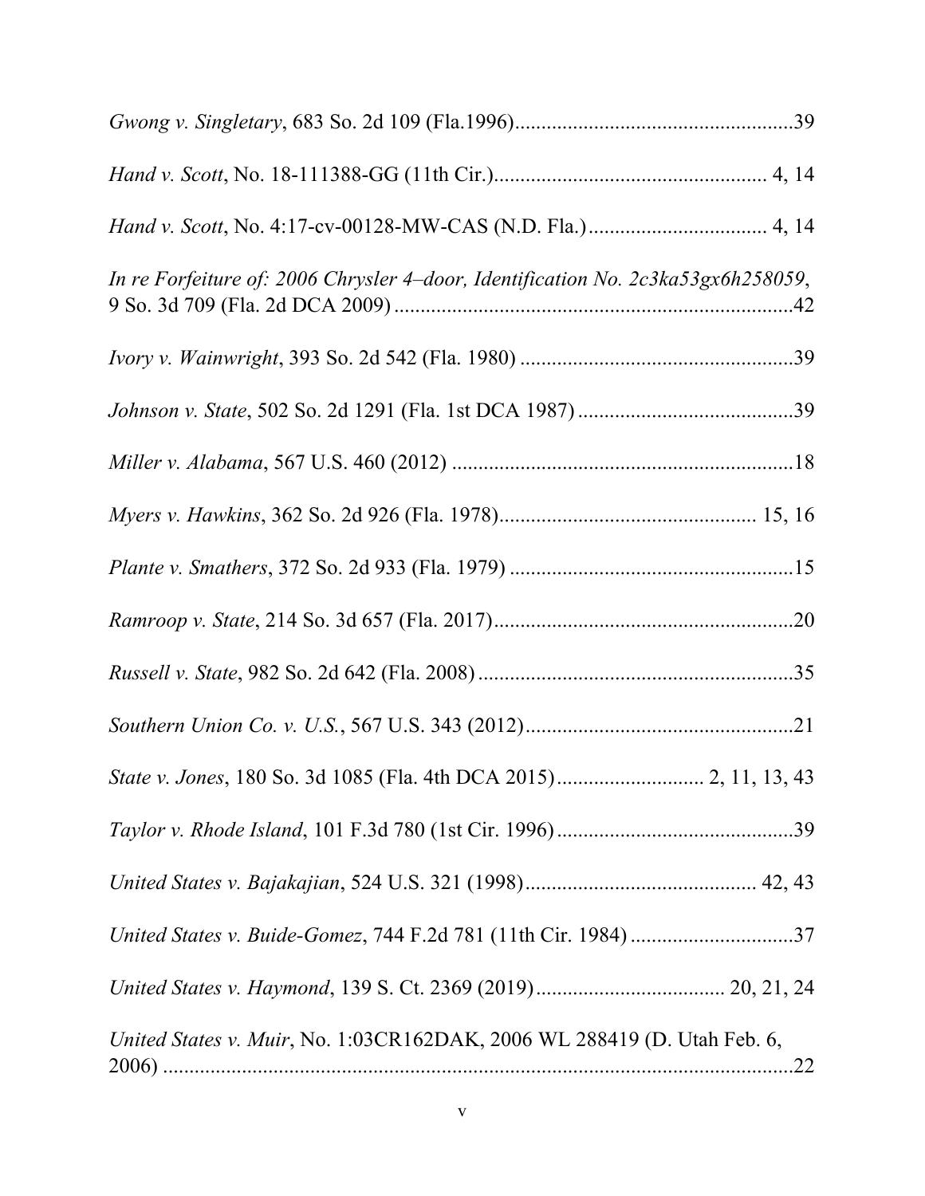*Gwong v. Singletary*, 683 So. 2d 109 (Fla.1996).....................................................39

*Hand v. Scott*, No. 18-111388-GG (11th Cir.)..................................................... 4, 14

*Hand v. Scott*, No. 4:17-cv-00128-MW-CAS (N.D. Fla.).................................. 4, 14

*In re Forfeiture of: 2006 Chrysler 4–door, Identification No. 2c3ka53gx6h258059*, 9 So. 3d 709 (Fla. 2d DCA 2009)............................................................................42

*Ivory v. Wainwright*, 393 So. 2d 542 (Fla. 1980) ....................................................39

*Johnson v. State*, 502 So. 2d 1291 (Fla. 1st DCA 1987) .........................................39

*Miller v. Alabama*, 567 U.S. 460 (2012) .................................................................18

*Myers v. Hawkins*, 362 So. 2d 926 (Fla. 1978)................................................ 15, 16

*Plante v. Smathers*, 372 So. 2d 933 (Fla. 1979) ......................................................15

*Ramroop v. State*, 214 So. 3d 657 (Fla. 2017).........................................................20

*Russell v. State*, 982 So. 2d 642 (Fla. 2008) ............................................................35

*Southern Union Co. v. U.S.*, 567 U.S. 343 (2012)...................................................21

*State v. Jones*, 180 So. 3d 1085 (Fla. 4th DCA 2015)............................ 2, 11, 13, 43

*Taylor v. Rhode Island*, 101 F.3d 780 (1st Cir. 1996).............................................39

*United States v. Bajakajian*, 524 U.S. 321 (1998)............................................ 42, 43

*United States v. Buide-Gomez*, 744 F.2d 781 (11th Cir. 1984) ...............................37

*United States v. Haymond*, 139 S. Ct. 2369 (2019).................................... 20, 21, 24

*United States v. Muir*, No. 1:03CR162DAK, 2006 WL 288419 (D. Utah Feb. 6, 2006) ..........................................................................................................22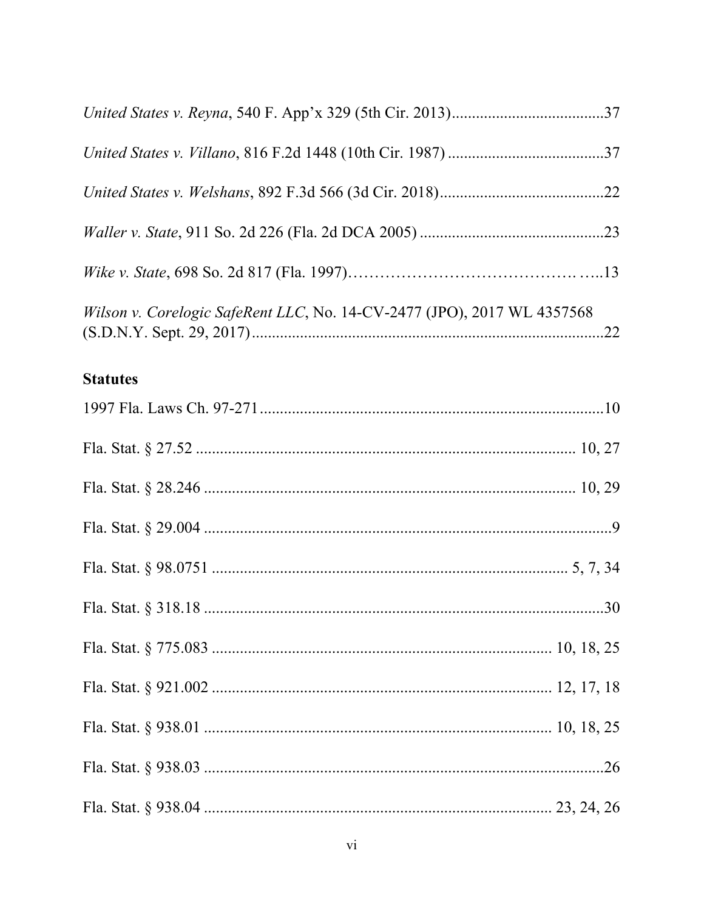*United States v. Reyna*, 540 F. App'x 329 (5th Cir. 2013)......................................37

*United States v. Villano*, 816 F.2d 1448 (10th Cir. 1987) .......................................37

*United States v. Welshans*, 892 F.3d 566 (3d Cir. 2018).........................................22

*Waller v. State*, 911 So. 2d 226 (Fla. 2d DCA 2005) ..............................................23

*Wike v. State*, 698 So. 2d 817 (Fla. 1997)……………………………………. …..13

*Wilson v. Corelogic SafeRent LLC*, No. 14-CV-2477 (JPO), 2017 WL 4357568 (S.D.N.Y. Sept. 29, 2017)........................................................................................22

**Statutes**

1997 Fla. Laws Ch. 97-271.....................................................................................10

Fla. Stat. § 27.52 ............................................................................................ 10, 27

Fla. Stat. § 28.246 .......................................................................................... 10, 29

Fla. Stat. § 29.004 ......................................................................................................9

Fla. Stat. § 98.0751 .................................................................................... 5, 7, 34

Fla. Stat. § 318.18 .....................................................................................................30

Fla. Stat. § 775.083 .................................................................................. 10, 18, 25

Fla. Stat. § 921.002 .................................................................................. 12, 17, 18

Fla. Stat. § 938.01 .................................................................................... 10, 18, 25

Fla. Stat. § 938.03 .....................................................................................................26

Fla. Stat. § 938.04 .................................................................................... 23, 24, 26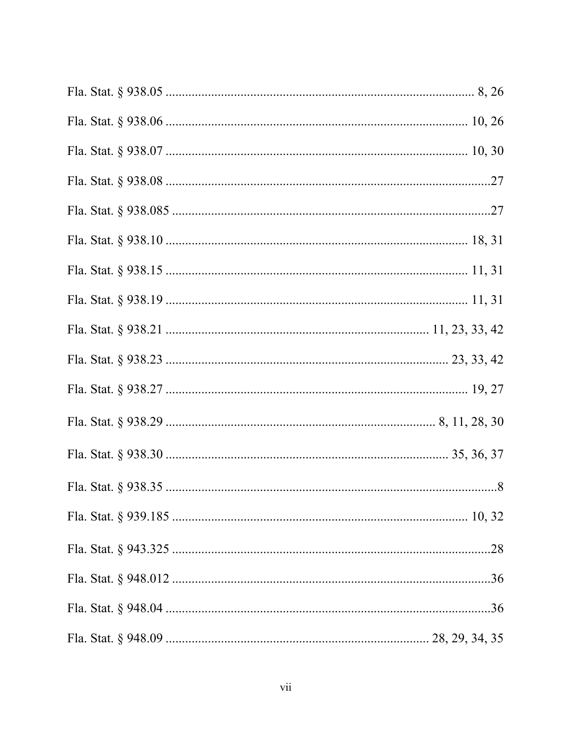Fla. Stat. § 938.05 .......................................................................................... 8, 26

Fla. Stat. § 938.06 .......................................................................................... 10, 26

Fla. Stat. § 938.07 .......................................................................................... 10, 30

Fla. Stat. § 938.08 ..................................................................................................27

Fla. Stat. § 938.085 ................................................................................................27

Fla. Stat. § 938.10 .......................................................................................... 18, 31

Fla. Stat. § 938.15 .......................................................................................... 11, 31

Fla. Stat. § 938.19 .......................................................................................... 11, 31

Fla. Stat. § 938.21 ............................................................................... 11, 23, 33, 42

Fla. Stat. § 938.23 ...................................................................................... 23, 33, 42

Fla. Stat. § 938.27 .......................................................................................... 19, 27

Fla. Stat. § 938.29 ................................................................................. 8, 11, 28, 30

Fla. Stat. § 938.30 ...................................................................................... 35, 36, 37

Fla. Stat. § 938.35 ....................................................................................................8

Fla. Stat. § 939.185 ........................................................................................ 10, 32

Fla. Stat. § 943.325 ..................................................................................................28

Fla. Stat. § 948.012 ..................................................................................................36

Fla. Stat. § 948.04 ....................................................................................................36

Fla. Stat. § 948.09 ................................................................................. 28, 29, 34, 35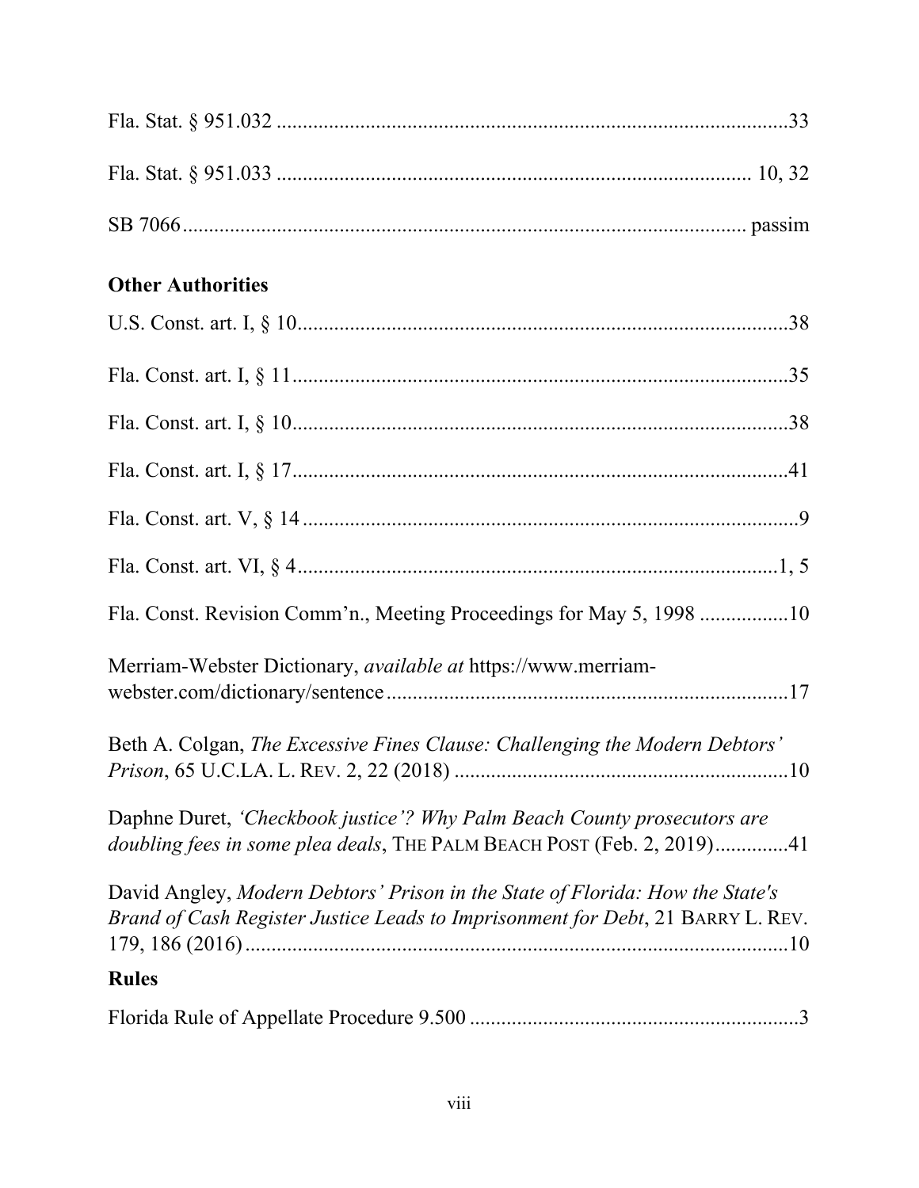Fla. Stat. § 951.032 ...................................................................................33

Fla. Stat. § 951.033 ........................................................................... 10, 32

SB 7066 ........................................................................................... passim

**Other Authorities**

U.S. Const. art. I, § 10 ..............................................................................38

Fla. Const. art. I, § 11 ...............................................................................35

Fla. Const. art. I, § 10 ...............................................................................38

Fla. Const. art. I, § 17 ...............................................................................41

Fla. Const. art. V, § 14 ...............................................................................9

Fla. Const. art. VI, § 4 ............................................................................1, 5

Fla. Const. Revision Comm'n., Meeting Proceedings for May 5, 1998 .................10

Merriam-Webster Dictionary, *available at* https://www.merriam-webster.com/dictionary/sentence ............................................................................17

Beth A. Colgan, *The Excessive Fines Clause: Challenging the Modern Debtors' Prison*, 65 U.C.LA. L. REV. 2, 22 (2018) ................................................................10

Daphne Duret, *'Checkbook justice'? Why Palm Beach County prosecutors are doubling fees in some plea deals*, THE PALM BEACH POST (Feb. 2, 2019)..............41

David Angley, *Modern Debtors' Prison in the State of Florida: How the State's Brand of Cash Register Justice Leads to Imprisonment for Debt*, 21 BARRY L. REV. 179, 186 (2016) .........................................................................................10

**Rules**

Florida Rule of Appellate Procedure 9.500 ...............................................................3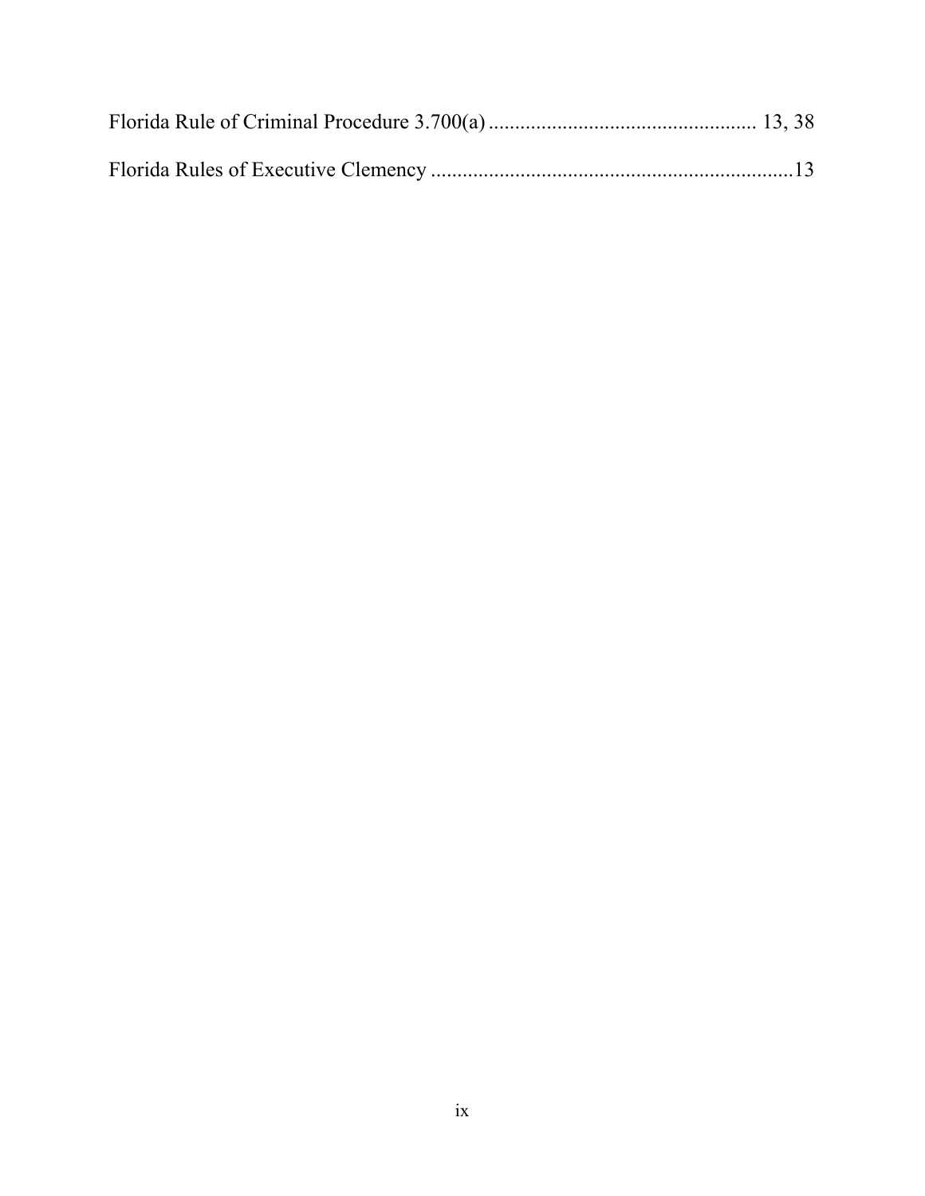Florida Rule of Criminal Procedure 3.700(a) .................................................. 13, 38

Florida Rules of Executive Clemency ....................................................................13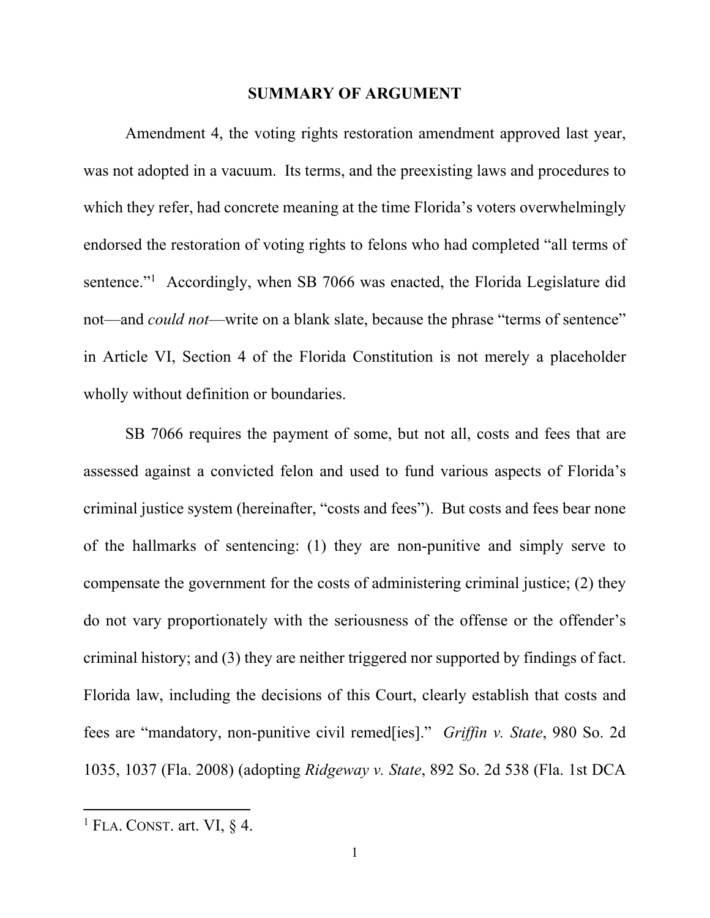## SUMMARY OF ARGUMENT

Amendment 4, the voting rights restoration amendment approved last year, was not adopted in a vacuum. Its terms, and the preexisting laws and procedures to which they refer, had concrete meaning at the time Florida's voters overwhelmingly endorsed the restoration of voting rights to felons who had completed "all terms of sentence."[1] Accordingly, when SB 7066 was enacted, the Florida Legislature did not—and *could not*—write on a blank slate, because the phrase "terms of sentence" in Article VI, Section 4 of the Florida Constitution is not merely a placeholder wholly without definition or boundaries.

SB 7066 requires the payment of some, but not all, costs and fees that are assessed against a convicted felon and used to fund various aspects of Florida's criminal justice system (hereinafter, "costs and fees"). But costs and fees bear none of the hallmarks of sentencing: (1) they are non-punitive and simply serve to compensate the government for the costs of administering criminal justice; (2) they do not vary proportionately with the seriousness of the offense or the offender's criminal history; and (3) they are neither triggered nor supported by findings of fact. Florida law, including the decisions of this Court, clearly establish that costs and fees are "mandatory, non-punitive civil remed[ies]." *Griffin v. State*, 980 So. 2d 1035, 1037 (Fla. 2008) (adopting *Ridgeway v. State*, 892 So. 2d 538 (Fla. 1st DCA

---

[1] FLA. CONST. art. VI, § 4.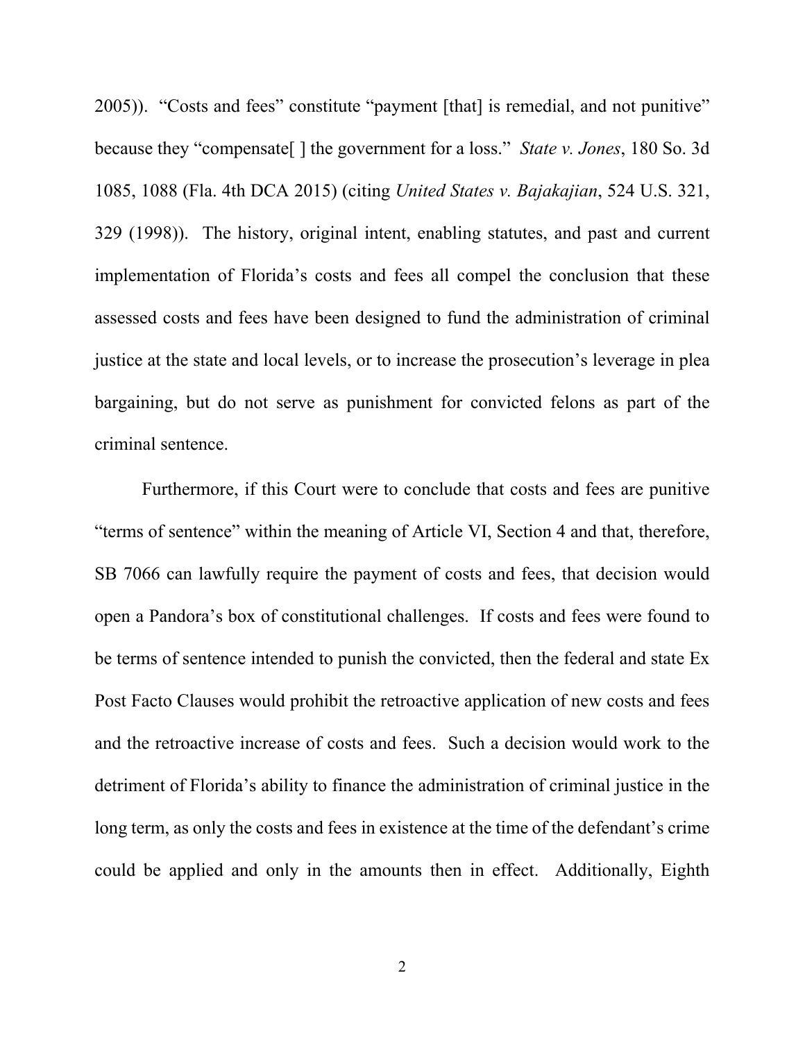2005)). "Costs and fees" constitute "payment [that] is remedial, and not punitive" because they "compensate[ ] the government for a loss." *State v. Jones*, 180 So. 3d 1085, 1088 (Fla. 4th DCA 2015) (citing *United States v. Bajakajian*, 524 U.S. 321, 329 (1998)). The history, original intent, enabling statutes, and past and current implementation of Florida's costs and fees all compel the conclusion that these assessed costs and fees have been designed to fund the administration of criminal justice at the state and local levels, or to increase the prosecution's leverage in plea bargaining, but do not serve as punishment for convicted felons as part of the criminal sentence.

Furthermore, if this Court were to conclude that costs and fees are punitive "terms of sentence" within the meaning of Article VI, Section 4 and that, therefore, SB 7066 can lawfully require the payment of costs and fees, that decision would open a Pandora's box of constitutional challenges. If costs and fees were found to be terms of sentence intended to punish the convicted, then the federal and state Ex Post Facto Clauses would prohibit the retroactive application of new costs and fees and the retroactive increase of costs and fees. Such a decision would work to the detriment of Florida's ability to finance the administration of criminal justice in the long term, as only the costs and fees in existence at the time of the defendant's crime could be applied and only in the amounts then in effect. Additionally, Eighth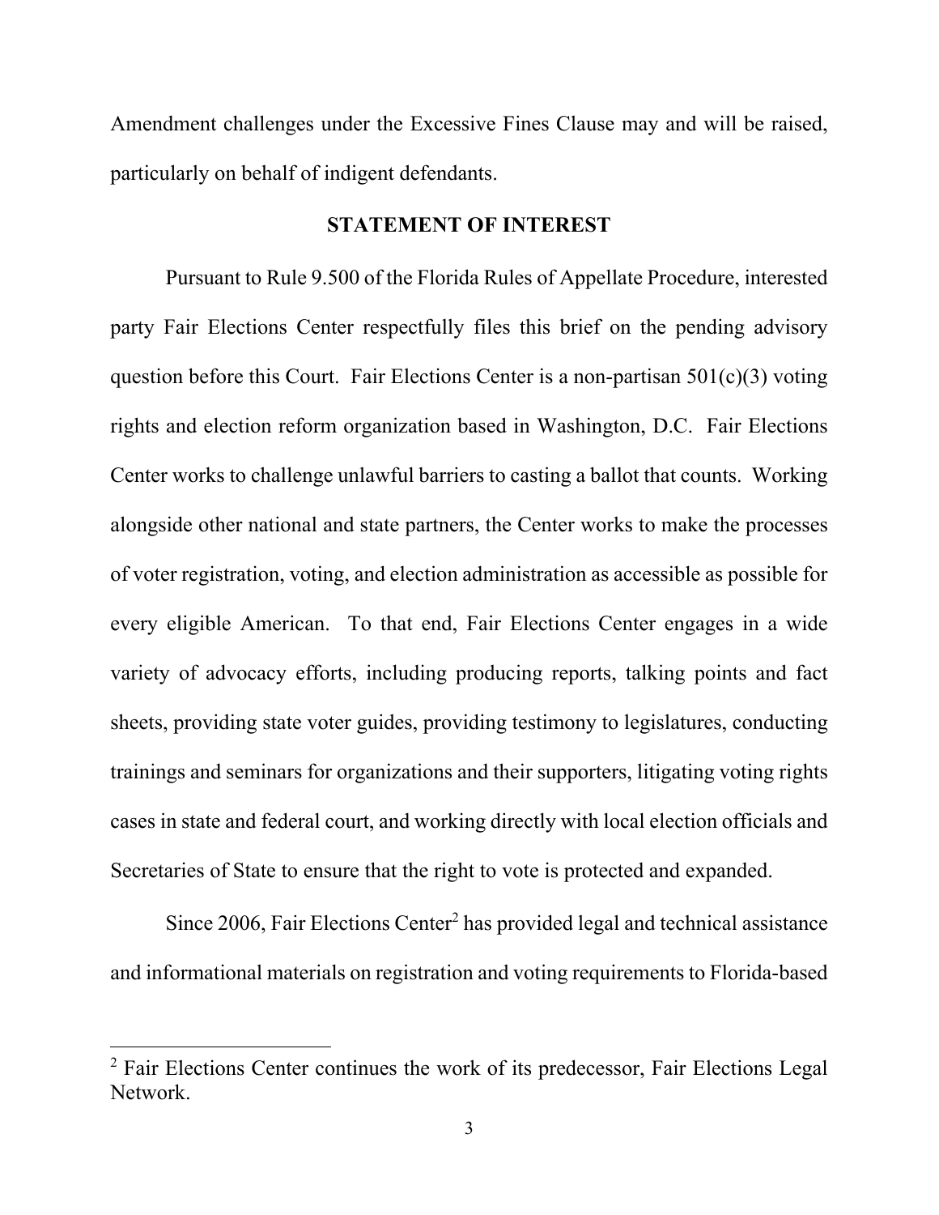Amendment challenges under the Excessive Fines Clause may and will be raised, particularly on behalf of indigent defendants.

## STATEMENT OF INTEREST

Pursuant to Rule 9.500 of the Florida Rules of Appellate Procedure, interested party Fair Elections Center respectfully files this brief on the pending advisory question before this Court. Fair Elections Center is a non-partisan 501(c)(3) voting rights and election reform organization based in Washington, D.C. Fair Elections Center works to challenge unlawful barriers to casting a ballot that counts. Working alongside other national and state partners, the Center works to make the processes of voter registration, voting, and election administration as accessible as possible for every eligible American. To that end, Fair Elections Center engages in a wide variety of advocacy efforts, including producing reports, talking points and fact sheets, providing state voter guides, providing testimony to legislatures, conducting trainings and seminars for organizations and their supporters, litigating voting rights cases in state and federal court, and working directly with local election officials and Secretaries of State to ensure that the right to vote is protected and expanded.

Since 2006, Fair Elections Center[2] has provided legal and technical assistance and informational materials on registration and voting requirements to Florida-based

[2] Fair Elections Center continues the work of its predecessor, Fair Elections Legal Network.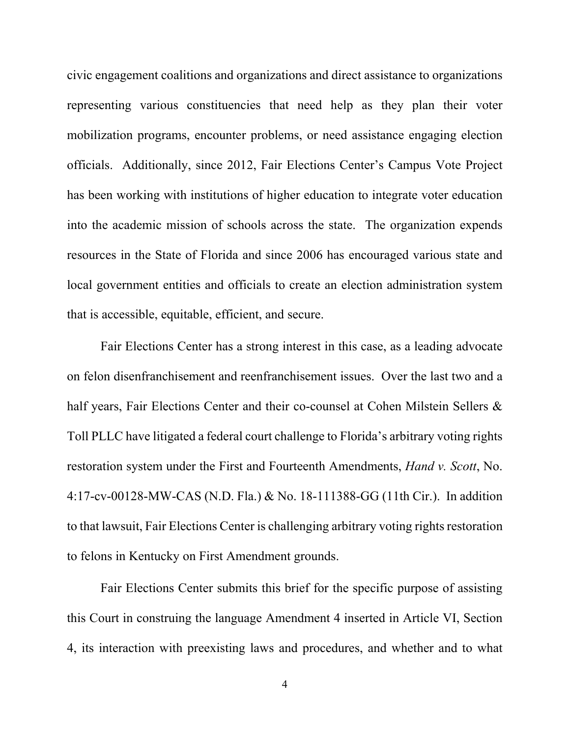civic engagement coalitions and organizations and direct assistance to organizations representing various constituencies that need help as they plan their voter mobilization programs, encounter problems, or need assistance engaging election officials. Additionally, since 2012, Fair Elections Center's Campus Vote Project has been working with institutions of higher education to integrate voter education into the academic mission of schools across the state. The organization expends resources in the State of Florida and since 2006 has encouraged various state and local government entities and officials to create an election administration system that is accessible, equitable, efficient, and secure.

Fair Elections Center has a strong interest in this case, as a leading advocate on felon disenfranchisement and reenfranchisement issues. Over the last two and a half years, Fair Elections Center and their co-counsel at Cohen Milstein Sellers & Toll PLLC have litigated a federal court challenge to Florida's arbitrary voting rights restoration system under the First and Fourteenth Amendments, *Hand v. Scott*, No. 4:17-cv-00128-MW-CAS (N.D. Fla.) & No. 18-111388-GG (11th Cir.). In addition to that lawsuit, Fair Elections Center is challenging arbitrary voting rights restoration to felons in Kentucky on First Amendment grounds.

Fair Elections Center submits this brief for the specific purpose of assisting this Court in construing the language Amendment 4 inserted in Article VI, Section 4, its interaction with preexisting laws and procedures, and whether and to what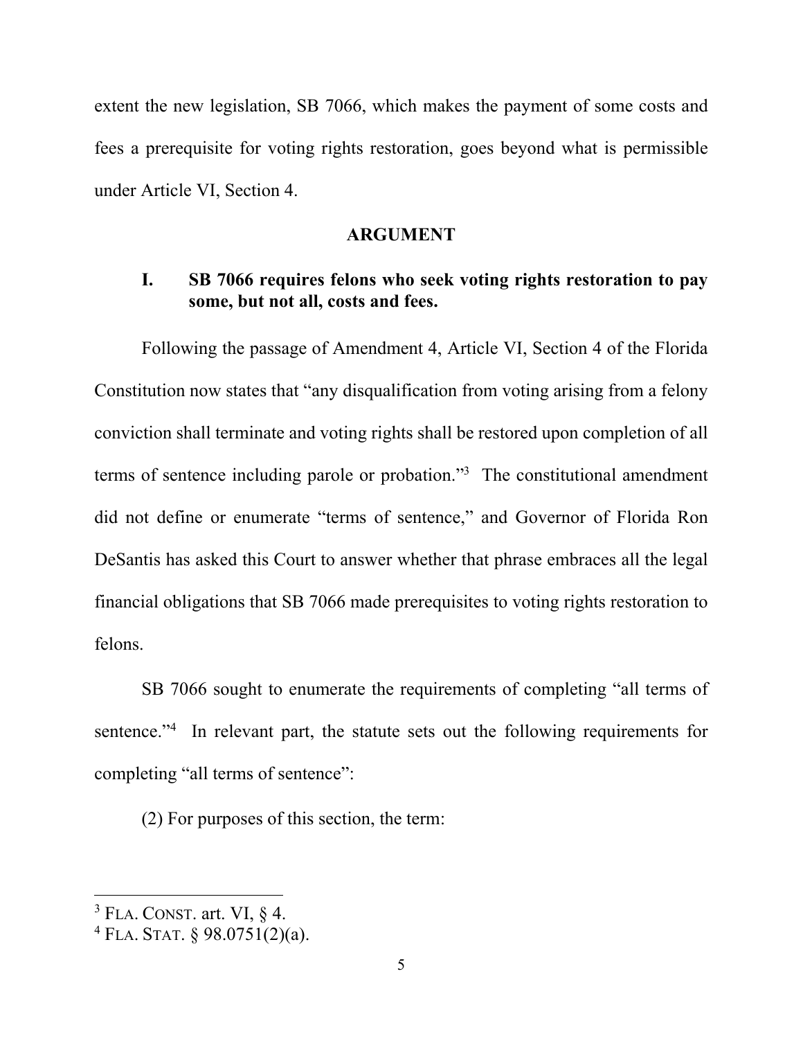extent the new legislation, SB 7066, which makes the payment of some costs and fees a prerequisite for voting rights restoration, goes beyond what is permissible under Article VI, Section 4.

## ARGUMENT

### I. SB 7066 requires felons who seek voting rights restoration to pay some, but not all, costs and fees.

Following the passage of Amendment 4, Article VI, Section 4 of the Florida Constitution now states that "any disqualification from voting arising from a felony conviction shall terminate and voting rights shall be restored upon completion of all terms of sentence including parole or probation."[3] The constitutional amendment did not define or enumerate "terms of sentence," and Governor of Florida Ron DeSantis has asked this Court to answer whether that phrase embraces all the legal financial obligations that SB 7066 made prerequisites to voting rights restoration to felons.

SB 7066 sought to enumerate the requirements of completing "all terms of sentence."[4] In relevant part, the statute sets out the following requirements for completing "all terms of sentence":

(2) For purposes of this section, the term:

---

[3] FLA. CONST. art. VI, § 4.

[4] FLA. STAT. § 98.0751(2)(a).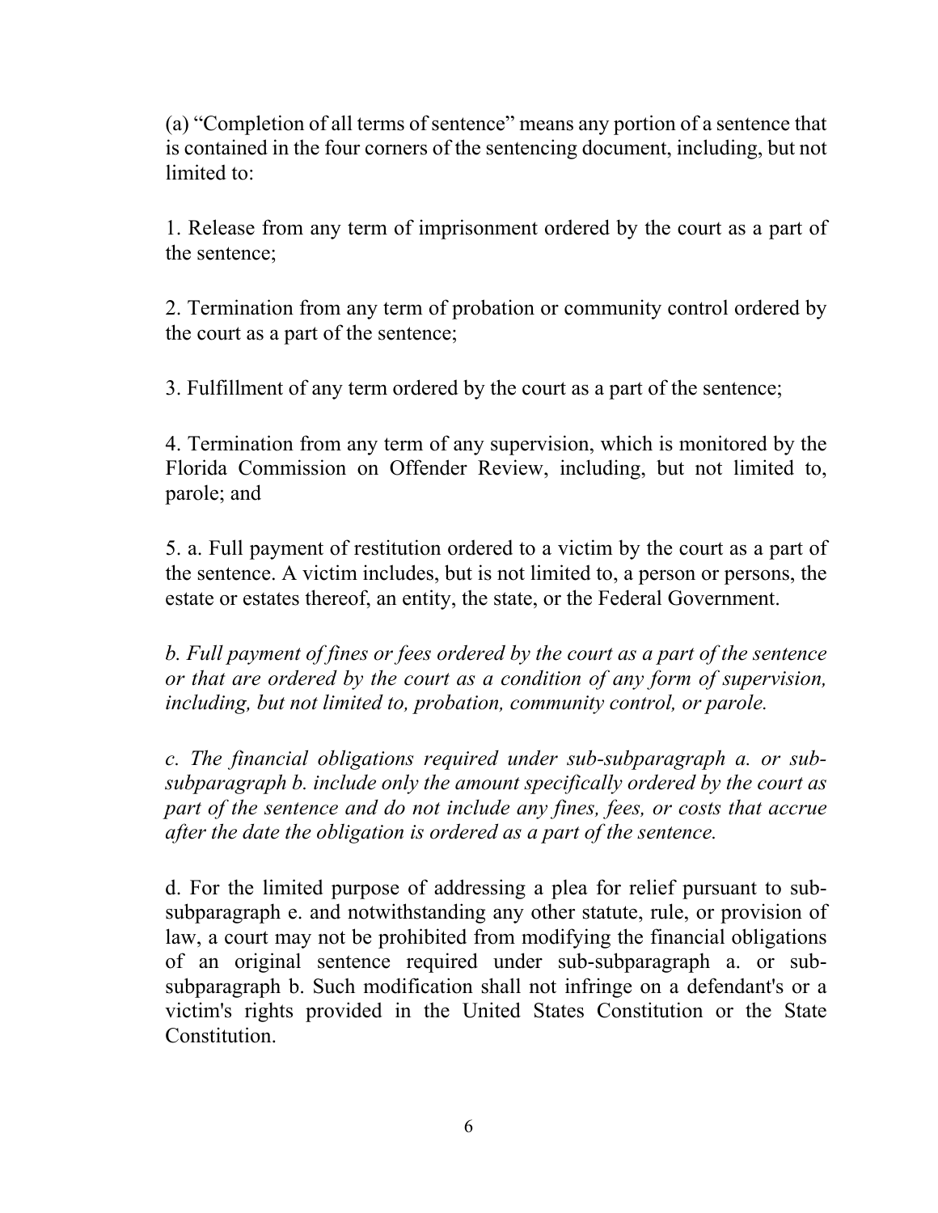(a) "Completion of all terms of sentence" means any portion of a sentence that is contained in the four corners of the sentencing document, including, but not limited to:

1. Release from any term of imprisonment ordered by the court as a part of the sentence;

2. Termination from any term of probation or community control ordered by the court as a part of the sentence;

3. Fulfillment of any term ordered by the court as a part of the sentence;

4. Termination from any term of any supervision, which is monitored by the Florida Commission on Offender Review, including, but not limited to, parole; and

5. a. Full payment of restitution ordered to a victim by the court as a part of the sentence. A victim includes, but is not limited to, a person or persons, the estate or estates thereof, an entity, the state, or the Federal Government.

*b. Full payment of fines or fees ordered by the court as a part of the sentence or that are ordered by the court as a condition of any form of supervision, including, but not limited to, probation, community control, or parole.*

*c. The financial obligations required under sub-subparagraph a. or sub-subparagraph b. include only the amount specifically ordered by the court as part of the sentence and do not include any fines, fees, or costs that accrue after the date the obligation is ordered as a part of the sentence.*

d. For the limited purpose of addressing a plea for relief pursuant to sub-subparagraph e. and notwithstanding any other statute, rule, or provision of law, a court may not be prohibited from modifying the financial obligations of an original sentence required under sub-subparagraph a. or sub-subparagraph b. Such modification shall not infringe on a defendant's or a victim's rights provided in the United States Constitution or the State Constitution.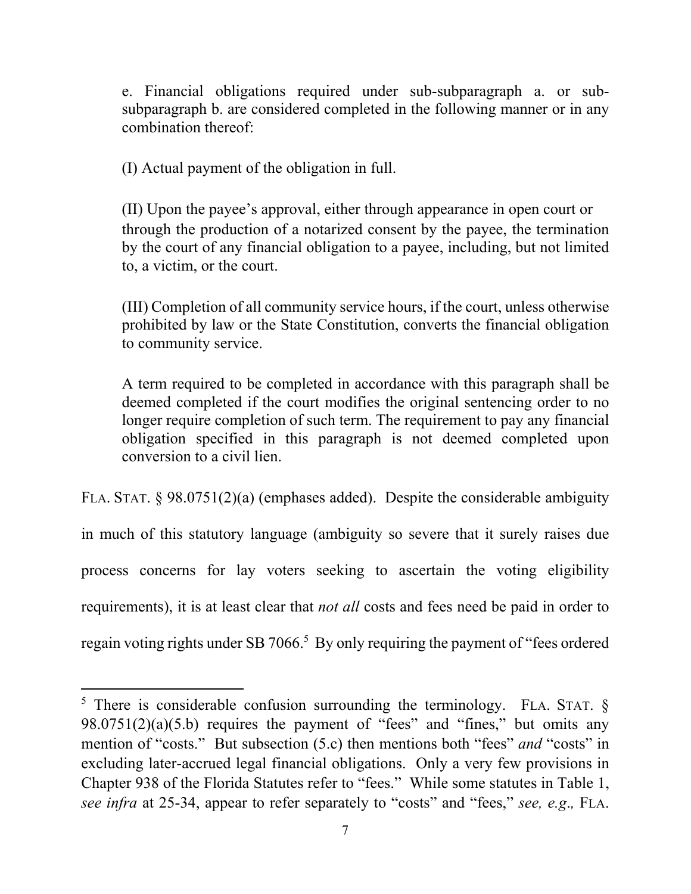e. Financial obligations required under sub-subparagraph a. or sub-subparagraph b. are considered completed in the following manner or in any combination thereof:

(I) Actual payment of the obligation in full.

(II) Upon the payee's approval, either through appearance in open court or through the production of a notarized consent by the payee, the termination by the court of any financial obligation to a payee, including, but not limited to, a victim, or the court.

(III) Completion of all community service hours, if the court, unless otherwise prohibited by law or the State Constitution, converts the financial obligation to community service.

A term required to be completed in accordance with this paragraph shall be deemed completed if the court modifies the original sentencing order to no longer require completion of such term. The requirement to pay any financial obligation specified in this paragraph is not deemed completed upon conversion to a civil lien.

FLA. STAT. § 98.0751(2)(a) (emphases added). Despite the considerable ambiguity in much of this statutory language (ambiguity so severe that it surely raises due process concerns for lay voters seeking to ascertain the voting eligibility requirements), it is at least clear that *not all* costs and fees need be paid in order to regain voting rights under SB 7066.[5] By only requiring the payment of "fees ordered

---

[5] There is considerable confusion surrounding the terminology. FLA. STAT. § 98.0751(2)(a)(5.b) requires the payment of "fees" and "fines," but omits any mention of "costs." But subsection (5.c) then mentions both "fees" *and* "costs" in excluding later-accrued legal financial obligations. Only a very few provisions in Chapter 938 of the Florida Statutes refer to "fees." While some statutes in Table 1, *see infra* at 25-34, appear to refer separately to "costs" and "fees," *see, e.g.,* FLA.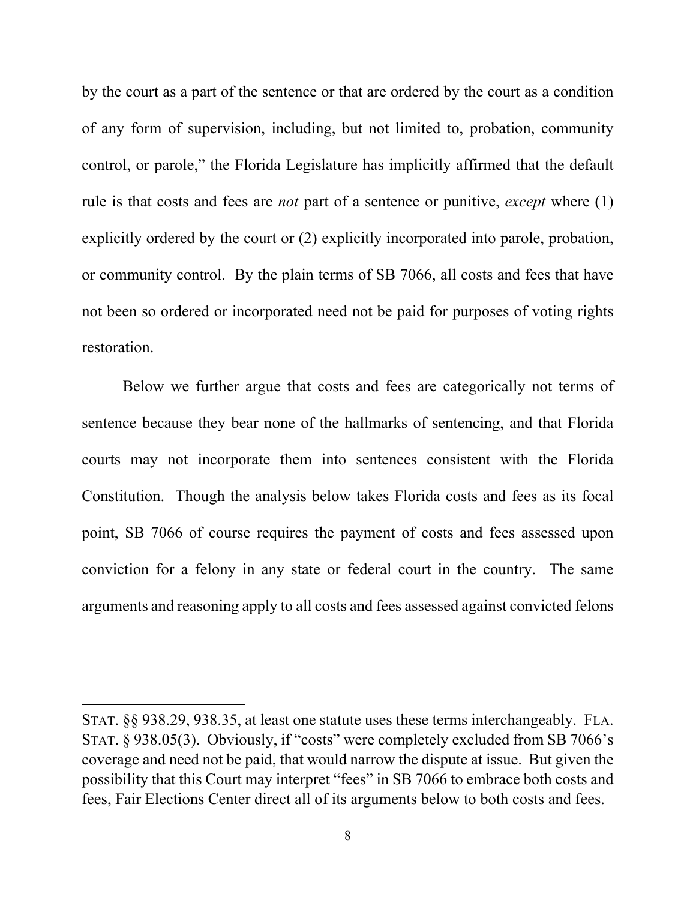by the court as a part of the sentence or that are ordered by the court as a condition of any form of supervision, including, but not limited to, probation, community control, or parole," the Florida Legislature has implicitly affirmed that the default rule is that costs and fees are *not* part of a sentence or punitive, *except* where (1) explicitly ordered by the court or (2) explicitly incorporated into parole, probation, or community control. By the plain terms of SB 7066, all costs and fees that have not been so ordered or incorporated need not be paid for purposes of voting rights restoration.

Below we further argue that costs and fees are categorically not terms of sentence because they bear none of the hallmarks of sentencing, and that Florida courts may not incorporate them into sentences consistent with the Florida Constitution. Though the analysis below takes Florida costs and fees as its focal point, SB 7066 of course requires the payment of costs and fees assessed upon conviction for a felony in any state or federal court in the country. The same arguments and reasoning apply to all costs and fees assessed against convicted felons

---

STAT. §§ 938.29, 938.35, at least one statute uses these terms interchangeably. FLA. STAT. § 938.05(3). Obviously, if "costs" were completely excluded from SB 7066's coverage and need not be paid, that would narrow the dispute at issue. But given the possibility that this Court may interpret "fees" in SB 7066 to embrace both costs and fees, Fair Elections Center direct all of its arguments below to both costs and fees.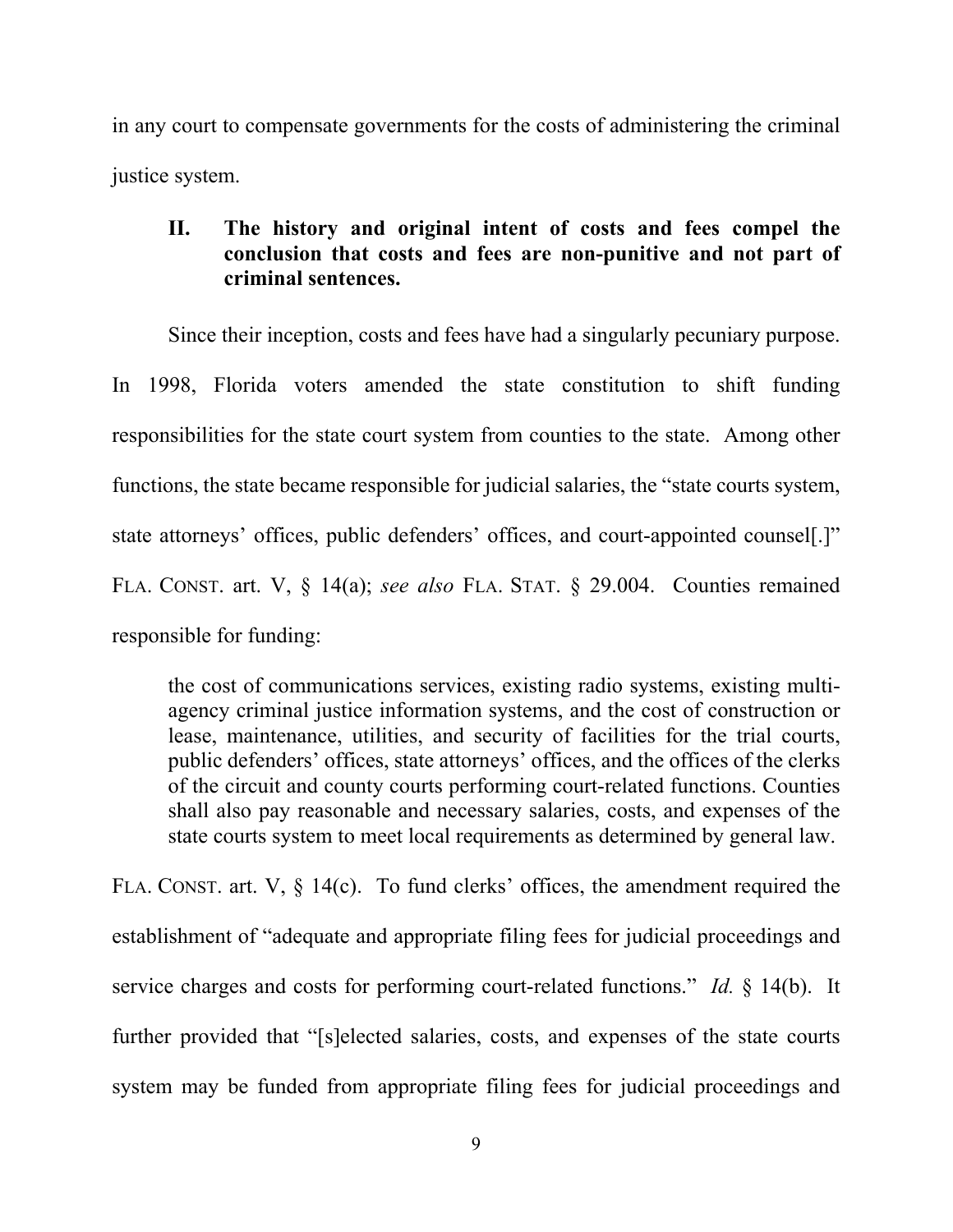in any court to compensate governments for the costs of administering the criminal justice system.

## II. The history and original intent of costs and fees compel the conclusion that costs and fees are non-punitive and not part of criminal sentences.

Since their inception, costs and fees have had a singularly pecuniary purpose. In 1998, Florida voters amended the state constitution to shift funding responsibilities for the state court system from counties to the state. Among other functions, the state became responsible for judicial salaries, the "state courts system, state attorneys' offices, public defenders' offices, and court-appointed counsel[.]" FLA. CONST. art. V, § 14(a); *see also* FLA. STAT. § 29.004. Counties remained responsible for funding:

> the cost of communications services, existing radio systems, existing multi-agency criminal justice information systems, and the cost of construction or lease, maintenance, utilities, and security of facilities for the trial courts, public defenders' offices, state attorneys' offices, and the offices of the clerks of the circuit and county courts performing court-related functions. Counties shall also pay reasonable and necessary salaries, costs, and expenses of the state courts system to meet local requirements as determined by general law.

FLA. CONST. art. V, § 14(c). To fund clerks' offices, the amendment required the establishment of "adequate and appropriate filing fees for judicial proceedings and service charges and costs for performing court-related functions." *Id.* § 14(b). It further provided that "[s]elected salaries, costs, and expenses of the state courts system may be funded from appropriate filing fees for judicial proceedings and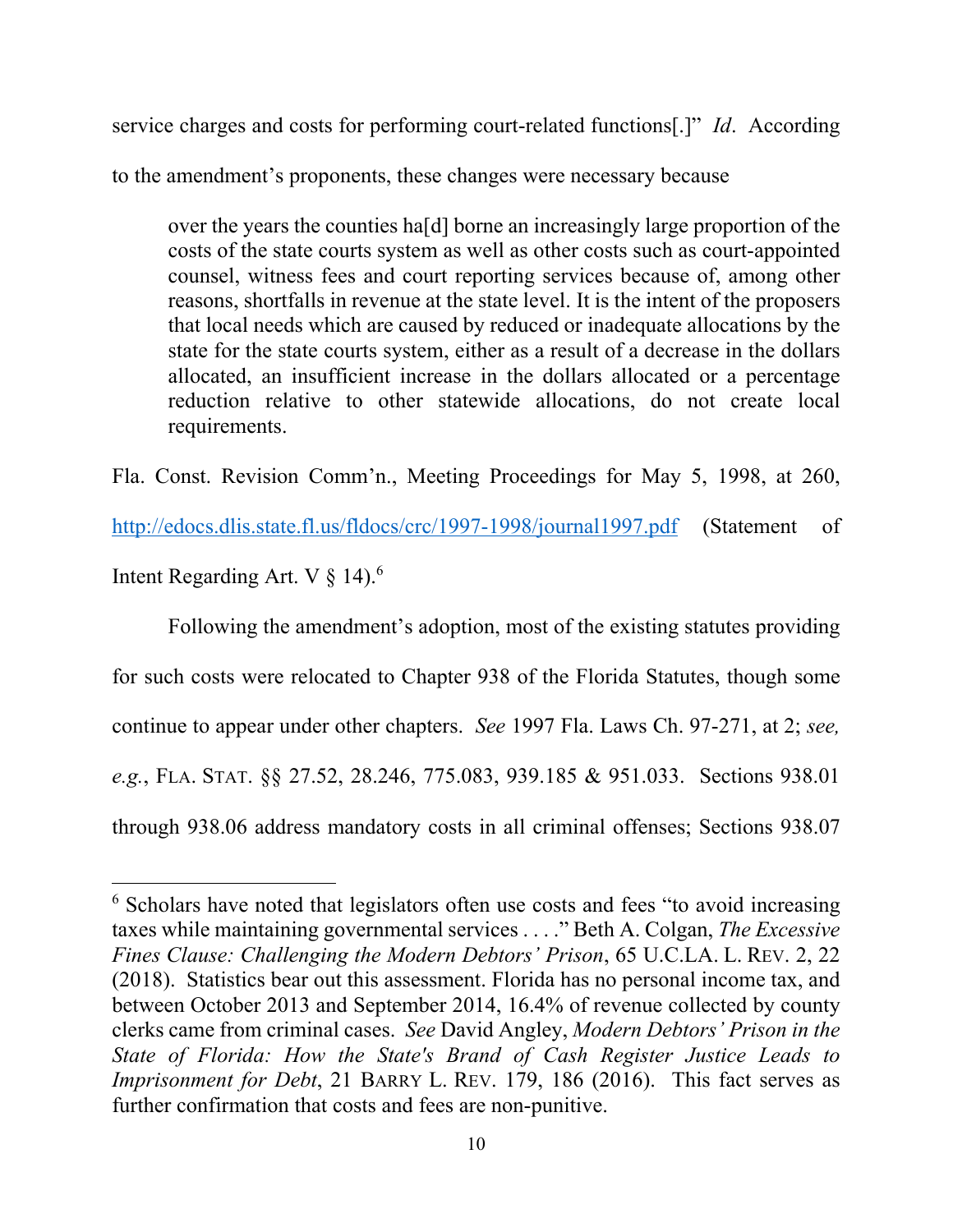service charges and costs for performing court-related functions[.]" *Id*. According to the amendment's proponents, these changes were necessary because

> over the years the counties ha[d] borne an increasingly large proportion of the costs of the state courts system as well as other costs such as court-appointed counsel, witness fees and court reporting services because of, among other reasons, shortfalls in revenue at the state level. It is the intent of the proposers that local needs which are caused by reduced or inadequate allocations by the state for the state courts system, either as a result of a decrease in the dollars allocated, an insufficient increase in the dollars allocated or a percentage reduction relative to other statewide allocations, do not create local requirements.

Fla. Const. Revision Comm'n., Meeting Proceedings for May 5, 1998, at 260, http://edocs.dlis.state.fl.us/fldocs/crc/1997-1998/journal1997.pdf (Statement of Intent Regarding Art. V § 14).[6]

Following the amendment's adoption, most of the existing statutes providing for such costs were relocated to Chapter 938 of the Florida Statutes, though some continue to appear under other chapters. *See* 1997 Fla. Laws Ch. 97-271, at 2; *see, e.g.*, FLA. STAT. §§ 27.52, 28.246, 775.083, 939.185 & 951.033. Sections 938.01 through 938.06 address mandatory costs in all criminal offenses; Sections 938.07

---

[6] Scholars have noted that legislators often use costs and fees "to avoid increasing taxes while maintaining governmental services . . . ." Beth A. Colgan, *The Excessive Fines Clause: Challenging the Modern Debtors' Prison*, 65 U.C.LA. L. REV. 2, 22 (2018). Statistics bear out this assessment. Florida has no personal income tax, and between October 2013 and September 2014, 16.4% of revenue collected by county clerks came from criminal cases. *See* David Angley, *Modern Debtors' Prison in the State of Florida: How the State's Brand of Cash Register Justice Leads to Imprisonment for Debt*, 21 BARRY L. REV. 179, 186 (2016). This fact serves as further confirmation that costs and fees are non-punitive.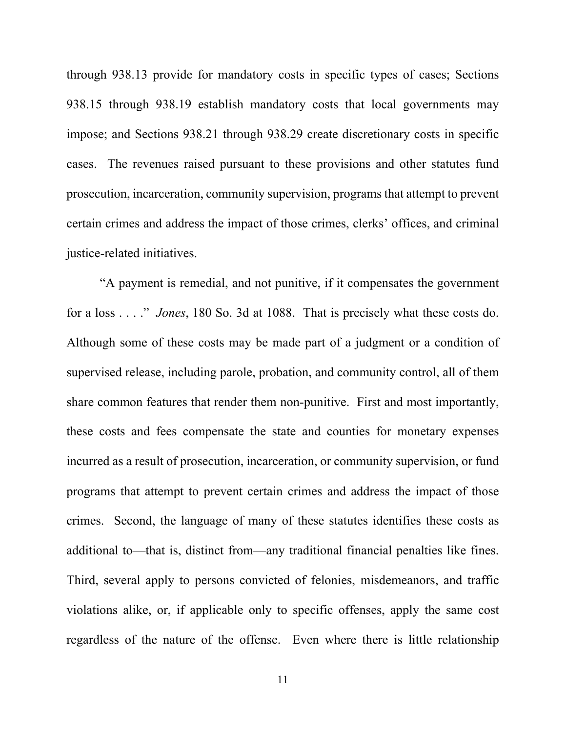through 938.13 provide for mandatory costs in specific types of cases; Sections 938.15 through 938.19 establish mandatory costs that local governments may impose; and Sections 938.21 through 938.29 create discretionary costs in specific cases. The revenues raised pursuant to these provisions and other statutes fund prosecution, incarceration, community supervision, programs that attempt to prevent certain crimes and address the impact of those crimes, clerks' offices, and criminal justice-related initiatives.

"A payment is remedial, and not punitive, if it compensates the government for a loss . . . ." *Jones*, 180 So. 3d at 1088. That is precisely what these costs do. Although some of these costs may be made part of a judgment or a condition of supervised release, including parole, probation, and community control, all of them share common features that render them non-punitive. First and most importantly, these costs and fees compensate the state and counties for monetary expenses incurred as a result of prosecution, incarceration, or community supervision, or fund programs that attempt to prevent certain crimes and address the impact of those crimes. Second, the language of many of these statutes identifies these costs as additional to—that is, distinct from—any traditional financial penalties like fines. Third, several apply to persons convicted of felonies, misdemeanors, and traffic violations alike, or, if applicable only to specific offenses, apply the same cost regardless of the nature of the offense. Even where there is little relationship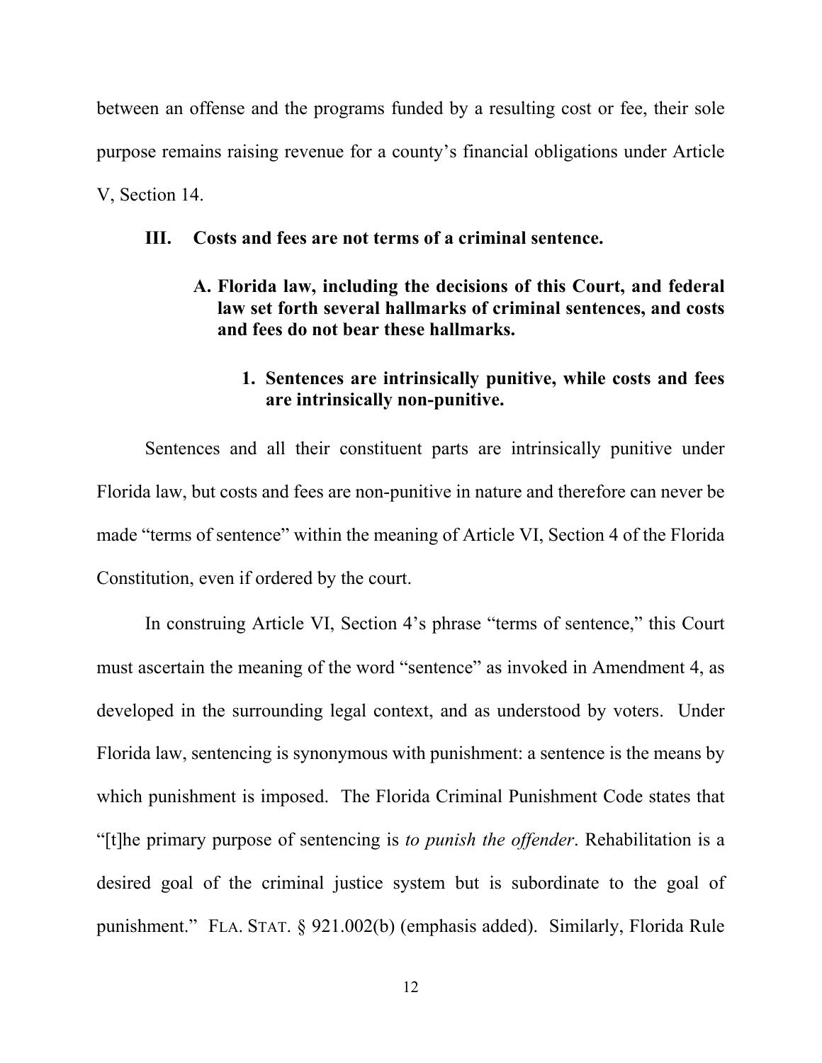between an offense and the programs funded by a resulting cost or fee, their sole purpose remains raising revenue for a county's financial obligations under Article V, Section 14.

## III. Costs and fees are not terms of a criminal sentence.

### A. Florida law, including the decisions of this Court, and federal law set forth several hallmarks of criminal sentences, and costs and fees do not bear these hallmarks.

#### 1. Sentences are intrinsically punitive, while costs and fees are intrinsically non-punitive.

Sentences and all their constituent parts are intrinsically punitive under Florida law, but costs and fees are non-punitive in nature and therefore can never be made "terms of sentence" within the meaning of Article VI, Section 4 of the Florida Constitution, even if ordered by the court.

In construing Article VI, Section 4's phrase "terms of sentence," this Court must ascertain the meaning of the word "sentence" as invoked in Amendment 4, as developed in the surrounding legal context, and as understood by voters. Under Florida law, sentencing is synonymous with punishment: a sentence is the means by which punishment is imposed. The Florida Criminal Punishment Code states that "[t]he primary purpose of sentencing is *to punish the offender*. Rehabilitation is a desired goal of the criminal justice system but is subordinate to the goal of punishment." FLA. STAT. § 921.002(b) (emphasis added). Similarly, Florida Rule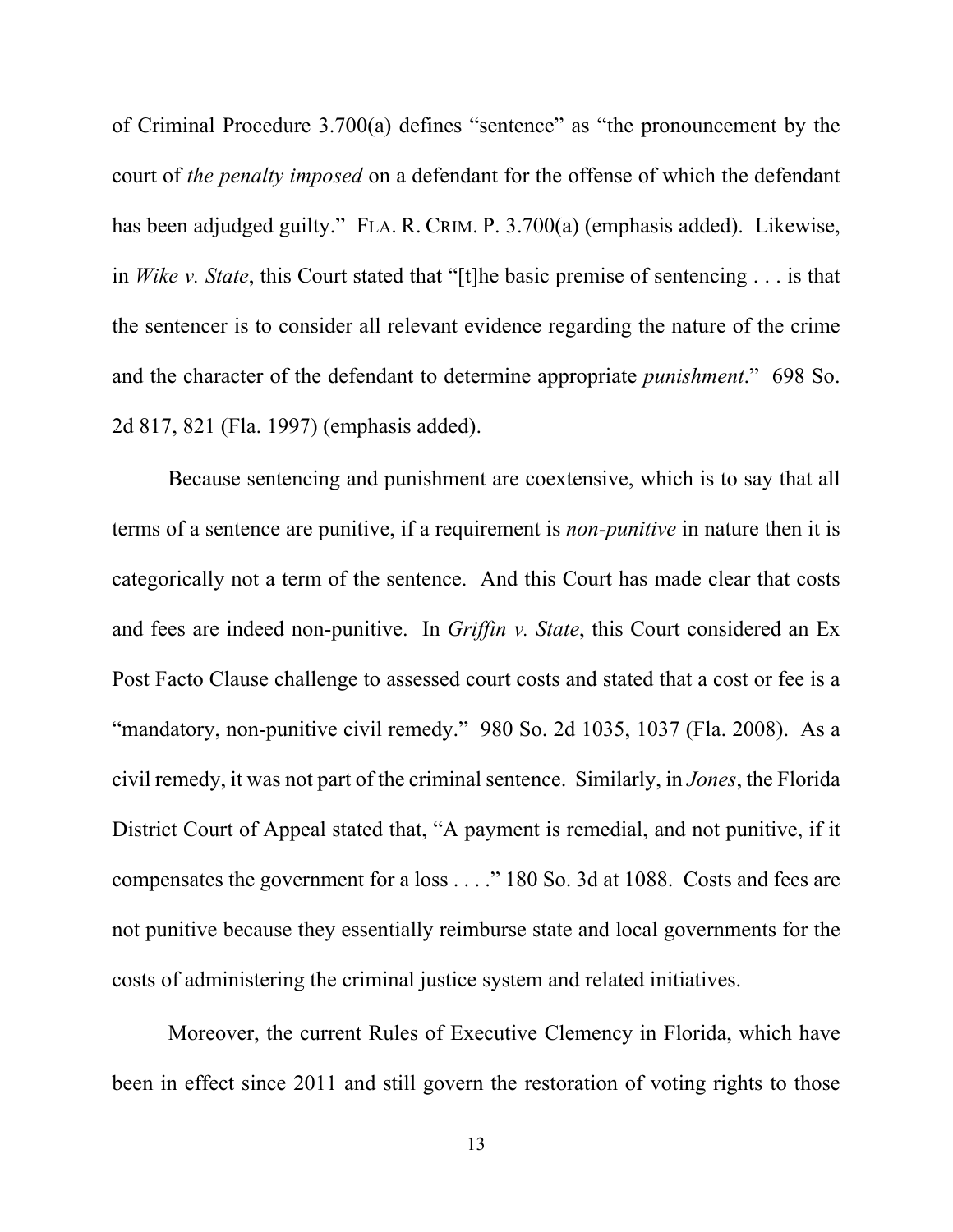of Criminal Procedure 3.700(a) defines "sentence" as "the pronouncement by the court of *the penalty imposed* on a defendant for the offense of which the defendant has been adjudged guilty." FLA. R. CRIM. P. 3.700(a) (emphasis added). Likewise, in *Wike v. State*, this Court stated that "[t]he basic premise of sentencing . . . is that the sentencer is to consider all relevant evidence regarding the nature of the crime and the character of the defendant to determine appropriate *punishment*." 698 So. 2d 817, 821 (Fla. 1997) (emphasis added).

Because sentencing and punishment are coextensive, which is to say that all terms of a sentence are punitive, if a requirement is *non-punitive* in nature then it is categorically not a term of the sentence. And this Court has made clear that costs and fees are indeed non-punitive. In *Griffin v. State*, this Court considered an Ex Post Facto Clause challenge to assessed court costs and stated that a cost or fee is a "mandatory, non-punitive civil remedy." 980 So. 2d 1035, 1037 (Fla. 2008). As a civil remedy, it was not part of the criminal sentence. Similarly, in *Jones*, the Florida District Court of Appeal stated that, "A payment is remedial, and not punitive, if it compensates the government for a loss . . . ." 180 So. 3d at 1088. Costs and fees are not punitive because they essentially reimburse state and local governments for the costs of administering the criminal justice system and related initiatives.

Moreover, the current Rules of Executive Clemency in Florida, which have been in effect since 2011 and still govern the restoration of voting rights to those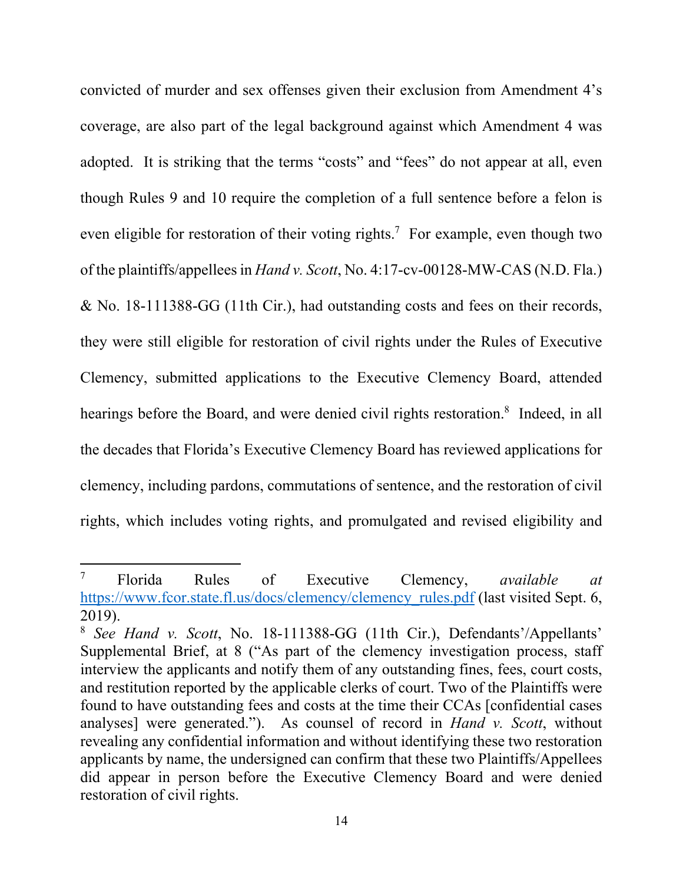convicted of murder and sex offenses given their exclusion from Amendment 4's coverage, are also part of the legal background against which Amendment 4 was adopted. It is striking that the terms "costs" and "fees" do not appear at all, even though Rules 9 and 10 require the completion of a full sentence before a felon is even eligible for restoration of their voting rights.[7] For example, even though two of the plaintiffs/appellees in *Hand v. Scott*, No. 4:17-cv-00128-MW-CAS (N.D. Fla.) & No. 18-111388-GG (11th Cir.), had outstanding costs and fees on their records, they were still eligible for restoration of civil rights under the Rules of Executive Clemency, submitted applications to the Executive Clemency Board, attended hearings before the Board, and were denied civil rights restoration.[8] Indeed, in all the decades that Florida's Executive Clemency Board has reviewed applications for clemency, including pardons, commutations of sentence, and the restoration of civil rights, which includes voting rights, and promulgated and revised eligibility and

---

[7] Florida Rules of Executive Clemency, *available at* https://www.fcor.state.fl.us/docs/clemency/clemency_rules.pdf (last visited Sept. 6, 2019).

[8] *See Hand v. Scott*, No. 18-111388-GG (11th Cir.), Defendants'/Appellants' Supplemental Brief, at 8 ("As part of the clemency investigation process, staff interview the applicants and notify them of any outstanding fines, fees, court costs, and restitution reported by the applicable clerks of court. Two of the Plaintiffs were found to have outstanding fees and costs at the time their CCAs [confidential cases analyses] were generated."). As counsel of record in *Hand v. Scott*, without revealing any confidential information and without identifying these two restoration applicants by name, the undersigned can confirm that these two Plaintiffs/Appellees did appear in person before the Executive Clemency Board and were denied restoration of civil rights.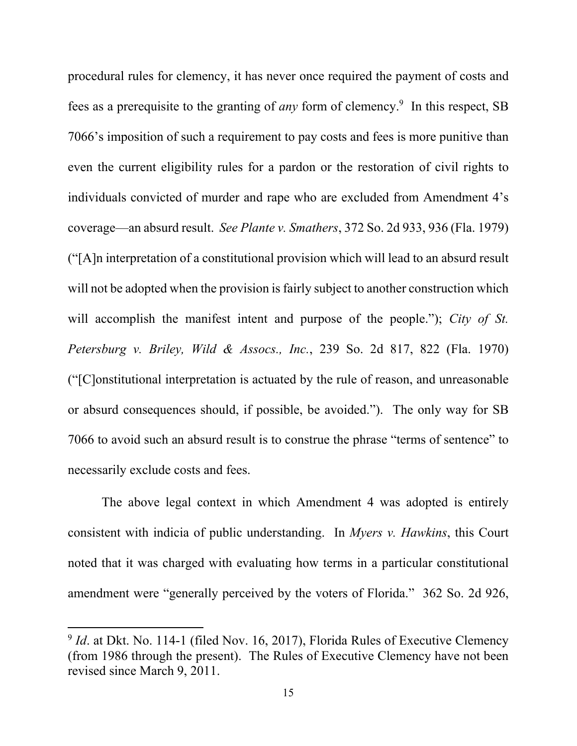procedural rules for clemency, it has never once required the payment of costs and fees as a prerequisite to the granting of *any* form of clemency.[9] In this respect, SB 7066's imposition of such a requirement to pay costs and fees is more punitive than even the current eligibility rules for a pardon or the restoration of civil rights to individuals convicted of murder and rape who are excluded from Amendment 4's coverage—an absurd result. *See Plante v. Smathers*, 372 So. 2d 933, 936 (Fla. 1979) ("[A]n interpretation of a constitutional provision which will lead to an absurd result will not be adopted when the provision is fairly subject to another construction which will accomplish the manifest intent and purpose of the people."); *City of St. Petersburg v. Briley, Wild & Assocs., Inc.*, 239 So. 2d 817, 822 (Fla. 1970) ("[C]onstitutional interpretation is actuated by the rule of reason, and unreasonable or absurd consequences should, if possible, be avoided."). The only way for SB 7066 to avoid such an absurd result is to construe the phrase "terms of sentence" to necessarily exclude costs and fees.

The above legal context in which Amendment 4 was adopted is entirely consistent with indicia of public understanding. In *Myers v. Hawkins*, this Court noted that it was charged with evaluating how terms in a particular constitutional amendment were "generally perceived by the voters of Florida." 362 So. 2d 926,

---

[9] *Id*. at Dkt. No. 114-1 (filed Nov. 16, 2017), Florida Rules of Executive Clemency (from 1986 through the present). The Rules of Executive Clemency have not been revised since March 9, 2011.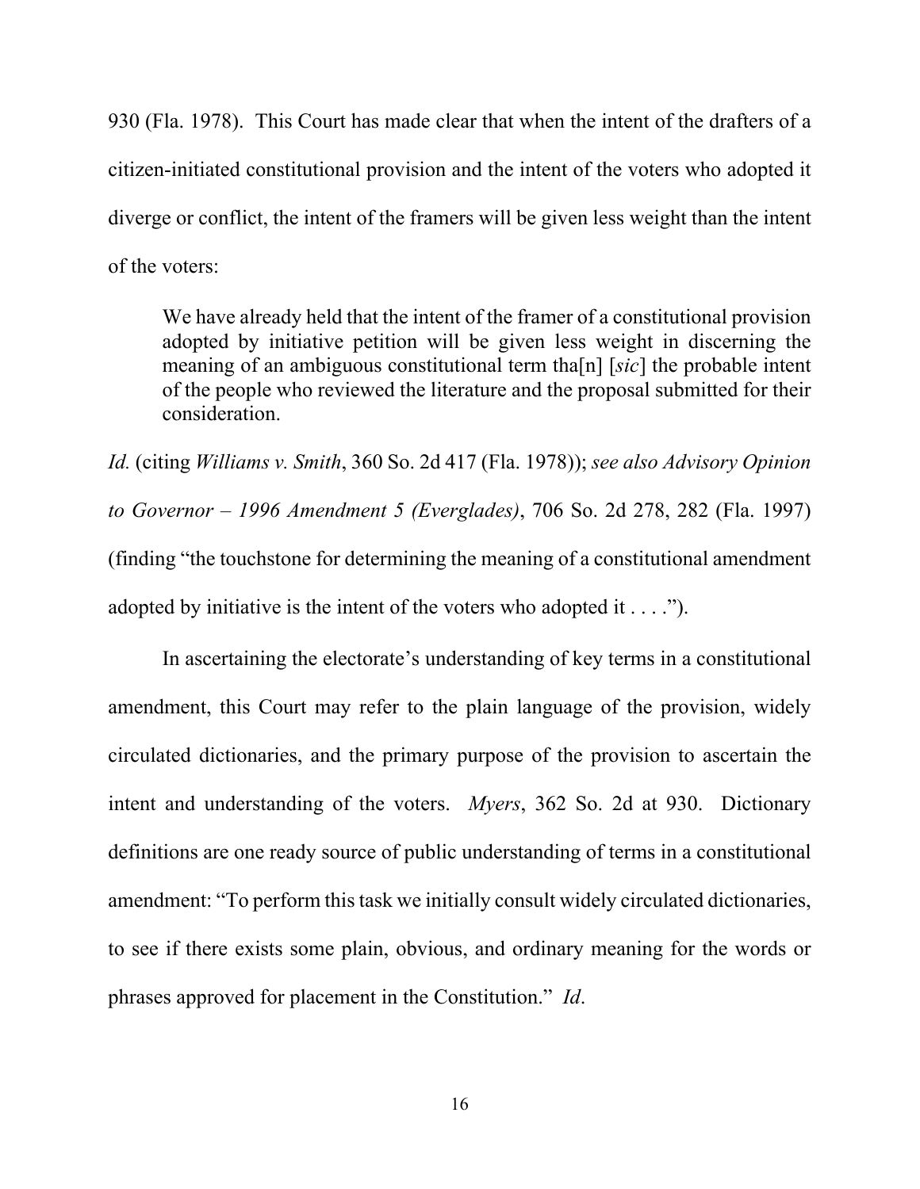930 (Fla. 1978). This Court has made clear that when the intent of the drafters of a citizen-initiated constitutional provision and the intent of the voters who adopted it diverge or conflict, the intent of the framers will be given less weight than the intent of the voters:

> We have already held that the intent of the framer of a constitutional provision adopted by initiative petition will be given less weight in discerning the meaning of an ambiguous constitutional term tha[n] [*sic*] the probable intent of the people who reviewed the literature and the proposal submitted for their consideration.

*Id.* (citing *Williams v. Smith*, 360 So. 2d 417 (Fla. 1978)); *see also Advisory Opinion to Governor – 1996 Amendment 5 (Everglades)*, 706 So. 2d 278, 282 (Fla. 1997) (finding "the touchstone for determining the meaning of a constitutional amendment adopted by initiative is the intent of the voters who adopted it . . . .").

In ascertaining the electorate's understanding of key terms in a constitutional amendment, this Court may refer to the plain language of the provision, widely circulated dictionaries, and the primary purpose of the provision to ascertain the intent and understanding of the voters. *Myers*, 362 So. 2d at 930. Dictionary definitions are one ready source of public understanding of terms in a constitutional amendment: "To perform this task we initially consult widely circulated dictionaries, to see if there exists some plain, obvious, and ordinary meaning for the words or phrases approved for placement in the Constitution." *Id*.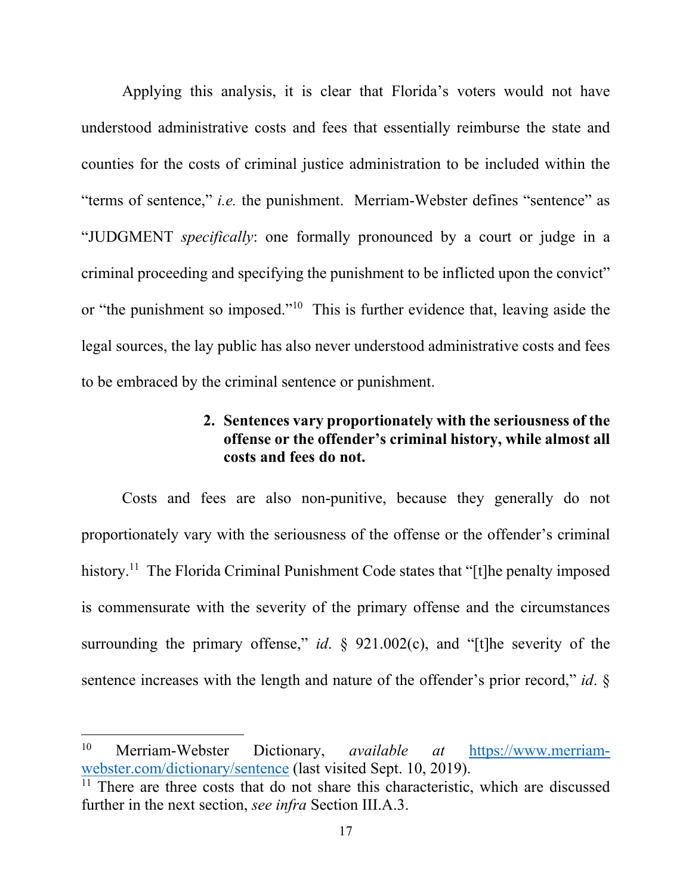Applying this analysis, it is clear that Florida's voters would not have understood administrative costs and fees that essentially reimburse the state and counties for the costs of criminal justice administration to be included within the "terms of sentence," *i.e.* the punishment. Merriam-Webster defines "sentence" as "JUDGMENT *specifically*: one formally pronounced by a court or judge in a criminal proceeding and specifying the punishment to be inflicted upon the convict" or "the punishment so imposed."[10] This is further evidence that, leaving aside the legal sources, the lay public has also never understood administrative costs and fees to be embraced by the criminal sentence or punishment.

**2. Sentences vary proportionately with the seriousness of the offense or the offender's criminal history, while almost all costs and fees do not.**

Costs and fees are also non-punitive, because they generally do not proportionately vary with the seriousness of the offense or the offender's criminal history.[11] The Florida Criminal Punishment Code states that "[t]he penalty imposed is commensurate with the severity of the primary offense and the circumstances surrounding the primary offense," *id*. § 921.002(c), and "[t]he severity of the sentence increases with the length and nature of the offender's prior record," *id*. §

---

[10] Merriam-Webster Dictionary, *available at* https://www.merriam-webster.com/dictionary/sentence (last visited Sept. 10, 2019).

[11] There are three costs that do not share this characteristic, which are discussed further in the next section, *see infra* Section III.A.3.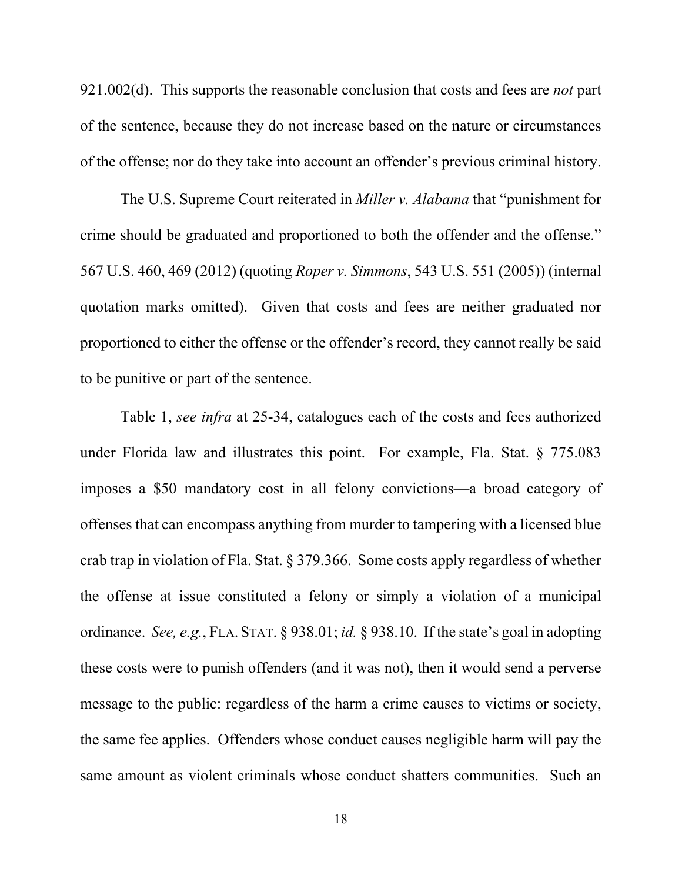921.002(d). This supports the reasonable conclusion that costs and fees are *not* part of the sentence, because they do not increase based on the nature or circumstances of the offense; nor do they take into account an offender's previous criminal history.

The U.S. Supreme Court reiterated in *Miller v. Alabama* that "punishment for crime should be graduated and proportioned to both the offender and the offense." 567 U.S. 460, 469 (2012) (quoting *Roper v. Simmons*, 543 U.S. 551 (2005)) (internal quotation marks omitted). Given that costs and fees are neither graduated nor proportioned to either the offense or the offender's record, they cannot really be said to be punitive or part of the sentence.

Table 1, *see infra* at 25-34, catalogues each of the costs and fees authorized under Florida law and illustrates this point. For example, Fla. Stat. § 775.083 imposes a $50 mandatory cost in all felony convictions—a broad category of offenses that can encompass anything from murder to tampering with a licensed blue crab trap in violation of Fla. Stat. § 379.366. Some costs apply regardless of whether the offense at issue constituted a felony or simply a violation of a municipal ordinance. *See, e.g.*, FLA. STAT. § 938.01; *id.* § 938.10. If the state's goal in adopting these costs were to punish offenders (and it was not), then it would send a perverse message to the public: regardless of the harm a crime causes to victims or society, the same fee applies. Offenders whose conduct causes negligible harm will pay the same amount as violent criminals whose conduct shatters communities. Such an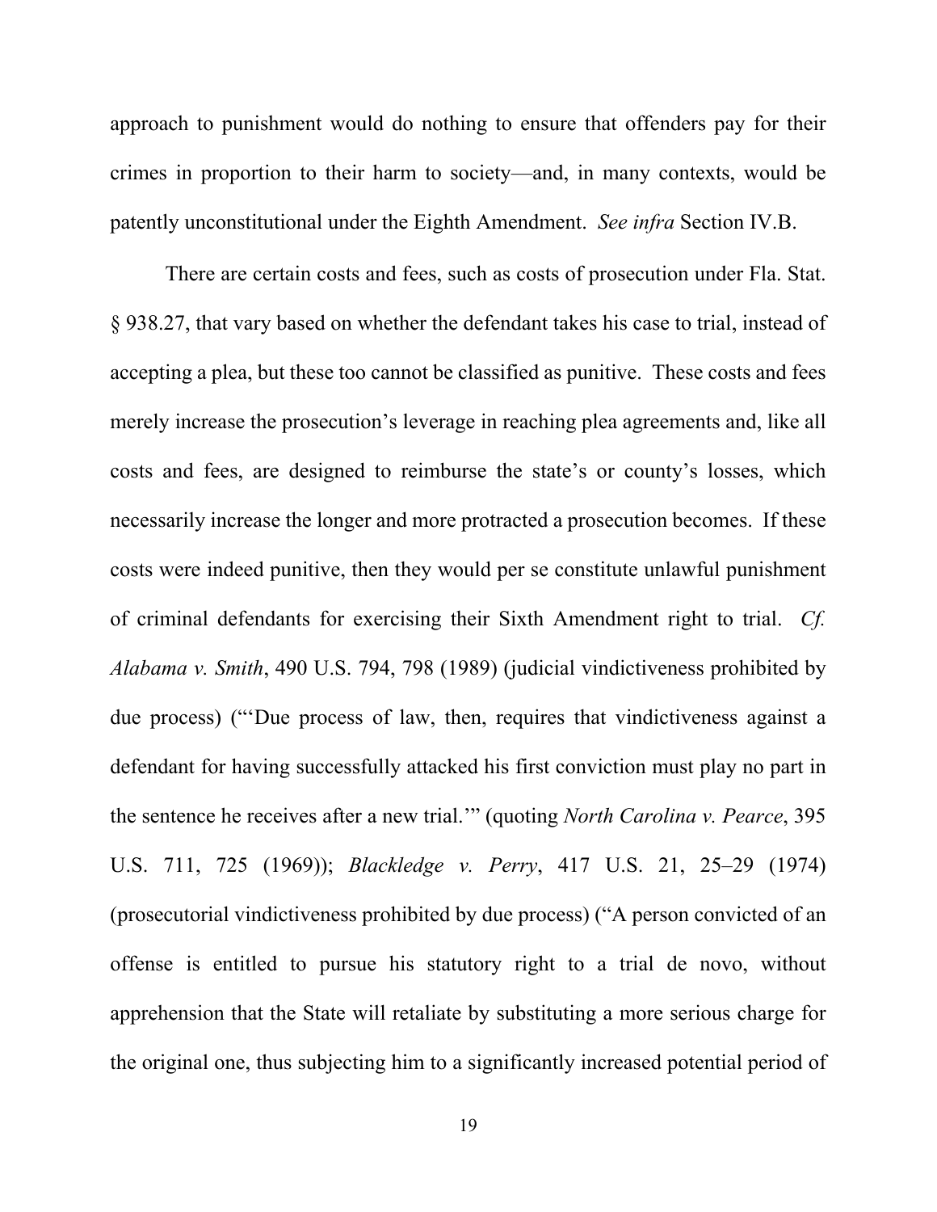approach to punishment would do nothing to ensure that offenders pay for their crimes in proportion to their harm to society—and, in many contexts, would be patently unconstitutional under the Eighth Amendment. *See infra* Section IV.B.

There are certain costs and fees, such as costs of prosecution under Fla. Stat. § 938.27, that vary based on whether the defendant takes his case to trial, instead of accepting a plea, but these too cannot be classified as punitive. These costs and fees merely increase the prosecution's leverage in reaching plea agreements and, like all costs and fees, are designed to reimburse the state's or county's losses, which necessarily increase the longer and more protracted a prosecution becomes. If these costs were indeed punitive, then they would per se constitute unlawful punishment of criminal defendants for exercising their Sixth Amendment right to trial. *Cf. Alabama v. Smith*, 490 U.S. 794, 798 (1989) (judicial vindictiveness prohibited by due process) ("'Due process of law, then, requires that vindictiveness against a defendant for having successfully attacked his first conviction must play no part in the sentence he receives after a new trial.'" (quoting *North Carolina v. Pearce*, 395 U.S. 711, 725 (1969)); *Blackledge v. Perry*, 417 U.S. 21, 25–29 (1974) (prosecutorial vindictiveness prohibited by due process) ("A person convicted of an offense is entitled to pursue his statutory right to a trial de novo, without apprehension that the State will retaliate by substituting a more serious charge for the original one, thus subjecting him to a significantly increased potential period of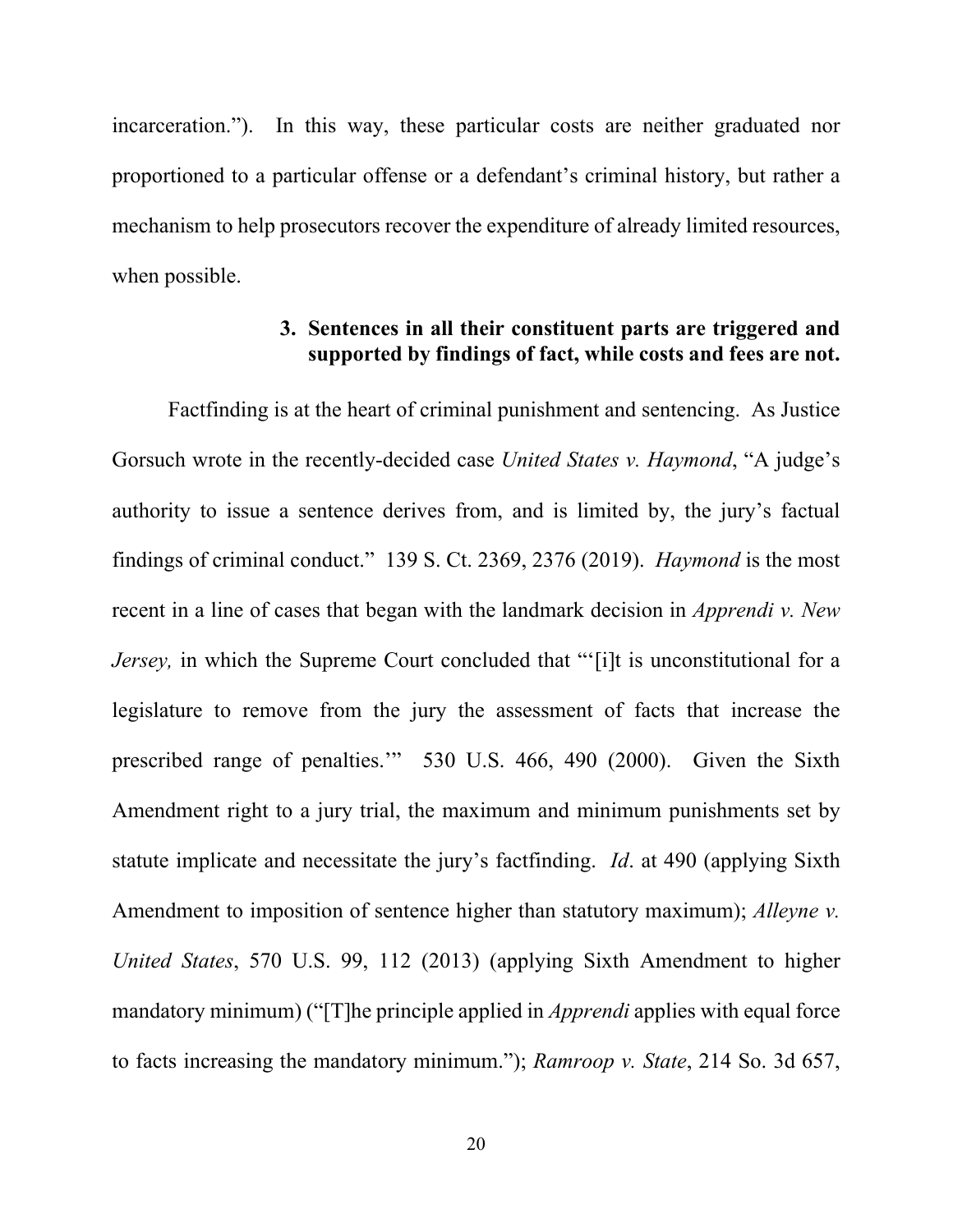incarceration."). In this way, these particular costs are neither graduated nor proportioned to a particular offense or a defendant's criminal history, but rather a mechanism to help prosecutors recover the expenditure of already limited resources, when possible.

**3. Sentences in all their constituent parts are triggered and supported by findings of fact, while costs and fees are not.**

Factfinding is at the heart of criminal punishment and sentencing. As Justice Gorsuch wrote in the recently-decided case *United States v. Haymond*, "A judge's authority to issue a sentence derives from, and is limited by, the jury's factual findings of criminal conduct." 139 S. Ct. 2369, 2376 (2019). *Haymond* is the most recent in a line of cases that began with the landmark decision in *Apprendi v. New Jersey,* in which the Supreme Court concluded that "'[i]t is unconstitutional for a legislature to remove from the jury the assessment of facts that increase the prescribed range of penalties.'" 530 U.S. 466, 490 (2000). Given the Sixth Amendment right to a jury trial, the maximum and minimum punishments set by statute implicate and necessitate the jury's factfinding. *Id*. at 490 (applying Sixth Amendment to imposition of sentence higher than statutory maximum); *Alleyne v. United States*, 570 U.S. 99, 112 (2013) (applying Sixth Amendment to higher mandatory minimum) ("[T]he principle applied in *Apprendi* applies with equal force to facts increasing the mandatory minimum."); *Ramroop v. State*, 214 So. 3d 657,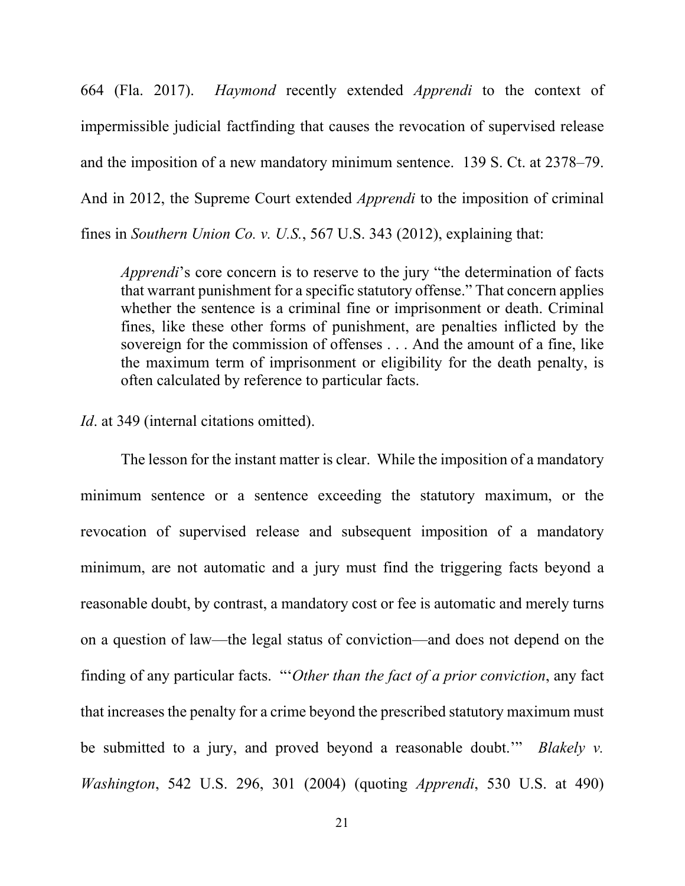664 (Fla. 2017). *Haymond* recently extended *Apprendi* to the context of impermissible judicial factfinding that causes the revocation of supervised release and the imposition of a new mandatory minimum sentence. 139 S. Ct. at 2378–79. And in 2012, the Supreme Court extended *Apprendi* to the imposition of criminal fines in *Southern Union Co. v. U.S.*, 567 U.S. 343 (2012), explaining that:

> *Apprendi*'s core concern is to reserve to the jury "the determination of facts that warrant punishment for a specific statutory offense." That concern applies whether the sentence is a criminal fine or imprisonment or death. Criminal fines, like these other forms of punishment, are penalties inflicted by the sovereign for the commission of offenses . . . And the amount of a fine, like the maximum term of imprisonment or eligibility for the death penalty, is often calculated by reference to particular facts.

*Id*. at 349 (internal citations omitted).

The lesson for the instant matter is clear. While the imposition of a mandatory minimum sentence or a sentence exceeding the statutory maximum, or the revocation of supervised release and subsequent imposition of a mandatory minimum, are not automatic and a jury must find the triggering facts beyond a reasonable doubt, by contrast, a mandatory cost or fee is automatic and merely turns on a question of law—the legal status of conviction—and does not depend on the finding of any particular facts. "'*Other than the fact of a prior conviction*, any fact that increases the penalty for a crime beyond the prescribed statutory maximum must be submitted to a jury, and proved beyond a reasonable doubt.'" *Blakely v. Washington*, 542 U.S. 296, 301 (2004) (quoting *Apprendi*, 530 U.S. at 490)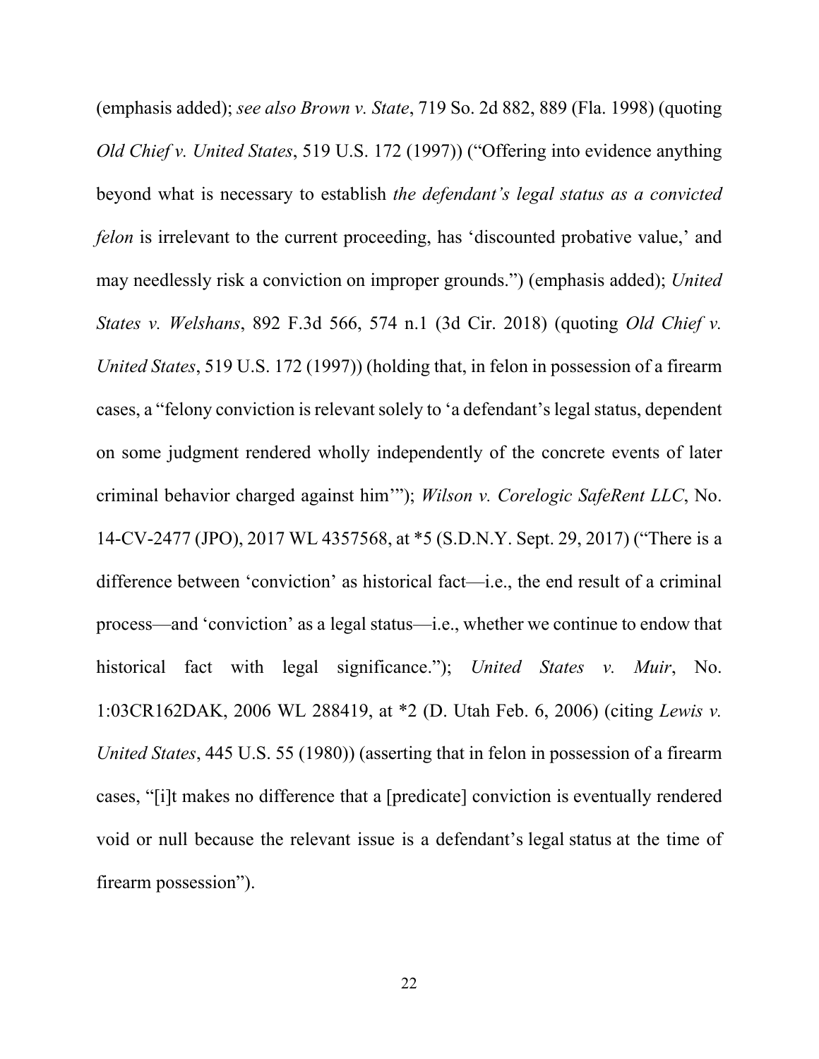(emphasis added); *see also Brown v. State*, 719 So. 2d 882, 889 (Fla. 1998) (quoting *Old Chief v. United States*, 519 U.S. 172 (1997)) ("Offering into evidence anything beyond what is necessary to establish *the defendant's legal status as a convicted felon* is irrelevant to the current proceeding, has 'discounted probative value,' and may needlessly risk a conviction on improper grounds.") (emphasis added); *United States v. Welshans*, 892 F.3d 566, 574 n.1 (3d Cir. 2018) (quoting *Old Chief v. United States*, 519 U.S. 172 (1997)) (holding that, in felon in possession of a firearm cases, a "felony conviction is relevant solely to 'a defendant's legal status, dependent on some judgment rendered wholly independently of the concrete events of later criminal behavior charged against him'"); *Wilson v. Corelogic SafeRent LLC*, No. 14-CV-2477 (JPO), 2017 WL 4357568, at \*5 (S.D.N.Y. Sept. 29, 2017) ("There is a difference between 'conviction' as historical fact—i.e., the end result of a criminal process—and 'conviction' as a legal status—i.e., whether we continue to endow that historical fact with legal significance."); *United States v. Muir*, No. 1:03CR162DAK, 2006 WL 288419, at \*2 (D. Utah Feb. 6, 2006) (citing *Lewis v. United States*, 445 U.S. 55 (1980)) (asserting that in felon in possession of a firearm cases, "[i]t makes no difference that a [predicate] conviction is eventually rendered void or null because the relevant issue is a defendant's legal status at the time of firearm possession").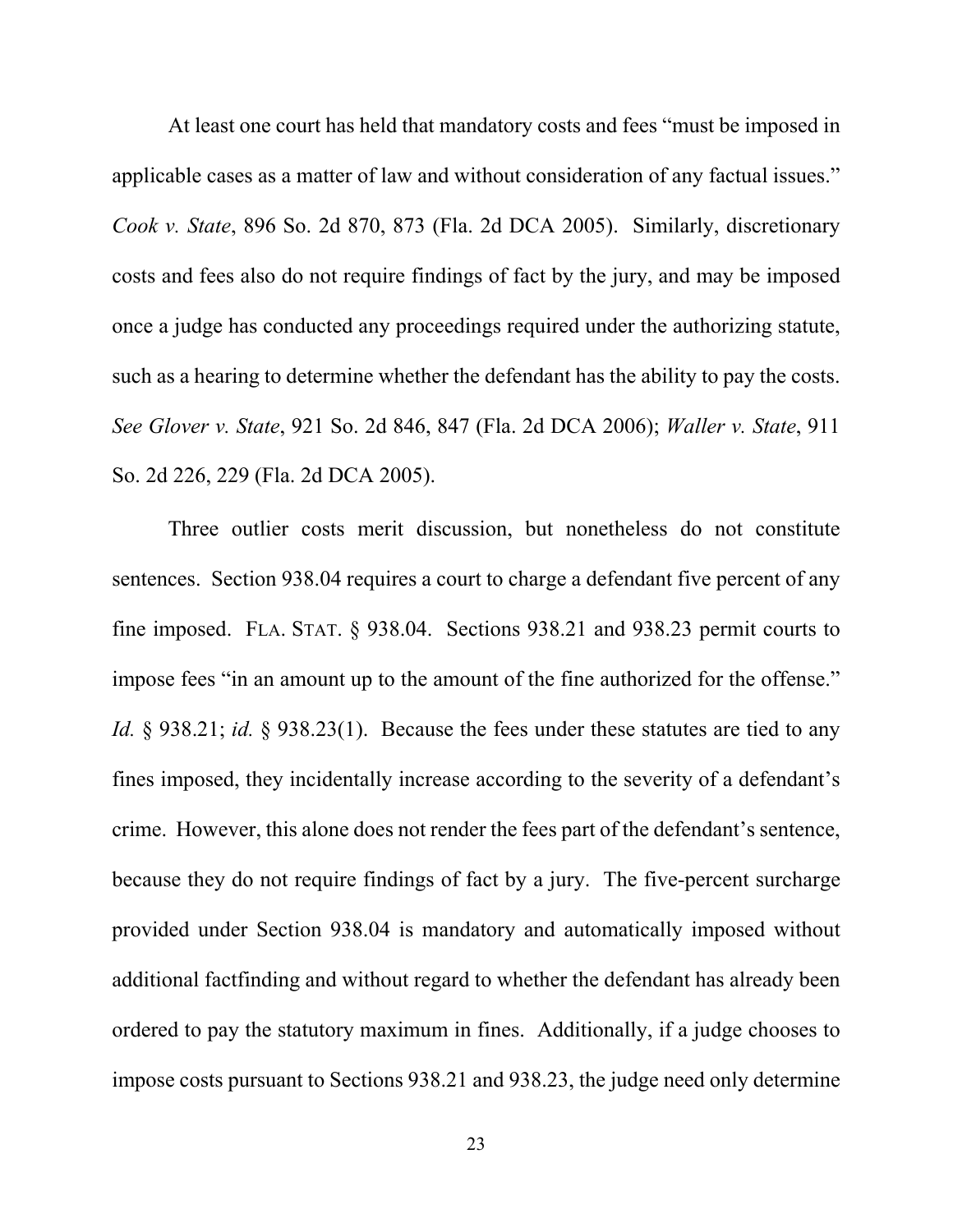At least one court has held that mandatory costs and fees "must be imposed in applicable cases as a matter of law and without consideration of any factual issues." *Cook v. State*, 896 So. 2d 870, 873 (Fla. 2d DCA 2005). Similarly, discretionary costs and fees also do not require findings of fact by the jury, and may be imposed once a judge has conducted any proceedings required under the authorizing statute, such as a hearing to determine whether the defendant has the ability to pay the costs. *See Glover v. State*, 921 So. 2d 846, 847 (Fla. 2d DCA 2006); *Waller v. State*, 911 So. 2d 226, 229 (Fla. 2d DCA 2005).

Three outlier costs merit discussion, but nonetheless do not constitute sentences. Section 938.04 requires a court to charge a defendant five percent of any fine imposed. FLA. STAT. § 938.04. Sections 938.21 and 938.23 permit courts to impose fees "in an amount up to the amount of the fine authorized for the offense." *Id.* § 938.21; *id.* § 938.23(1). Because the fees under these statutes are tied to any fines imposed, they incidentally increase according to the severity of a defendant's crime. However, this alone does not render the fees part of the defendant's sentence, because they do not require findings of fact by a jury. The five-percent surcharge provided under Section 938.04 is mandatory and automatically imposed without additional factfinding and without regard to whether the defendant has already been ordered to pay the statutory maximum in fines. Additionally, if a judge chooses to impose costs pursuant to Sections 938.21 and 938.23, the judge need only determine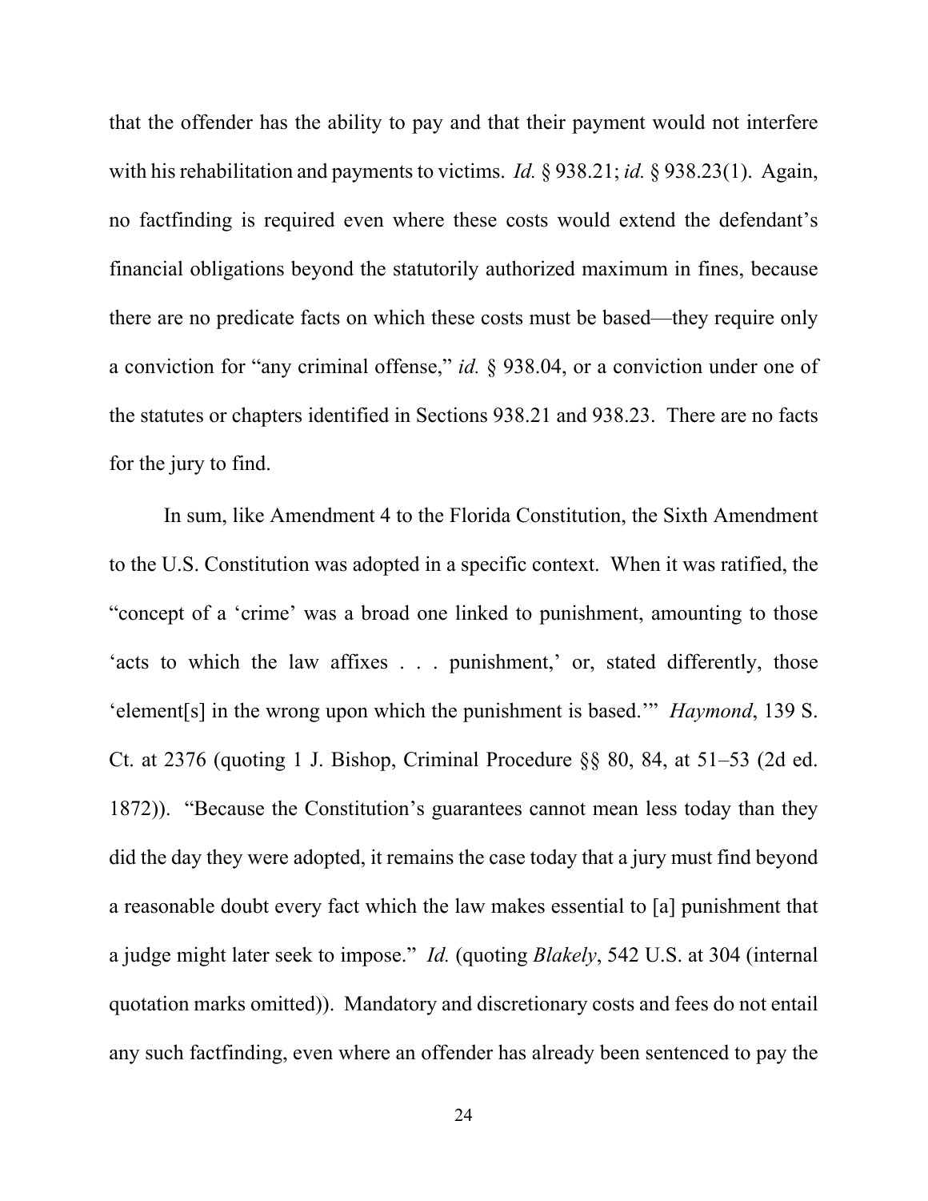that the offender has the ability to pay and that their payment would not interfere with his rehabilitation and payments to victims. *Id.* § 938.21; *id.* § 938.23(1). Again, no factfinding is required even where these costs would extend the defendant's financial obligations beyond the statutorily authorized maximum in fines, because there are no predicate facts on which these costs must be based—they require only a conviction for "any criminal offense," *id.* § 938.04, or a conviction under one of the statutes or chapters identified in Sections 938.21 and 938.23. There are no facts for the jury to find.

In sum, like Amendment 4 to the Florida Constitution, the Sixth Amendment to the U.S. Constitution was adopted in a specific context. When it was ratified, the "concept of a 'crime' was a broad one linked to punishment, amounting to those 'acts to which the law affixes . . . punishment,' or, stated differently, those 'element[s] in the wrong upon which the punishment is based.'" *Haymond*, 139 S. Ct. at 2376 (quoting 1 J. Bishop, Criminal Procedure §§ 80, 84, at 51–53 (2d ed. 1872)). "Because the Constitution's guarantees cannot mean less today than they did the day they were adopted, it remains the case today that a jury must find beyond a reasonable doubt every fact which the law makes essential to [a] punishment that a judge might later seek to impose." *Id.* (quoting *Blakely*, 542 U.S. at 304 (internal quotation marks omitted)). Mandatory and discretionary costs and fees do not entail any such factfinding, even where an offender has already been sentenced to pay the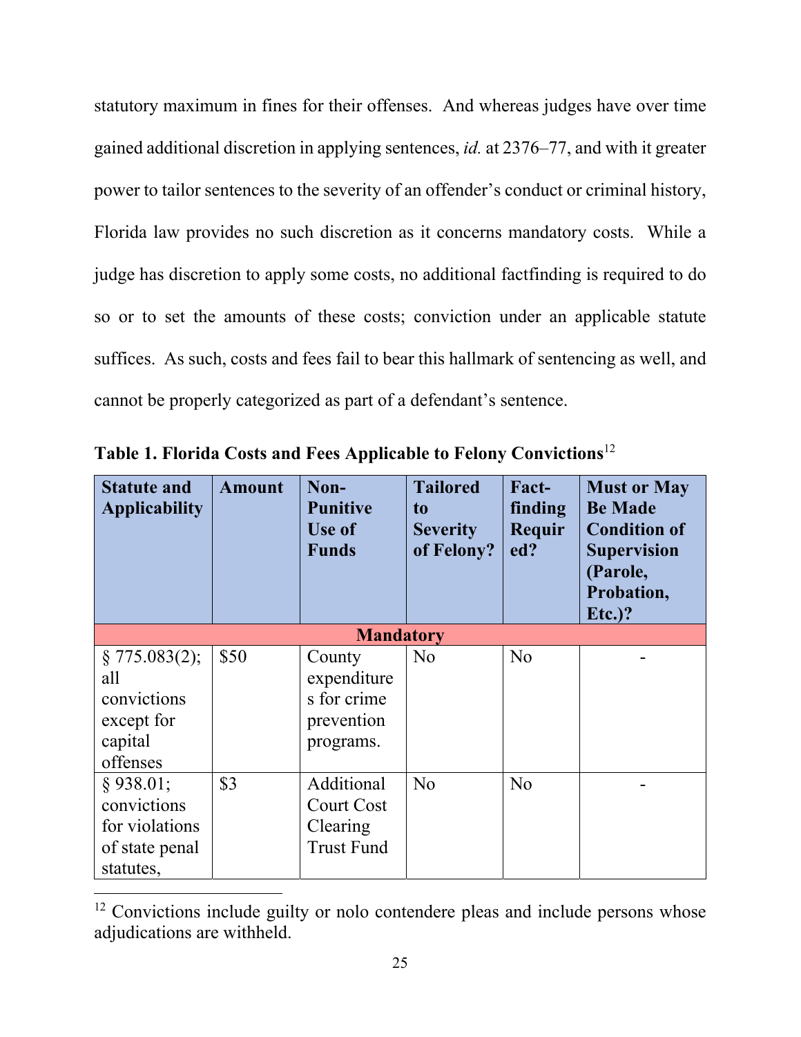statutory maximum in fines for their offenses. And whereas judges have over time gained additional discretion in applying sentences, *id.* at 2376–77, and with it greater power to tailor sentences to the severity of an offender's conduct or criminal history, Florida law provides no such discretion as it concerns mandatory costs. While a judge has discretion to apply some costs, no additional factfinding is required to do so or to set the amounts of these costs; conviction under an applicable statute suffices. As such, costs and fees fail to bear this hallmark of sentencing as well, and cannot be properly categorized as part of a defendant's sentence.

**Table 1. Florida Costs and Fees Applicable to Felony Convictions**[12]

| Statute and Applicability | Amount | Non-Punitive Use of Funds | Tailored to Severity of Felony? | Fact-finding Required? | Must or May Be Made Condition of Supervision (Parole, Probation, Etc.)? |
|---|---|---|---|---|---|
| **Mandatory** | | | | | |
| § 775.083(2); all convictions except for capital offenses | $50 | County expenditures for crime prevention programs. | No | No | - |
| § 938.01; convictions for violations of state penal statutes, | $3 | Additional Court Cost Clearing Trust Fund | No | No | - |

[12] Convictions include guilty or nolo contendere pleas and include persons whose adjudications are withheld.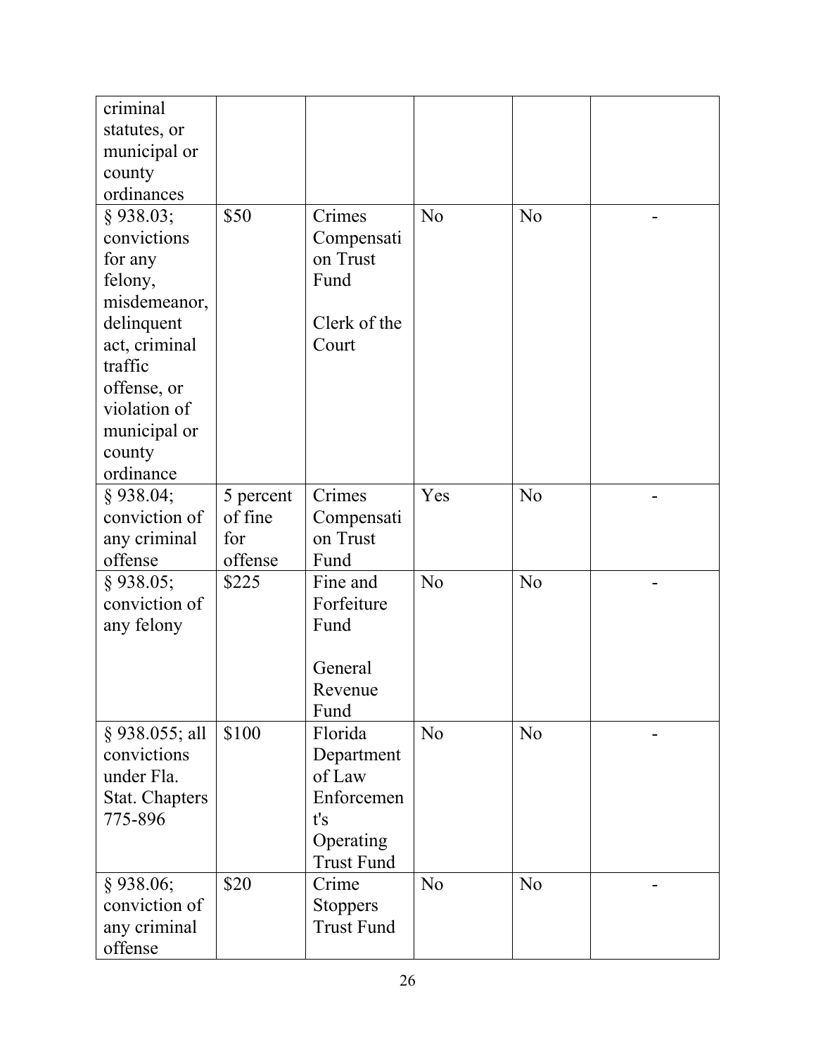| | | | | | |
|---|---|---|---|---|---|
| criminal statutes, or municipal or county ordinances | | | | | |
| § 938.03; convictions for any felony, misdemeanor, delinquent act, criminal traffic offense, or violation of municipal or county ordinance | $50 | Crimes Compensation Trust Fund<br><br>Clerk of the Court | No | No | - |
| § 938.04; conviction of any criminal offense | 5 percent of fine for offense | Crimes Compensation Trust Fund | Yes | No | - |
| § 938.05; conviction of any felony | $225 | Fine and Forfeiture Fund<br><br>General Revenue Fund | No | No | - |
| § 938.055; all convictions under Fla. Stat. Chapters 775-896 | $100 | Florida Department of Law Enforcement's Operating Trust Fund | No | No | - |
| § 938.06; conviction of any criminal offense | $20 | Crime Stoppers Trust Fund | No | No | - |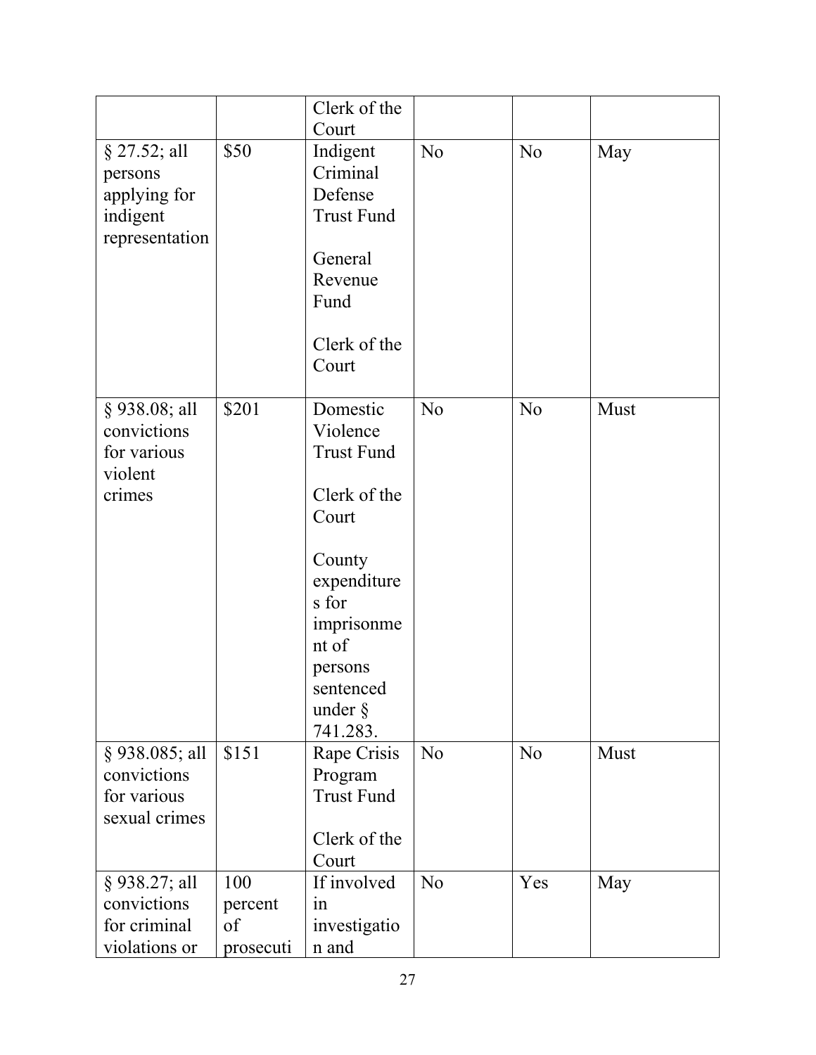| | | | | | |
|---|---|---|---|---|---|
| | | Clerk of the Court | | | |
| § 27.52; all persons applying for indigent representation | $50 | Indigent Criminal Defense Trust Fund<br><br>General Revenue Fund<br><br>Clerk of the Court | No | No | May |
| § 938.08; all convictions for various violent crimes | $201 | Domestic Violence Trust Fund<br><br>Clerk of the Court<br><br>County expenditures for imprisonment of persons sentenced under § 741.283. | No | No | Must |
| § 938.085; all convictions for various sexual crimes | $151 | Rape Crisis Program Trust Fund<br><br>Clerk of the Court | No | No | Must |
| § 938.27; all convictions for criminal violations or | 100 percent of prosecuti | If involved in investigation and | No | Yes | May |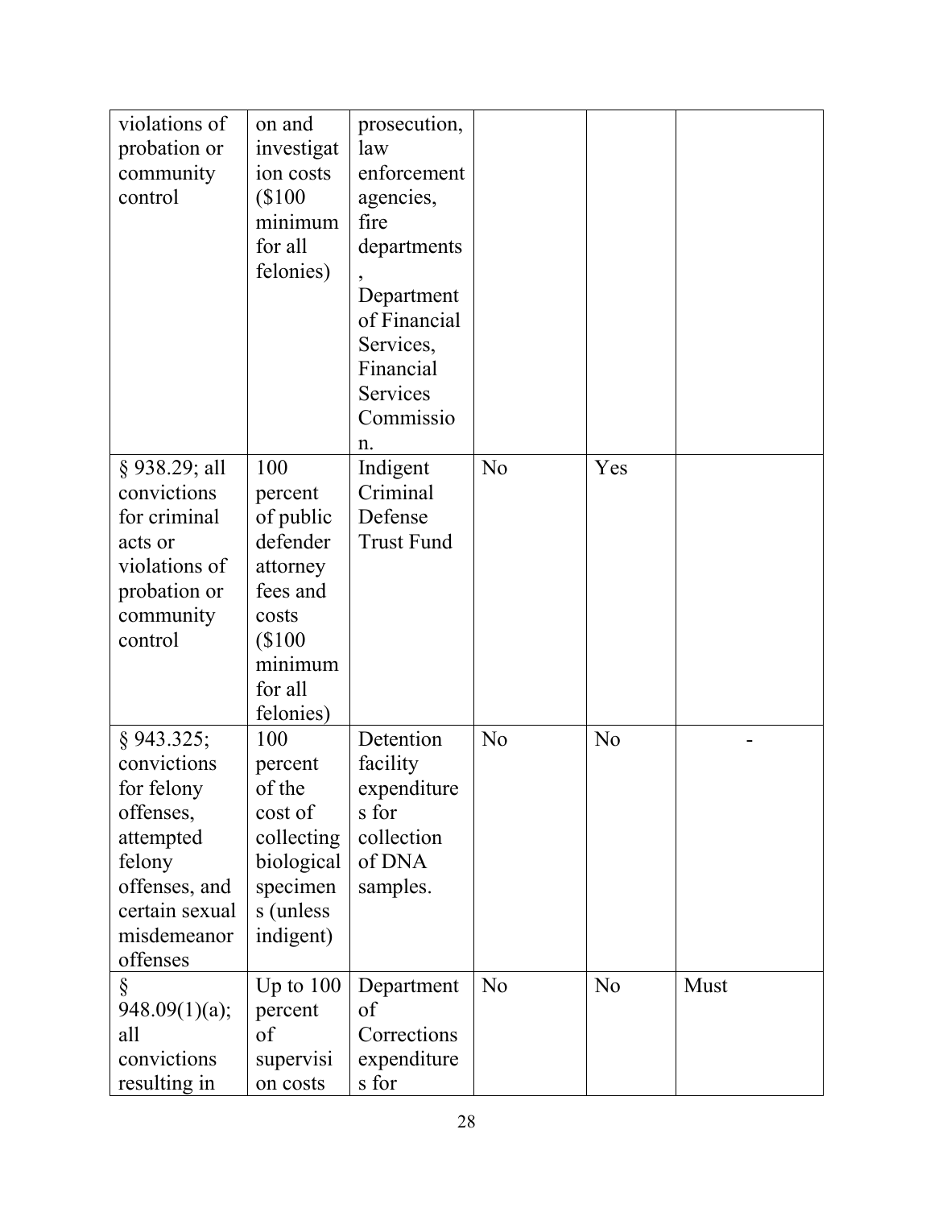| | | | | | |
|---|---|---|---|---|---|
| violations of probation or community control | on and investigation costs ($100 minimum for all felonies) | prosecution, law enforcement agencies, fire departments, Department of Financial Services, Financial Services Commission. | | | |
| § 938.29; all convictions for criminal acts or violations of probation or community control | 100 percent of public defender attorney fees and costs ($100 minimum for all felonies) | Indigent Criminal Defense Trust Fund | No | Yes | |
| § 943.325; convictions for felony offenses, attempted felony offenses, and certain sexual misdemeanor offenses | 100 percent of the cost of collecting biological specimens (unless indigent) | Detention facility expenditures for collection of DNA samples. | No | No | - |
| § 948.09(1)(a); all convictions resulting in | Up to 100 percent of supervision costs | Department of Corrections expenditures for | No | No | Must |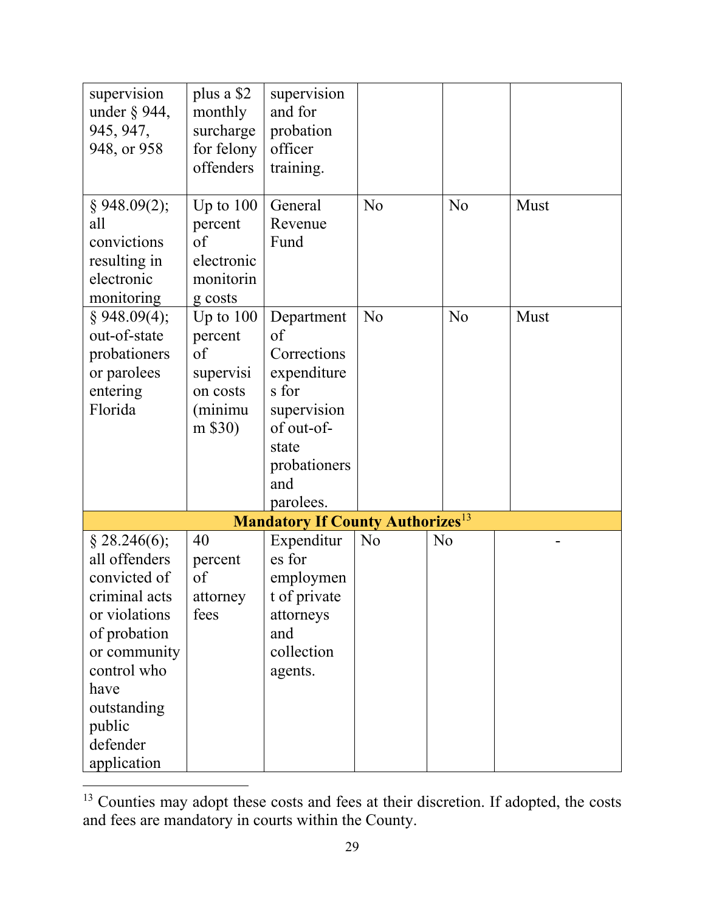| | | | | | |
|---|---|---|---|---|---|
| supervision under § 944, 945, 947, 948, or 958 | plus a $2 monthly surcharge for felony offenders | supervision and for probation officer training. | | | |
| § 948.09(2); all convictions resulting in electronic monitoring | Up to 100 percent of electronic monitoring costs | General Revenue Fund | No | No | Must |
| § 948.09(4); out-of-state probationers or parolees entering Florida | Up to 100 percent of supervision costs (minimum $30) | Department of Corrections expenditures for supervision of out-of-state probationers and parolees. | No | No | Must |
| **Mandatory If County Authorizes**[13] | | | | | |
| § 28.246(6); all offenders convicted of criminal acts or violations of probation or community control who have outstanding public defender application | 40 percent of attorney fees | Expenditures for employment of private attorneys and collection agents. | No | No | - |

[13] Counties may adopt these costs and fees at their discretion. If adopted, the costs and fees are mandatory in courts within the County.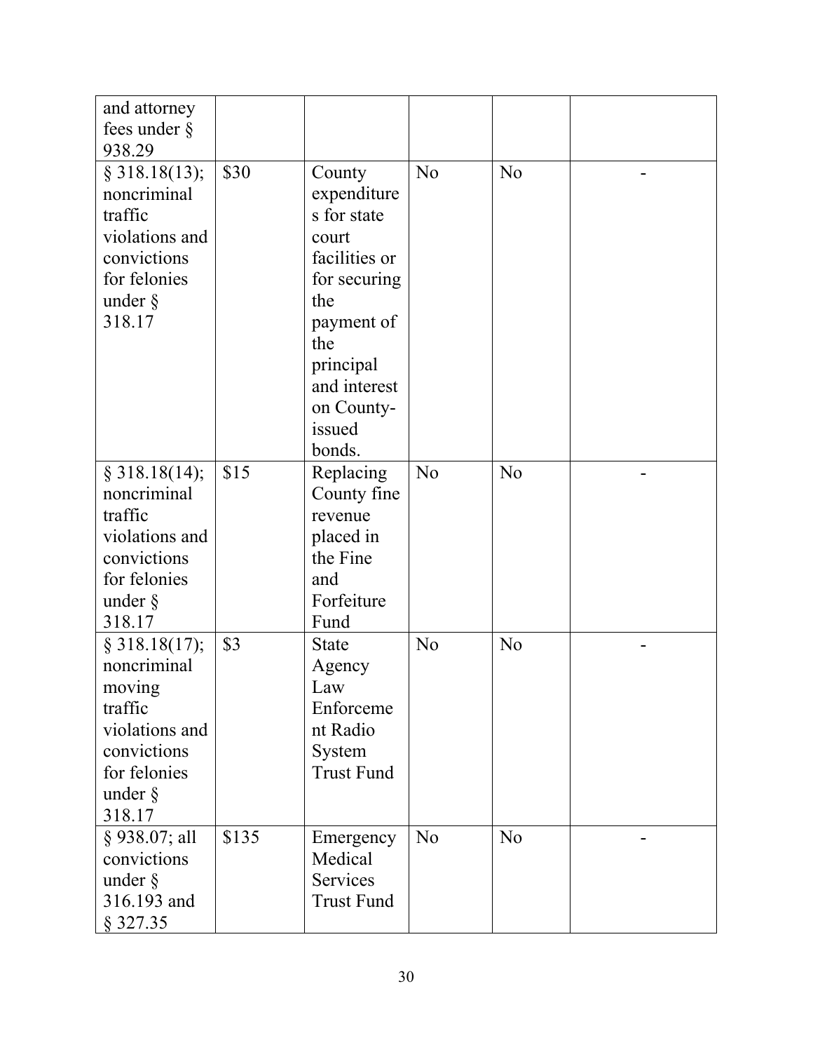| | | | | | |
|---|---|---|---|---|---|
| and attorney fees under § 938.29 | | | | | |
| § 318.18(13); noncriminal traffic violations and convictions for felonies under § 318.17 | $30 | County expenditures for state court facilities or for securing the payment of the principal and interest on County-issued bonds. | No | No | - |
| § 318.18(14); noncriminal traffic violations and convictions for felonies under § 318.17 | $15 | Replacing County fine revenue placed in the Fine and Forfeiture Fund | No | No | - |
| § 318.18(17); noncriminal moving traffic violations and convictions for felonies under § 318.17 | $3 | State Agency Law Enforcement Radio System Trust Fund | No | No | - |
| § 938.07; all convictions under § 316.193 and § 327.35 | $135 | Emergency Medical Services Trust Fund | No | No | - |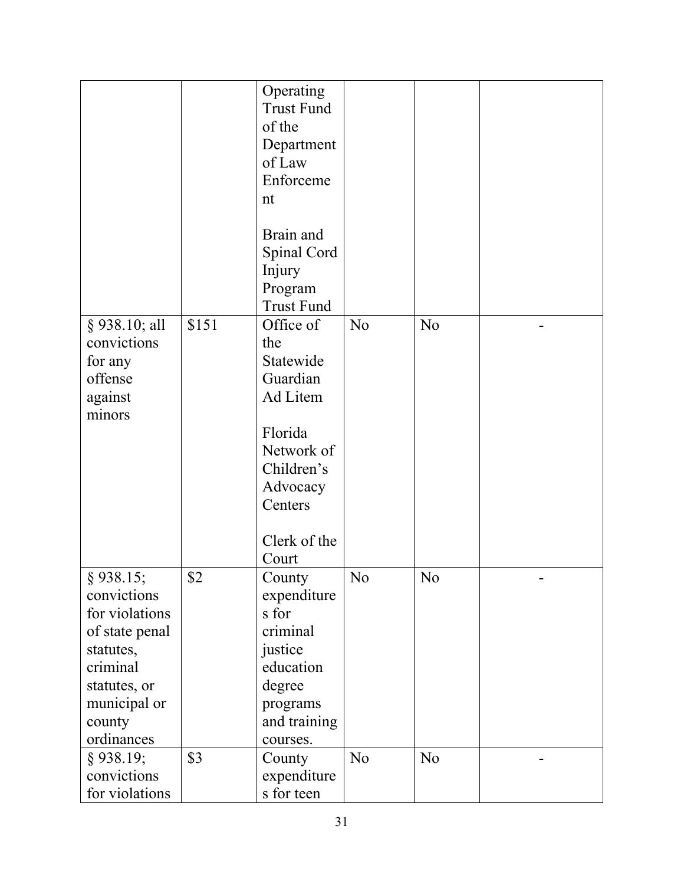| | | | | | |
|---|---|---|---|---|---|
| | | Operating Trust Fund of the Department of Law Enforcement<br><br>Brain and Spinal Cord Injury Program Trust Fund | | | |
| § 938.10; all convictions for any offense against minors | $151 | Office of the Statewide Guardian Ad Litem<br><br>Florida Network of Children's Advocacy Centers<br><br>Clerk of the Court | No | No | - |
| § 938.15; convictions for violations of state penal statutes, criminal statutes, or municipal or county ordinances | $2 | County expenditures for criminal justice education degree programs and training courses. | No | No | - |
| § 938.19; convictions for violations | $3 | County expenditures for teen | No | No | - |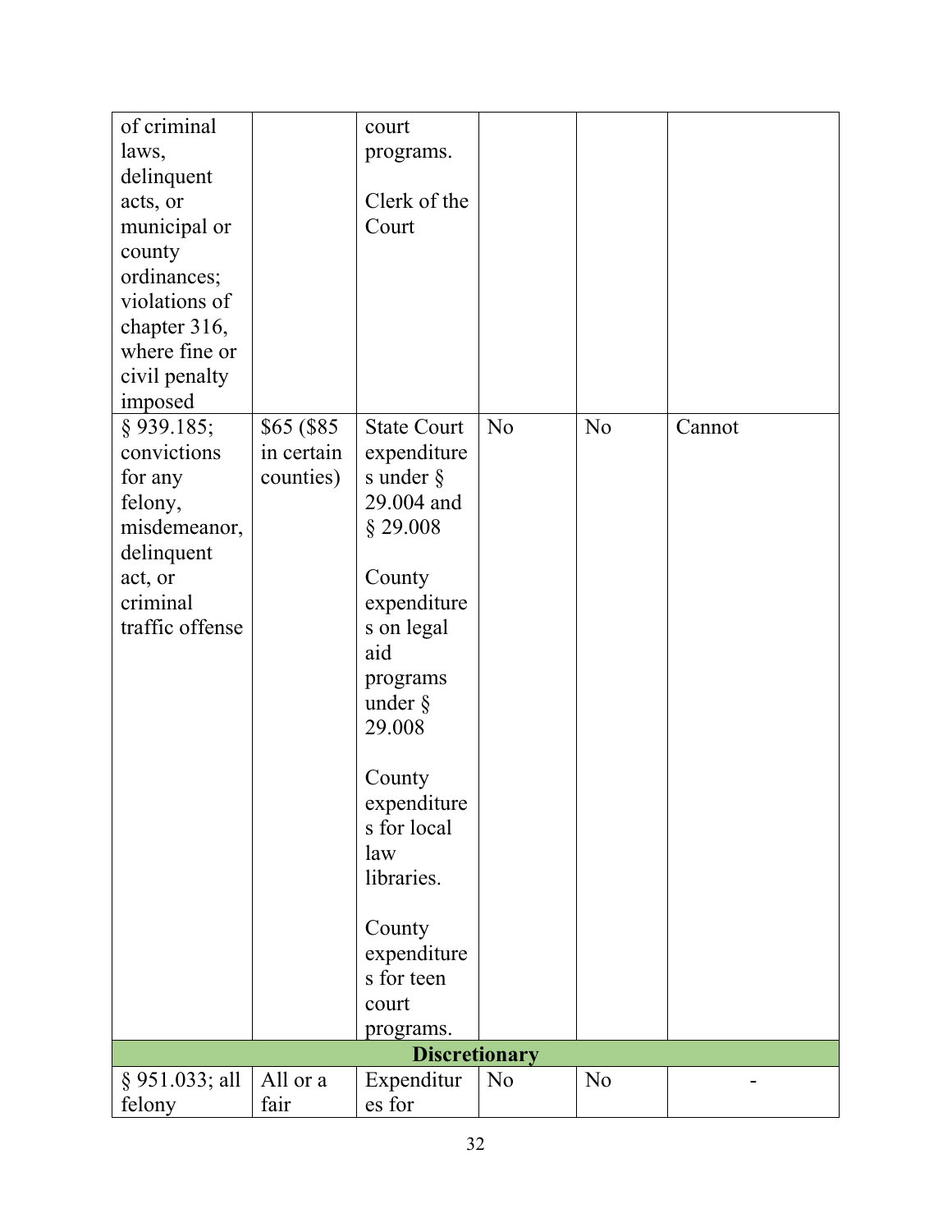| | | | | | |
|---|---|---|---|---|---|
| of criminal laws, delinquent acts, or municipal or county ordinances; violations of chapter 316, where fine or civil penalty imposed | | court programs.<br><br>Clerk of the Court | | | |
| § 939.185; convictions for any felony, misdemeanor, delinquent act, or criminal traffic offense | $65 ($85 in certain counties) | State Court expenditures under § 29.004 and § 29.008<br><br>County expenditures on legal aid programs under § 29.008<br><br>County expenditures for local law libraries.<br><br>County expenditures for teen court programs. | No | No | Cannot |
| **Discretionary** | | | | | |
| § 951.033; all felony | All or a fair | Expenditures for | No | No | - |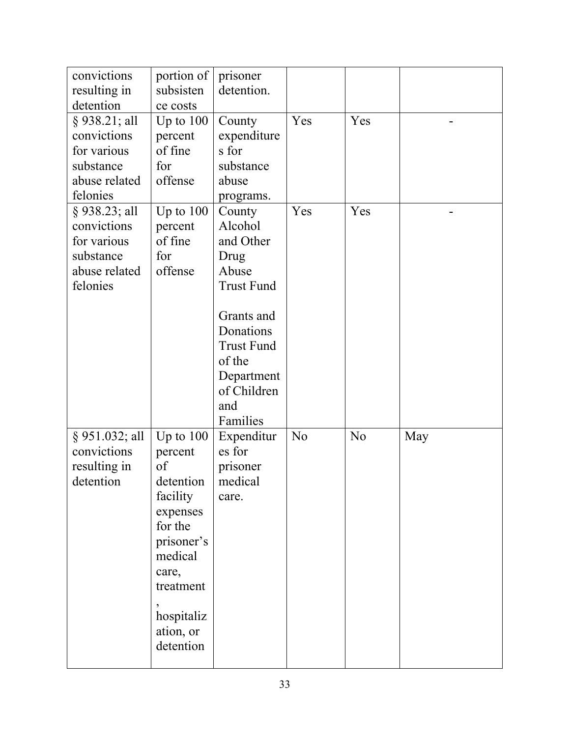| | | | | | |
|---|---|---|---|---|---|
| convictions resulting in detention | portion of subsistence costs | prisoner detention. | | | |
| § 938.21; all convictions for various substance abuse related felonies | Up to 100 percent of fine for offense | County expenditures for substance abuse programs. | Yes | Yes | - |
| § 938.23; all convictions for various substance abuse related felonies | Up to 100 percent of fine for offense | County Alcohol and Other Drug Abuse Trust Fund<br><br>Grants and Donations Trust Fund of the Department of Children and Families | Yes | Yes | - |
| § 951.032; all convictions resulting in detention | Up to 100 percent of detention facility expenses for the prisoner's medical care, treatment, hospitalization, or detention | Expenditures for prisoner medical care. | No | No | May |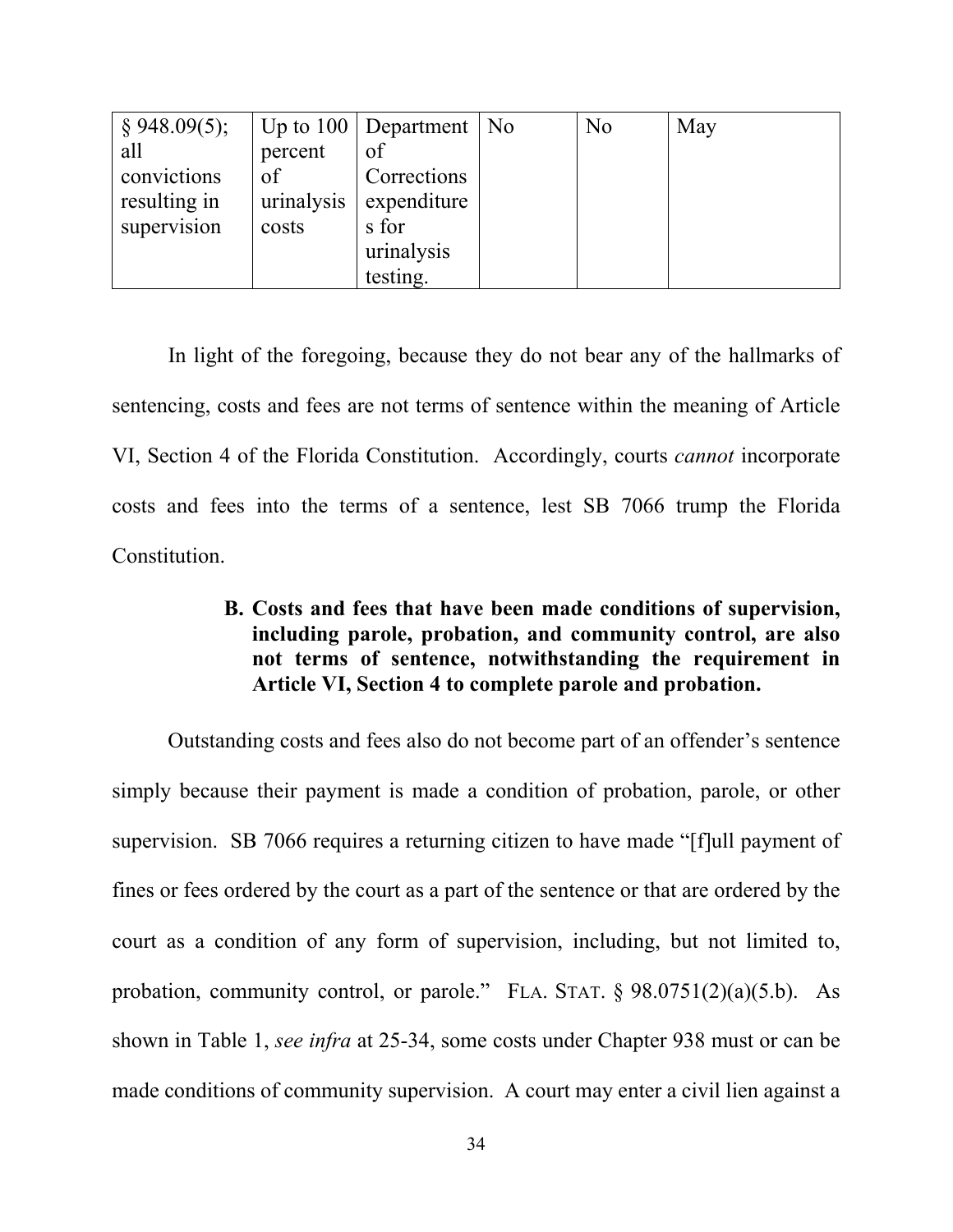| § 948.09(5); all convictions resulting in supervision | Up to 100 percent of urinalysis costs | Department of Corrections expenditures for urinalysis testing. | No | No | May |
|---|---|---|---|---|---|

In light of the foregoing, because they do not bear any of the hallmarks of sentencing, costs and fees are not terms of sentence within the meaning of Article VI, Section 4 of the Florida Constitution. Accordingly, courts *cannot* incorporate costs and fees into the terms of a sentence, lest SB 7066 trump the Florida Constitution.

### B. Costs and fees that have been made conditions of supervision, including parole, probation, and community control, are also not terms of sentence, notwithstanding the requirement in Article VI, Section 4 to complete parole and probation.

Outstanding costs and fees also do not become part of an offender's sentence simply because their payment is made a condition of probation, parole, or other supervision. SB 7066 requires a returning citizen to have made "[f]ull payment of fines or fees ordered by the court as a part of the sentence or that are ordered by the court as a condition of any form of supervision, including, but not limited to, probation, community control, or parole." FLA. STAT. § 98.0751(2)(a)(5.b). As shown in Table 1, *see infra* at 25-34, some costs under Chapter 938 must or can be made conditions of community supervision. A court may enter a civil lien against a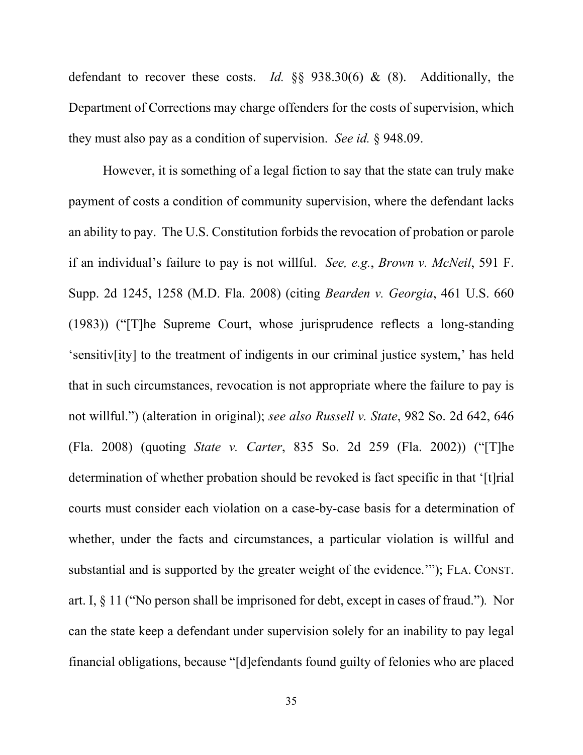defendant to recover these costs. *Id.* §§ 938.30(6) & (8). Additionally, the Department of Corrections may charge offenders for the costs of supervision, which they must also pay as a condition of supervision. *See id.* § 948.09.

However, it is something of a legal fiction to say that the state can truly make payment of costs a condition of community supervision, where the defendant lacks an ability to pay. The U.S. Constitution forbids the revocation of probation or parole if an individual's failure to pay is not willful. *See, e.g.*, *Brown v. McNeil*, 591 F. Supp. 2d 1245, 1258 (M.D. Fla. 2008) (citing *Bearden v. Georgia*, 461 U.S. 660 (1983)) ("[T]he Supreme Court, whose jurisprudence reflects a long-standing 'sensitiv[ity] to the treatment of indigents in our criminal justice system,' has held that in such circumstances, revocation is not appropriate where the failure to pay is not willful.") (alteration in original); *see also Russell v. State*, 982 So. 2d 642, 646 (Fla. 2008) (quoting *State v. Carter*, 835 So. 2d 259 (Fla. 2002)) ("[T]he determination of whether probation should be revoked is fact specific in that '[t]rial courts must consider each violation on a case-by-case basis for a determination of whether, under the facts and circumstances, a particular violation is willful and substantial and is supported by the greater weight of the evidence.'"); FLA. CONST. art. I, § 11 ("No person shall be imprisoned for debt, except in cases of fraud."). Nor can the state keep a defendant under supervision solely for an inability to pay legal financial obligations, because "[d]efendants found guilty of felonies who are placed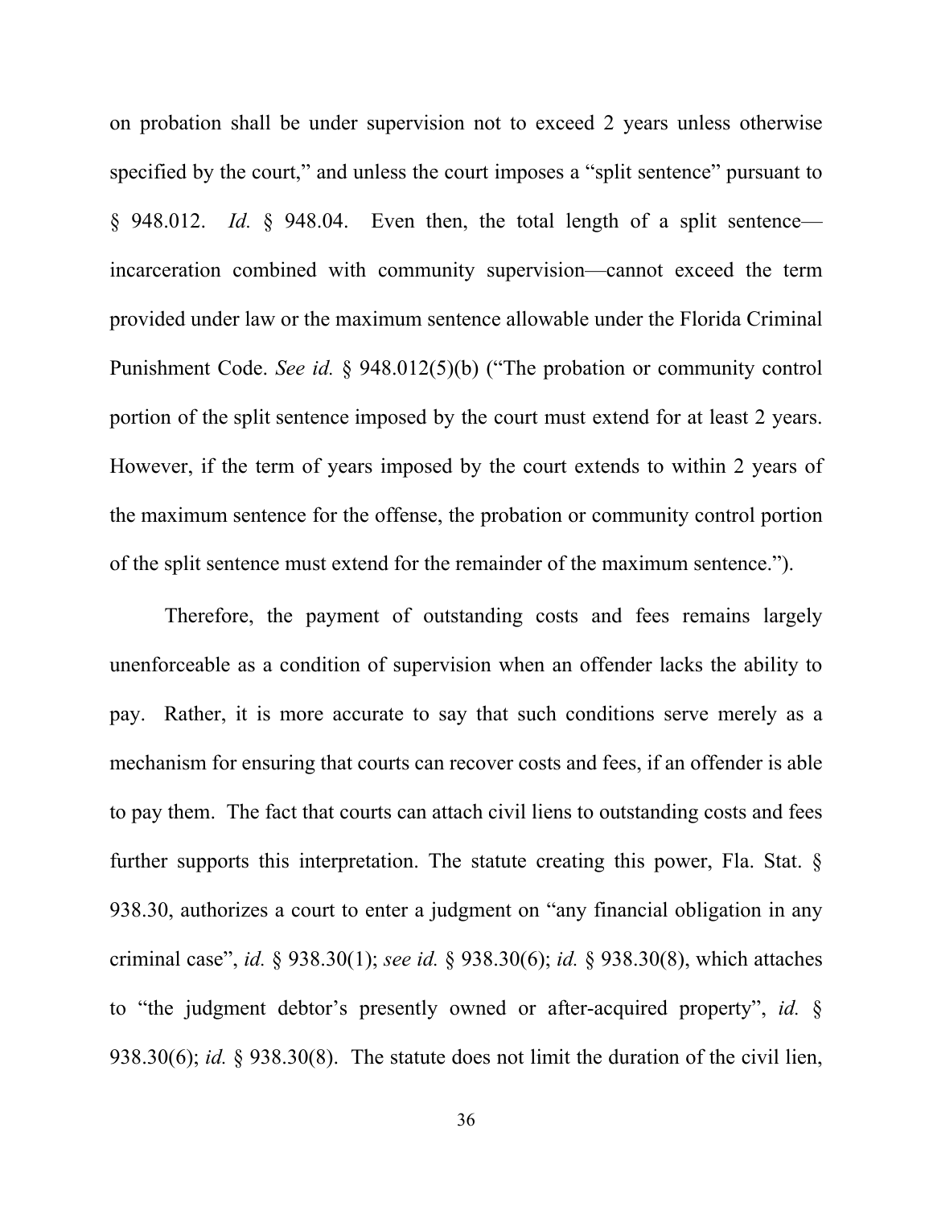on probation shall be under supervision not to exceed 2 years unless otherwise specified by the court," and unless the court imposes a "split sentence" pursuant to § 948.012. *Id.* § 948.04. Even then, the total length of a split sentence—incarceration combined with community supervision—cannot exceed the term provided under law or the maximum sentence allowable under the Florida Criminal Punishment Code. *See id.* § 948.012(5)(b) ("The probation or community control portion of the split sentence imposed by the court must extend for at least 2 years. However, if the term of years imposed by the court extends to within 2 years of the maximum sentence for the offense, the probation or community control portion of the split sentence must extend for the remainder of the maximum sentence.").

Therefore, the payment of outstanding costs and fees remains largely unenforceable as a condition of supervision when an offender lacks the ability to pay. Rather, it is more accurate to say that such conditions serve merely as a mechanism for ensuring that courts can recover costs and fees, if an offender is able to pay them. The fact that courts can attach civil liens to outstanding costs and fees further supports this interpretation. The statute creating this power, Fla. Stat. § 938.30, authorizes a court to enter a judgment on "any financial obligation in any criminal case", *id.* § 938.30(1); *see id.* § 938.30(6); *id.* § 938.30(8), which attaches to "the judgment debtor's presently owned or after-acquired property", *id.* § 938.30(6); *id.* § 938.30(8). The statute does not limit the duration of the civil lien,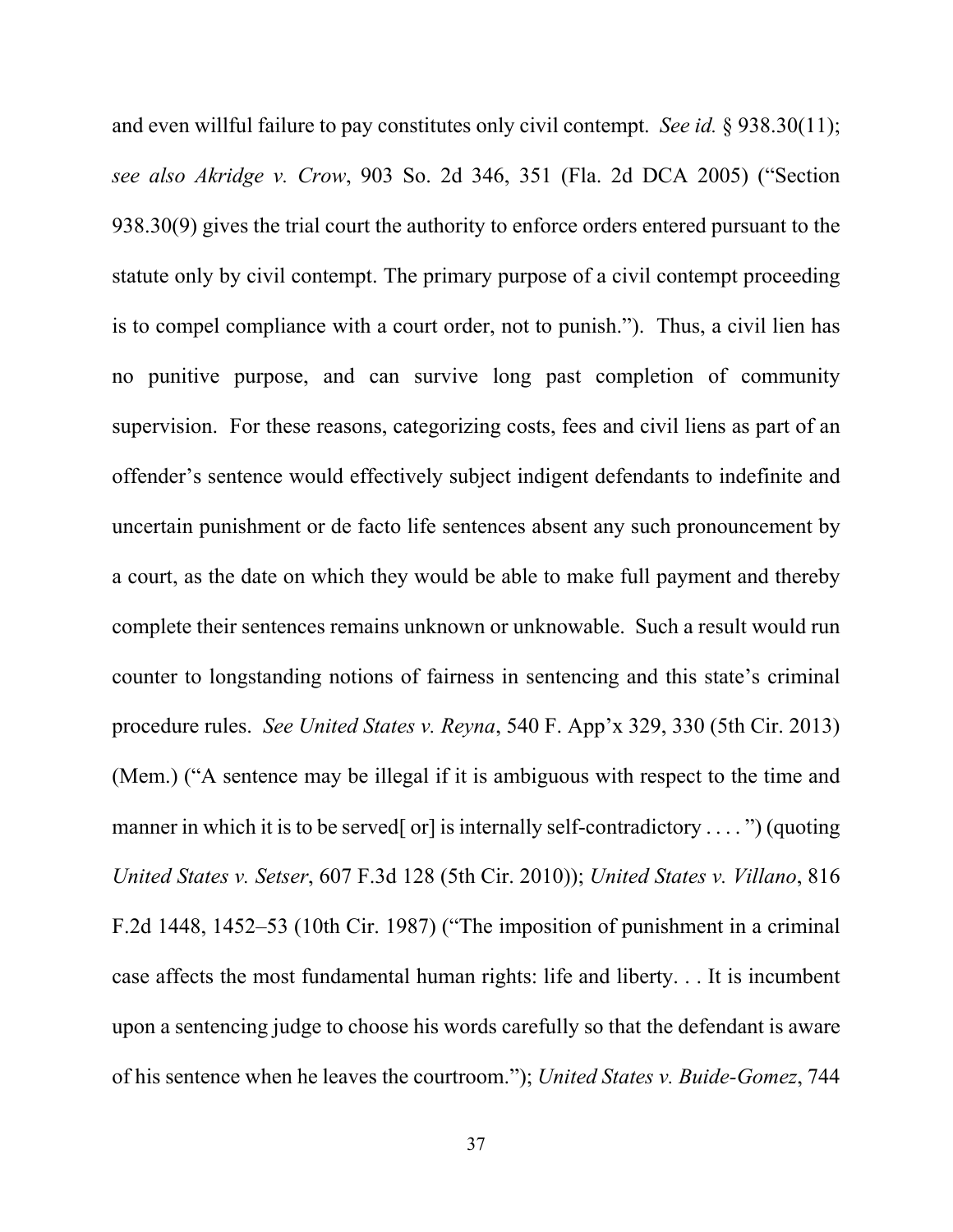and even willful failure to pay constitutes only civil contempt. *See id.* § 938.30(11); *see also Akridge v. Crow*, 903 So. 2d 346, 351 (Fla. 2d DCA 2005) ("Section 938.30(9) gives the trial court the authority to enforce orders entered pursuant to the statute only by civil contempt. The primary purpose of a civil contempt proceeding is to compel compliance with a court order, not to punish."). Thus, a civil lien has no punitive purpose, and can survive long past completion of community supervision. For these reasons, categorizing costs, fees and civil liens as part of an offender's sentence would effectively subject indigent defendants to indefinite and uncertain punishment or de facto life sentences absent any such pronouncement by a court, as the date on which they would be able to make full payment and thereby complete their sentences remains unknown or unknowable. Such a result would run counter to longstanding notions of fairness in sentencing and this state's criminal procedure rules. *See United States v. Reyna*, 540 F. App'x 329, 330 (5th Cir. 2013) (Mem.) ("A sentence may be illegal if it is ambiguous with respect to the time and manner in which it is to be served[ or] is internally self-contradictory . . . . ") (quoting *United States v. Setser*, 607 F.3d 128 (5th Cir. 2010)); *United States v. Villano*, 816 F.2d 1448, 1452–53 (10th Cir. 1987) ("The imposition of punishment in a criminal case affects the most fundamental human rights: life and liberty. . . It is incumbent upon a sentencing judge to choose his words carefully so that the defendant is aware of his sentence when he leaves the courtroom."); *United States v. Buide-Gomez*, 744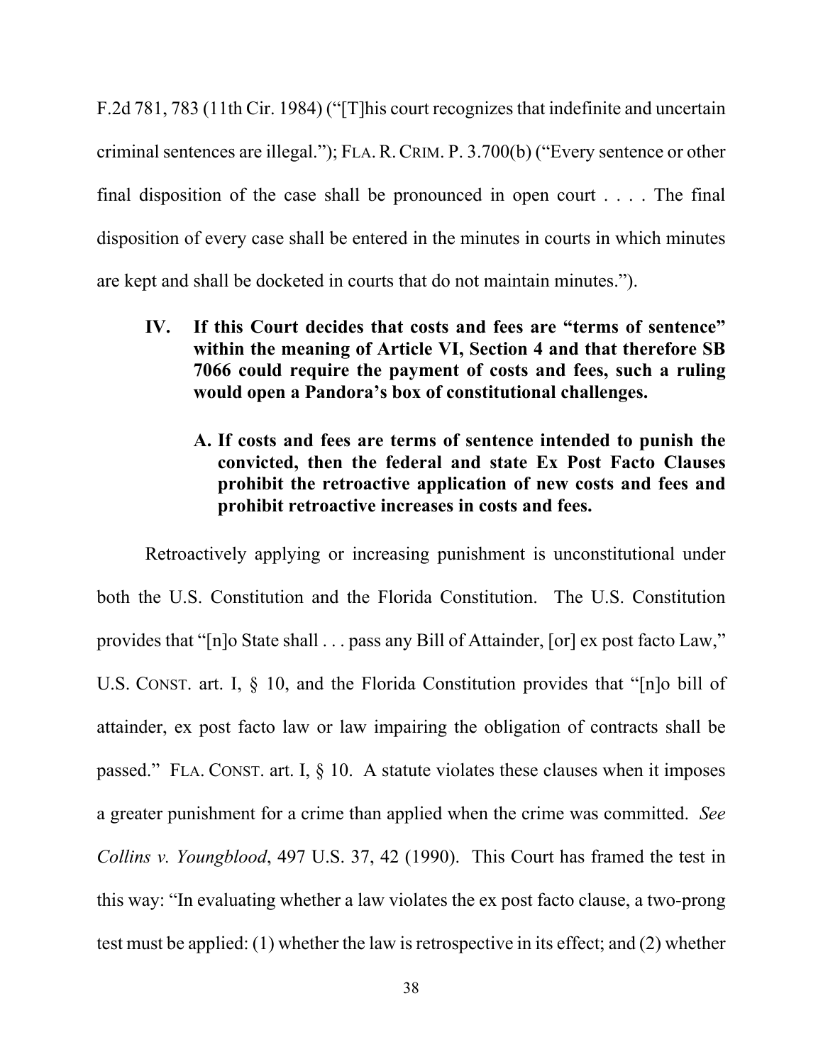F.2d 781, 783 (11th Cir. 1984) ("[T]his court recognizes that indefinite and uncertain criminal sentences are illegal."); FLA. R. CRIM. P. 3.700(b) ("Every sentence or other final disposition of the case shall be pronounced in open court . . . . The final disposition of every case shall be entered in the minutes in courts in which minutes are kept and shall be docketed in courts that do not maintain minutes.").

## IV. If this Court decides that costs and fees are "terms of sentence" within the meaning of Article VI, Section 4 and that therefore SB 7066 could require the payment of costs and fees, such a ruling would open a Pandora's box of constitutional challenges.

### A. If costs and fees are terms of sentence intended to punish the convicted, then the federal and state Ex Post Facto Clauses prohibit the retroactive application of new costs and fees and prohibit retroactive increases in costs and fees.

Retroactively applying or increasing punishment is unconstitutional under both the U.S. Constitution and the Florida Constitution. The U.S. Constitution provides that "[n]o State shall . . . pass any Bill of Attainder, [or] ex post facto Law," U.S. CONST. art. I, § 10, and the Florida Constitution provides that "[n]o bill of attainder, ex post facto law or law impairing the obligation of contracts shall be passed." FLA. CONST. art. I, § 10. A statute violates these clauses when it imposes a greater punishment for a crime than applied when the crime was committed. *See Collins v. Youngblood*, 497 U.S. 37, 42 (1990). This Court has framed the test in this way: "In evaluating whether a law violates the ex post facto clause, a two-prong test must be applied: (1) whether the law is retrospective in its effect; and (2) whether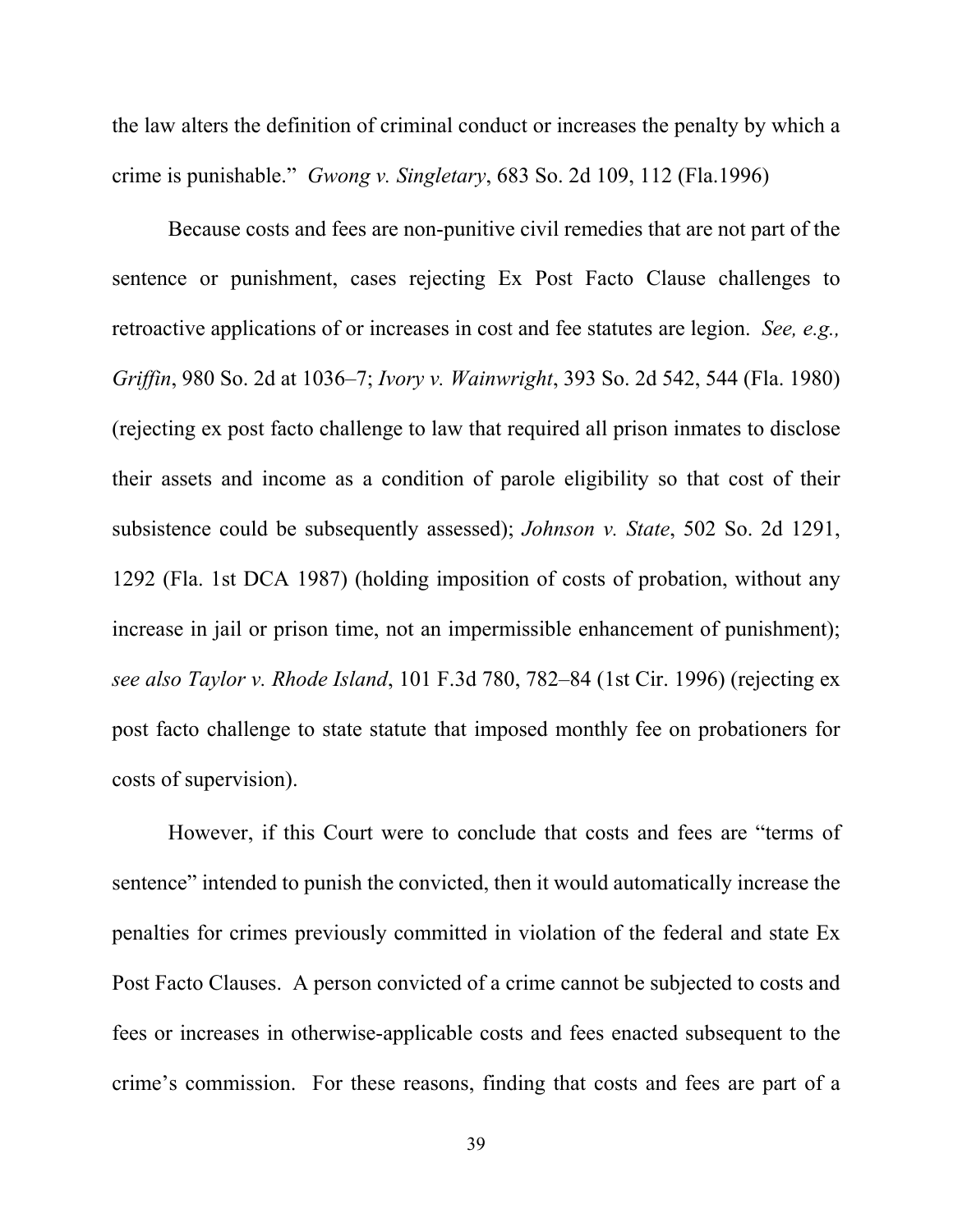the law alters the definition of criminal conduct or increases the penalty by which a crime is punishable." *Gwong v. Singletary*, 683 So. 2d 109, 112 (Fla.1996)

Because costs and fees are non-punitive civil remedies that are not part of the sentence or punishment, cases rejecting Ex Post Facto Clause challenges to retroactive applications of or increases in cost and fee statutes are legion. *See, e.g., Griffin*, 980 So. 2d at 1036–7; *Ivory v. Wainwright*, 393 So. 2d 542, 544 (Fla. 1980) (rejecting ex post facto challenge to law that required all prison inmates to disclose their assets and income as a condition of parole eligibility so that cost of their subsistence could be subsequently assessed); *Johnson v. State*, 502 So. 2d 1291, 1292 (Fla. 1st DCA 1987) (holding imposition of costs of probation, without any increase in jail or prison time, not an impermissible enhancement of punishment); *see also Taylor v. Rhode Island*, 101 F.3d 780, 782–84 (1st Cir. 1996) (rejecting ex post facto challenge to state statute that imposed monthly fee on probationers for costs of supervision).

However, if this Court were to conclude that costs and fees are "terms of sentence" intended to punish the convicted, then it would automatically increase the penalties for crimes previously committed in violation of the federal and state Ex Post Facto Clauses. A person convicted of a crime cannot be subjected to costs and fees or increases in otherwise-applicable costs and fees enacted subsequent to the crime's commission. For these reasons, finding that costs and fees are part of a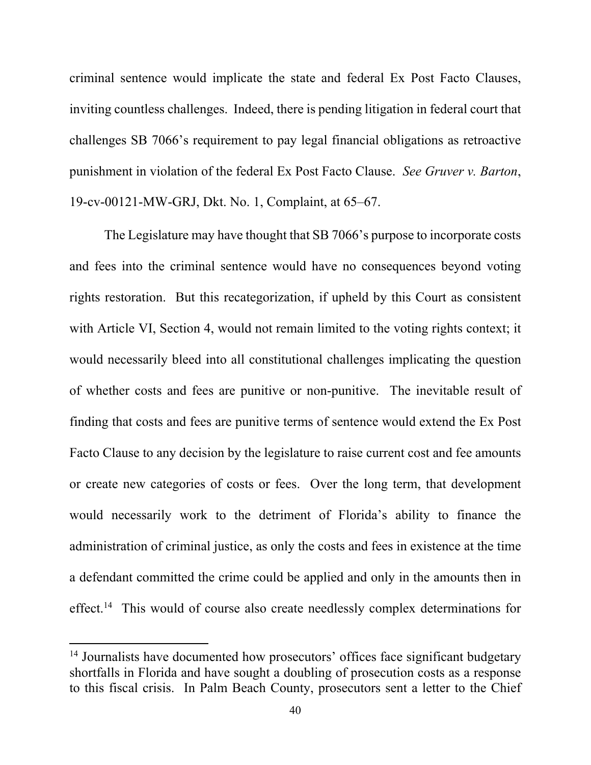criminal sentence would implicate the state and federal Ex Post Facto Clauses, inviting countless challenges. Indeed, there is pending litigation in federal court that challenges SB 7066's requirement to pay legal financial obligations as retroactive punishment in violation of the federal Ex Post Facto Clause. *See Gruver v. Barton*, 19-cv-00121-MW-GRJ, Dkt. No. 1, Complaint, at 65–67.

The Legislature may have thought that SB 7066's purpose to incorporate costs and fees into the criminal sentence would have no consequences beyond voting rights restoration. But this recategorization, if upheld by this Court as consistent with Article VI, Section 4, would not remain limited to the voting rights context; it would necessarily bleed into all constitutional challenges implicating the question of whether costs and fees are punitive or non-punitive. The inevitable result of finding that costs and fees are punitive terms of sentence would extend the Ex Post Facto Clause to any decision by the legislature to raise current cost and fee amounts or create new categories of costs or fees. Over the long term, that development would necessarily work to the detriment of Florida's ability to finance the administration of criminal justice, as only the costs and fees in existence at the time a defendant committed the crime could be applied and only in the amounts then in effect.[14] This would of course also create needlessly complex determinations for

[14] Journalists have documented how prosecutors' offices face significant budgetary shortfalls in Florida and have sought a doubling of prosecution costs as a response to this fiscal crisis. In Palm Beach County, prosecutors sent a letter to the Chief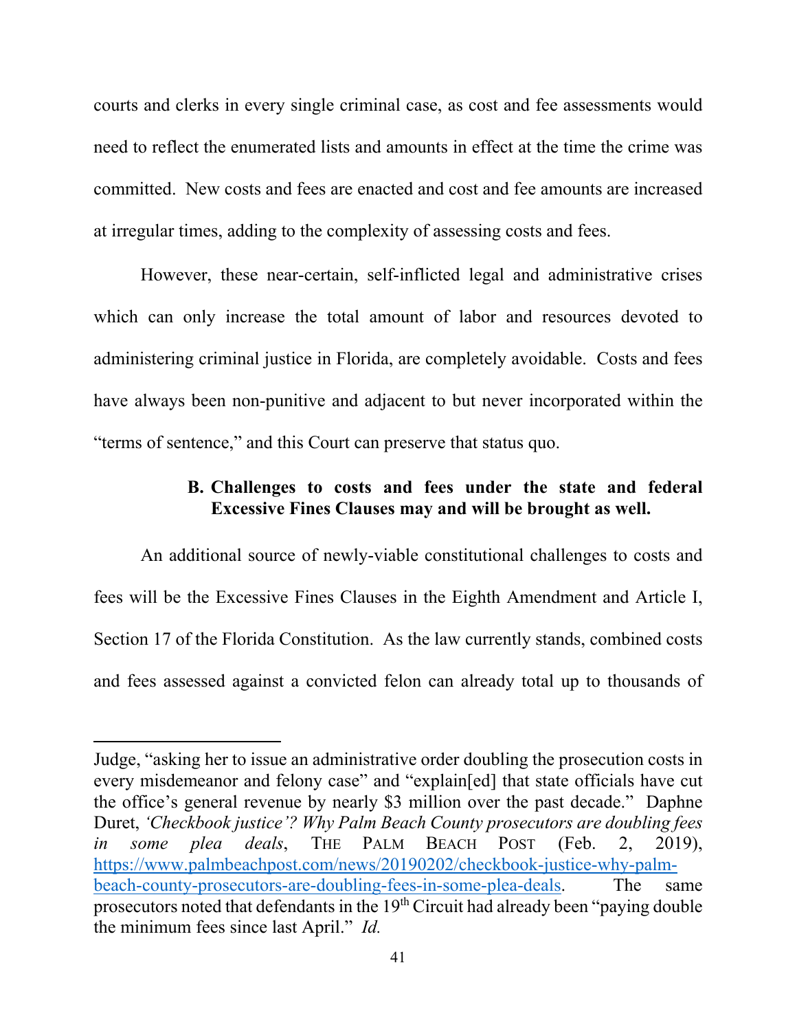courts and clerks in every single criminal case, as cost and fee assessments would need to reflect the enumerated lists and amounts in effect at the time the crime was committed. New costs and fees are enacted and cost and fee amounts are increased at irregular times, adding to the complexity of assessing costs and fees.

However, these near-certain, self-inflicted legal and administrative crises which can only increase the total amount of labor and resources devoted to administering criminal justice in Florida, are completely avoidable. Costs and fees have always been non-punitive and adjacent to but never incorporated within the "terms of sentence," and this Court can preserve that status quo.

### B. Challenges to costs and fees under the state and federal Excessive Fines Clauses may and will be brought as well.

An additional source of newly-viable constitutional challenges to costs and fees will be the Excessive Fines Clauses in the Eighth Amendment and Article I, Section 17 of the Florida Constitution. As the law currently stands, combined costs and fees assessed against a convicted felon can already total up to thousands of

---

Judge, "asking her to issue an administrative order doubling the prosecution costs in every misdemeanor and felony case" and "explain[ed] that state officials have cut the office's general revenue by nearly $3 million over the past decade." Daphne Duret, *'Checkbook justice'? Why Palm Beach County prosecutors are doubling fees in some plea deals*, THE PALM BEACH POST (Feb. 2, 2019), https://www.palmbeachpost.com/news/20190202/checkbook-justice-why-palm-beach-county-prosecutors-are-doubling-fees-in-some-plea-deals. The same prosecutors noted that defendants in the 19th Circuit had already been "paying double the minimum fees since last April." *Id.*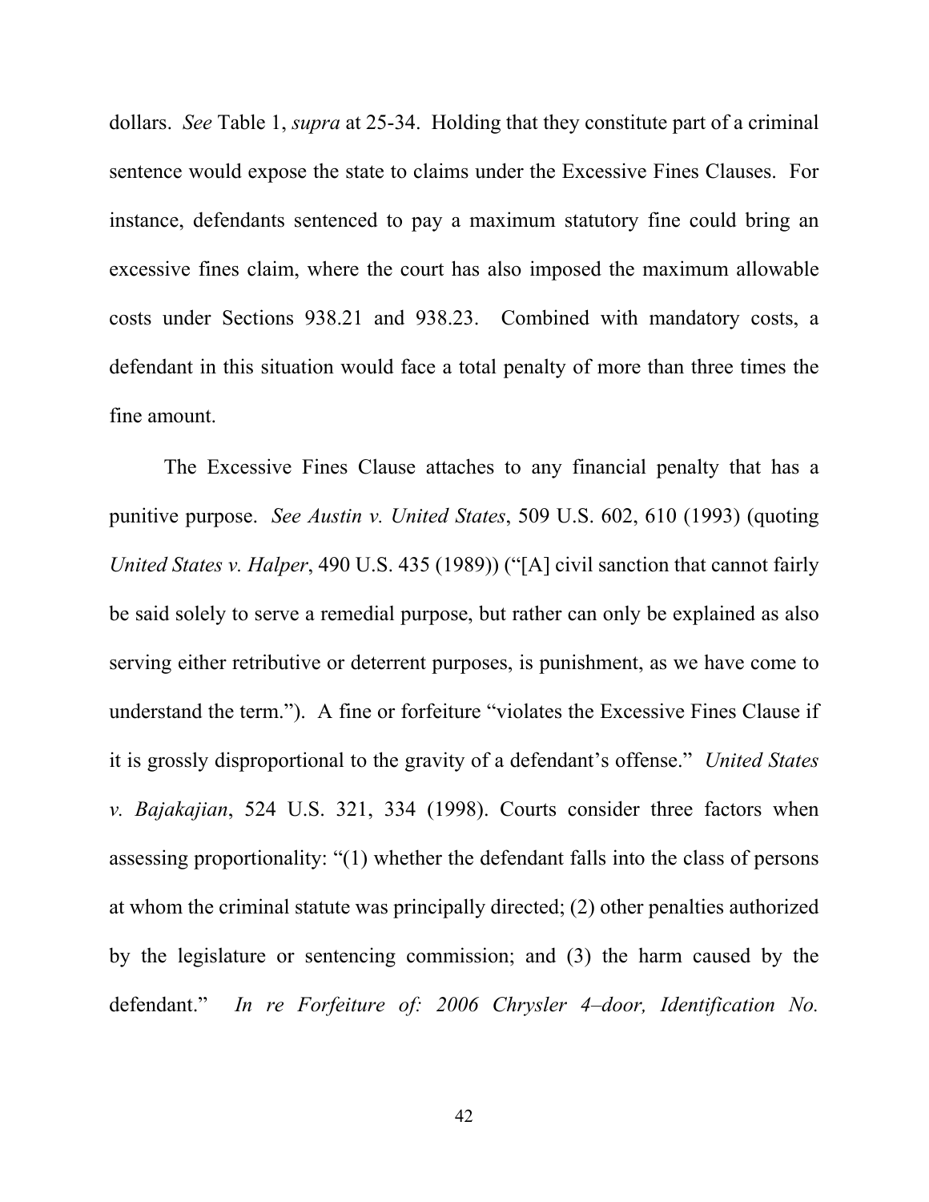dollars. *See* Table 1, *supra* at 25-34. Holding that they constitute part of a criminal sentence would expose the state to claims under the Excessive Fines Clauses. For instance, defendants sentenced to pay a maximum statutory fine could bring an excessive fines claim, where the court has also imposed the maximum allowable costs under Sections 938.21 and 938.23. Combined with mandatory costs, a defendant in this situation would face a total penalty of more than three times the fine amount.

The Excessive Fines Clause attaches to any financial penalty that has a punitive purpose. *See Austin v. United States*, 509 U.S. 602, 610 (1993) (quoting *United States v. Halper*, 490 U.S. 435 (1989)) ("[A] civil sanction that cannot fairly be said solely to serve a remedial purpose, but rather can only be explained as also serving either retributive or deterrent purposes, is punishment, as we have come to understand the term."). A fine or forfeiture "violates the Excessive Fines Clause if it is grossly disproportional to the gravity of a defendant's offense." *United States v. Bajakajian*, 524 U.S. 321, 334 (1998). Courts consider three factors when assessing proportionality: "(1) whether the defendant falls into the class of persons at whom the criminal statute was principally directed; (2) other penalties authorized by the legislature or sentencing commission; and (3) the harm caused by the defendant." *In re Forfeiture of: 2006 Chrysler 4–door, Identification No.*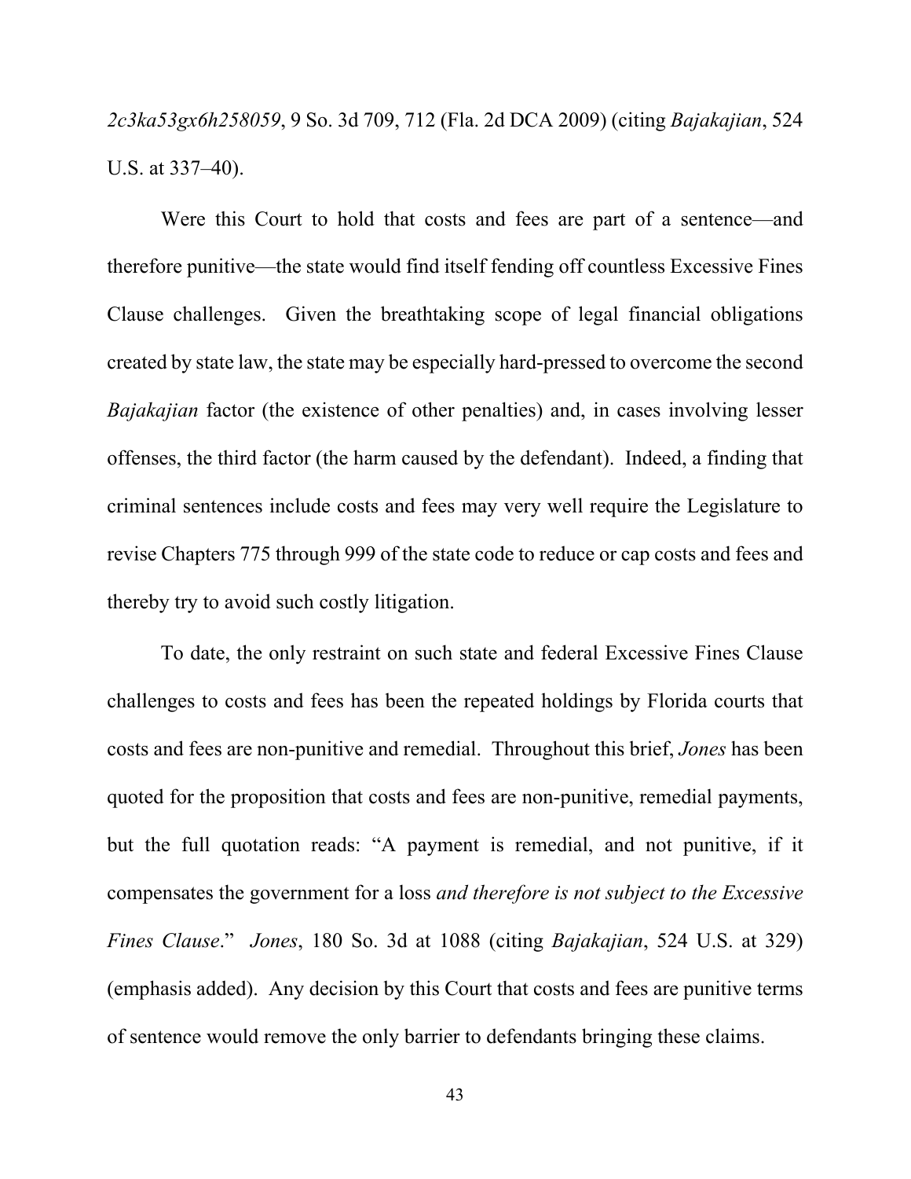*2c3ka53gx6h258059*, 9 So. 3d 709, 712 (Fla. 2d DCA 2009) (citing *Bajakajian*, 524 U.S. at 337–40).

Were this Court to hold that costs and fees are part of a sentence—and therefore punitive—the state would find itself fending off countless Excessive Fines Clause challenges. Given the breathtaking scope of legal financial obligations created by state law, the state may be especially hard-pressed to overcome the second *Bajakajian* factor (the existence of other penalties) and, in cases involving lesser offenses, the third factor (the harm caused by the defendant). Indeed, a finding that criminal sentences include costs and fees may very well require the Legislature to revise Chapters 775 through 999 of the state code to reduce or cap costs and fees and thereby try to avoid such costly litigation.

To date, the only restraint on such state and federal Excessive Fines Clause challenges to costs and fees has been the repeated holdings by Florida courts that costs and fees are non-punitive and remedial. Throughout this brief, *Jones* has been quoted for the proposition that costs and fees are non-punitive, remedial payments, but the full quotation reads: "A payment is remedial, and not punitive, if it compensates the government for a loss *and therefore is not subject to the Excessive Fines Clause*." *Jones*, 180 So. 3d at 1088 (citing *Bajakajian*, 524 U.S. at 329) (emphasis added). Any decision by this Court that costs and fees are punitive terms of sentence would remove the only barrier to defendants bringing these claims.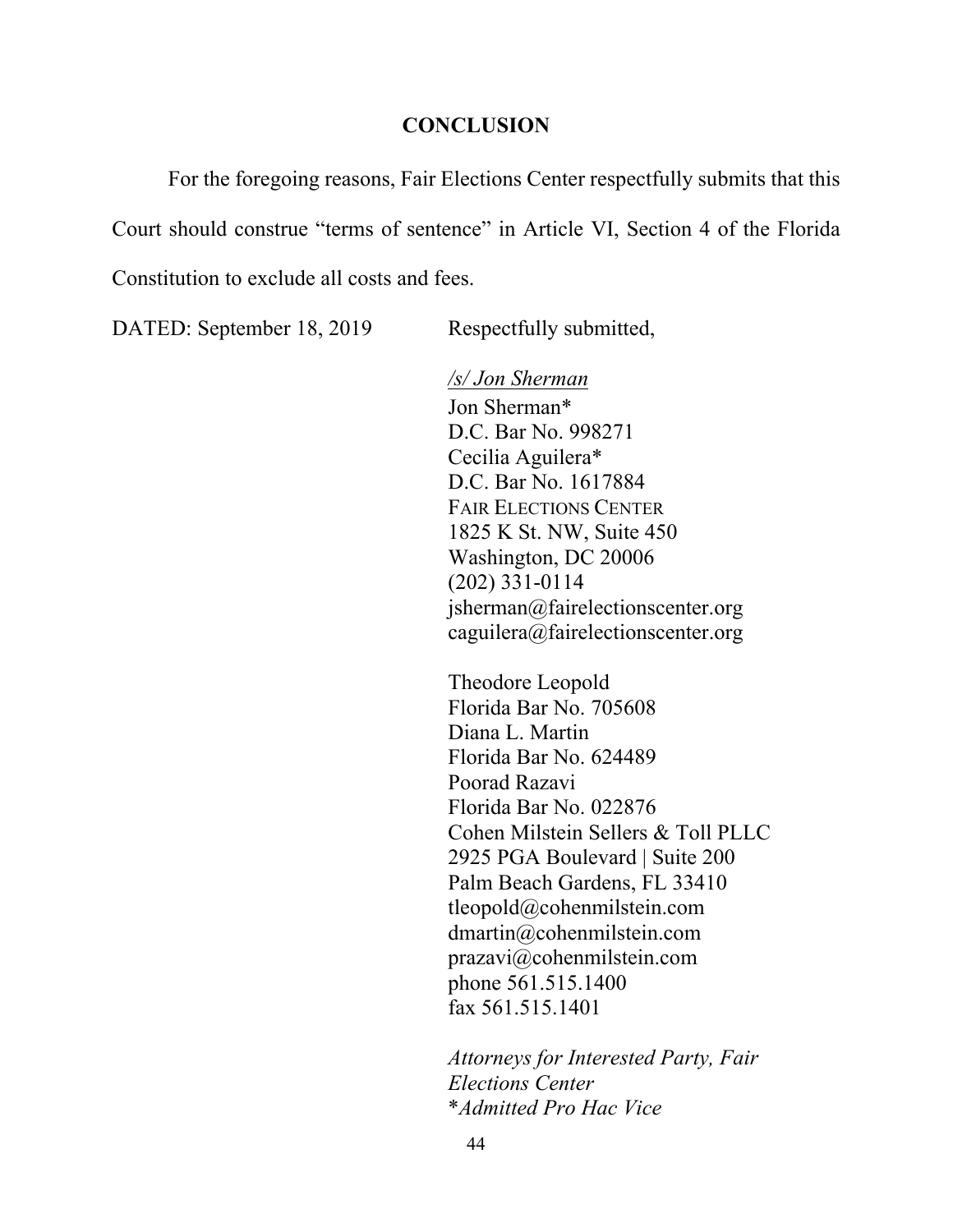## CONCLUSION

For the foregoing reasons, Fair Elections Center respectfully submits that this Court should construe "terms of sentence" in Article VI, Section 4 of the Florida Constitution to exclude all costs and fees.

DATED: September 18, 2019

Respectfully submitted,

*/s/ Jon Sherman*
Jon Sherman*
D.C. Bar No. 998271
Cecilia Aguilera*
D.C. Bar No. 1617884
FAIR ELECTIONS CENTER
1825 K St. NW, Suite 450
Washington, DC 20006
(202) 331-0114
jsherman@fairelectionscenter.org
caguilera@fairelectionscenter.org

Theodore Leopold
Florida Bar No. 705608
Diana L. Martin
Florida Bar No. 624489
Poorad Razavi
Florida Bar No. 022876
Cohen Milstein Sellers & Toll PLLC
2925 PGA Boulevard | Suite 200
Palm Beach Gardens, FL 33410
tleopold@cohenmilstein.com
dmartin@cohenmilstein.com
prazavi@cohenmilstein.com
phone 561.515.1400
fax 561.515.1401

*Attorneys for Interested Party, Fair Elections Center*
**Admitted Pro Hac Vice*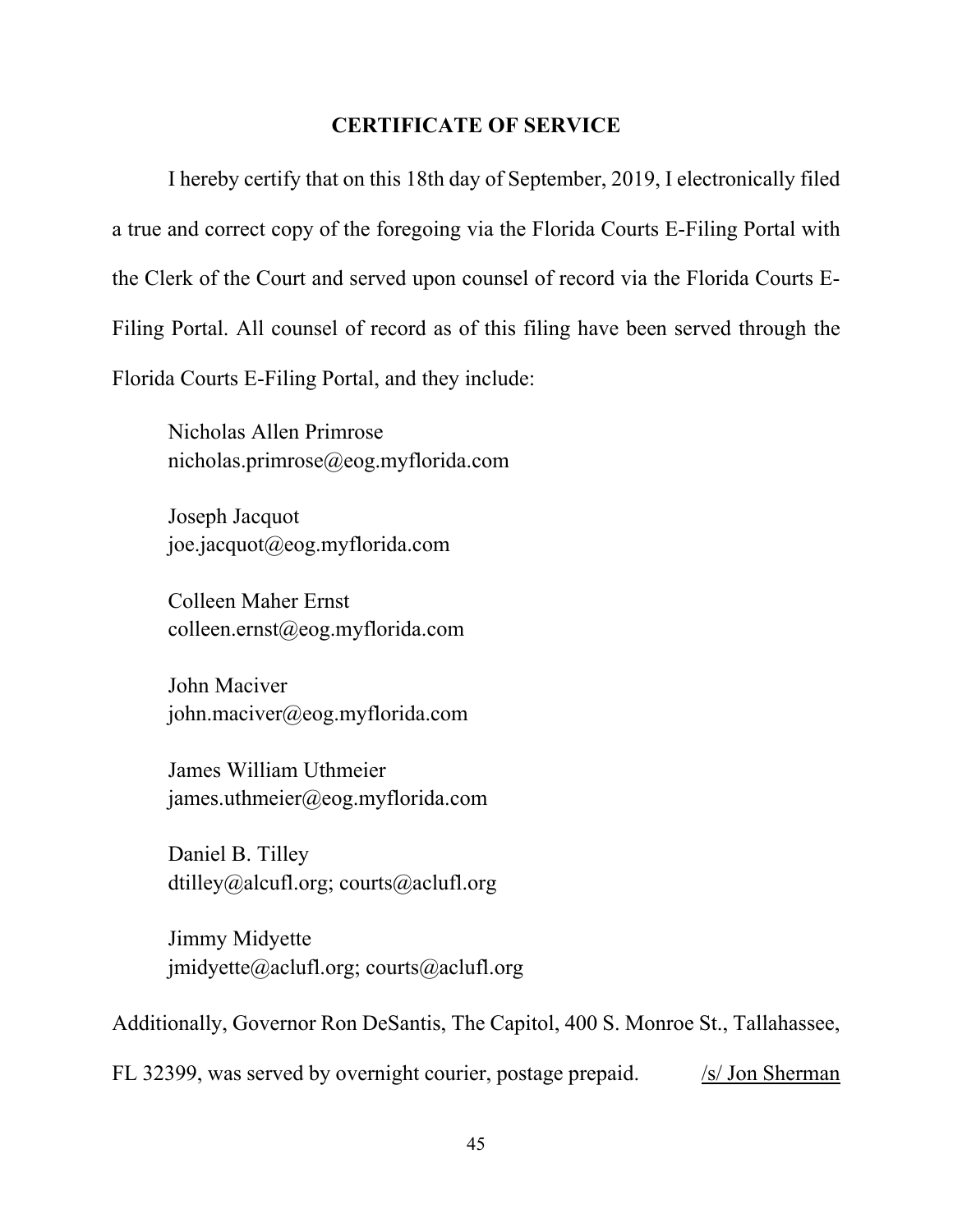## CERTIFICATE OF SERVICE

I hereby certify that on this 18th day of September, 2019, I electronically filed a true and correct copy of the foregoing via the Florida Courts E-Filing Portal with the Clerk of the Court and served upon counsel of record via the Florida Courts E-Filing Portal. All counsel of record as of this filing have been served through the Florida Courts E-Filing Portal, and they include:

Nicholas Allen Primrose
nicholas.primrose@eog.myflorida.com

Joseph Jacquot
joe.jacquot@eog.myflorida.com

Colleen Maher Ernst
colleen.ernst@eog.myflorida.com

John Maciver
john.maciver@eog.myflorida.com

James William Uthmeier
james.uthmeier@eog.myflorida.com

Daniel B. Tilley
dtilley@alcufl.org; courts@aclufl.org

Jimmy Midyette
jmidyette@aclufl.org; courts@aclufl.org

Additionally, Governor Ron DeSantis, The Capitol, 400 S. Monroe St., Tallahassee, FL 32399, was served by overnight courier, postage prepaid. /s/ Jon Sherman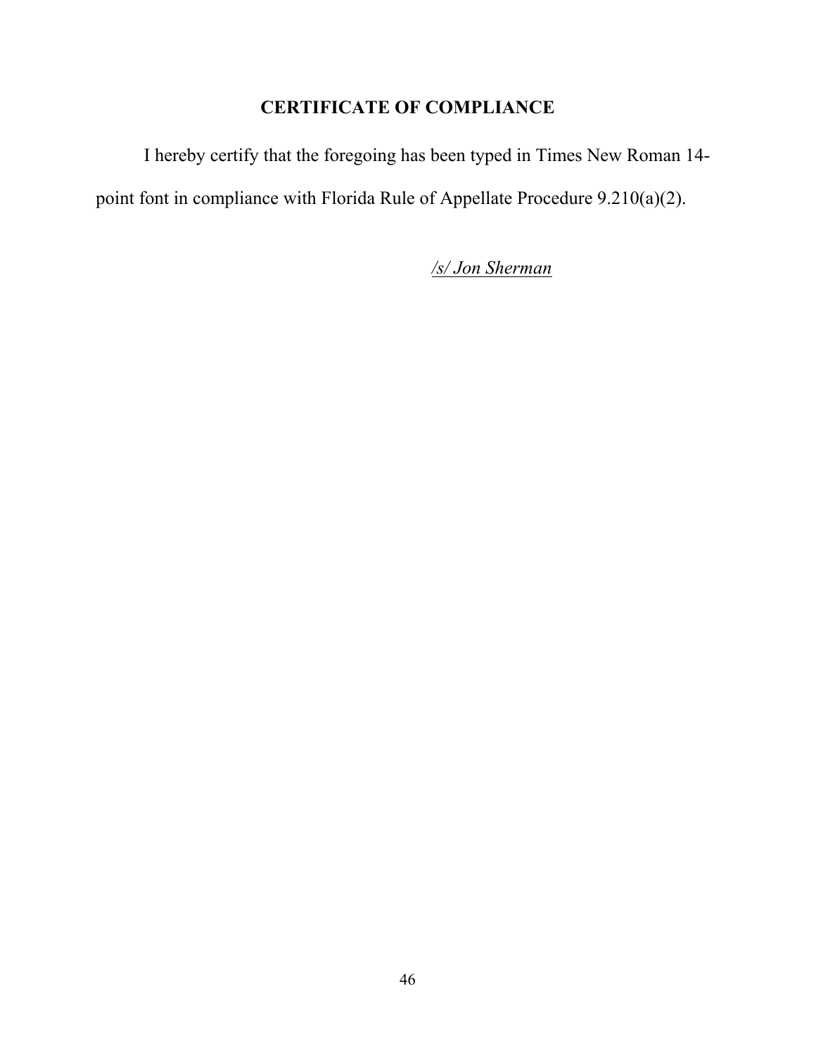## CERTIFICATE OF COMPLIANCE

I hereby certify that the foregoing has been typed in Times New Roman 14-point font in compliance with Florida Rule of Appellate Procedure 9.210(a)(2).

*/s/ Jon Sherman*